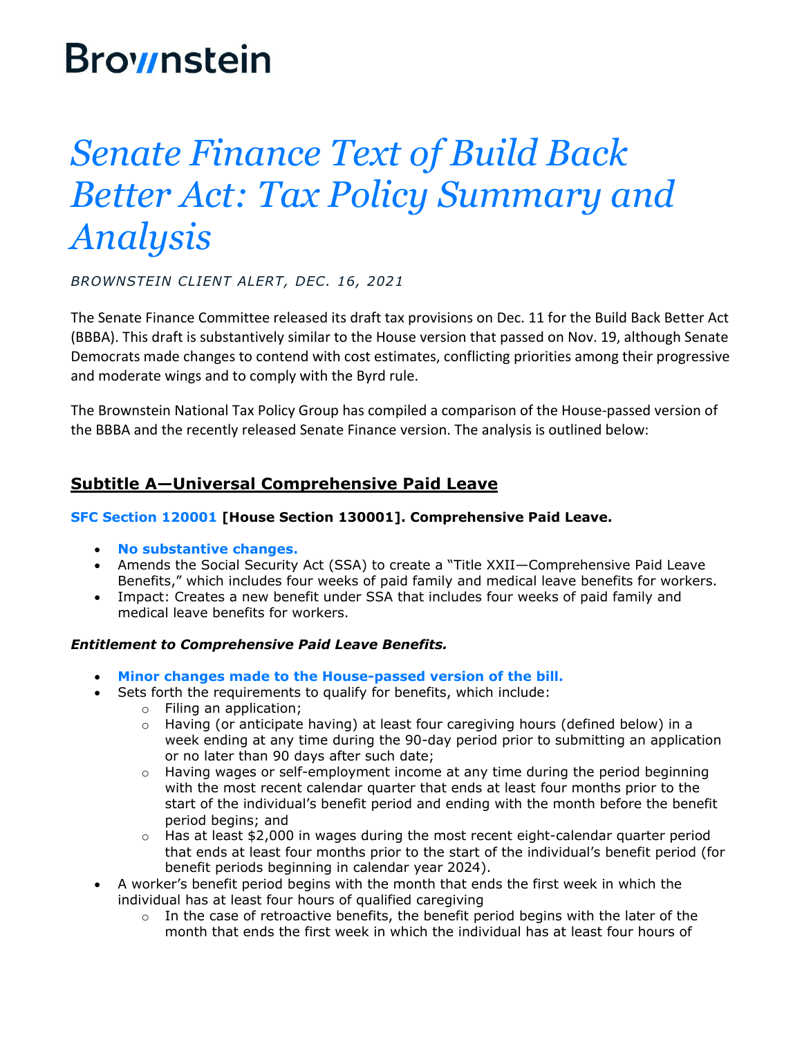Brownstein

# *Senate Finance Text of Build Back Better Act: Tax Policy Summary and Analysis*

*BROWNSTEIN CLIENT ALERT, DEC. 16, 2021*

The Senate Finance Committee released its draft tax provisions on Dec. 11 for the Build Back Better Act (BBBA). This draft is substantively similar to the House version that passed on Nov. 19, although Senate Democrats made changes to contend with cost estimates, conflicting priorities among their progressive and moderate wings and to comply with the Byrd rule.

The Brownstein National Tax Policy Group has compiled a comparison of the House-passed version of the BBBA and the recently released Senate Finance version. The analysis is outlined below:

## Subtitle A—Universal Comprehensive Paid Leave

**SFC Section 120001 [House Section 130001]. Comprehensive Paid Leave.**

- **No substantive changes.**
- Amends the Social Security Act (SSA) to create a "Title XXII—Comprehensive Paid Leave Benefits," which includes four weeks of paid family and medical leave benefits for workers.
- Impact: Creates a new benefit under SSA that includes four weeks of paid family and medical leave benefits for workers.

***Entitlement to Comprehensive Paid Leave Benefits.***

- **Minor changes made to the House-passed version of the bill.**
- Sets forth the requirements to qualify for benefits, which include:
  - Filing an application;
  - Having (or anticipate having) at least four caregiving hours (defined below) in a week ending at any time during the 90-day period prior to submitting an application or no later than 90 days after such date;
  - Having wages or self-employment income at any time during the period beginning with the most recent calendar quarter that ends at least four months prior to the start of the individual's benefit period and ending with the month before the benefit period begins; and
  - Has at least $2,000 in wages during the most recent eight-calendar quarter period that ends at least four months prior to the start of the individual's benefit period (for benefit periods beginning in calendar year 2024).
- A worker's benefit period begins with the month that ends the first week in which the individual has at least four hours of qualified caregiving
  - In the case of retroactive benefits, the benefit period begins with the later of the month that ends the first week in which the individual has at least four hours of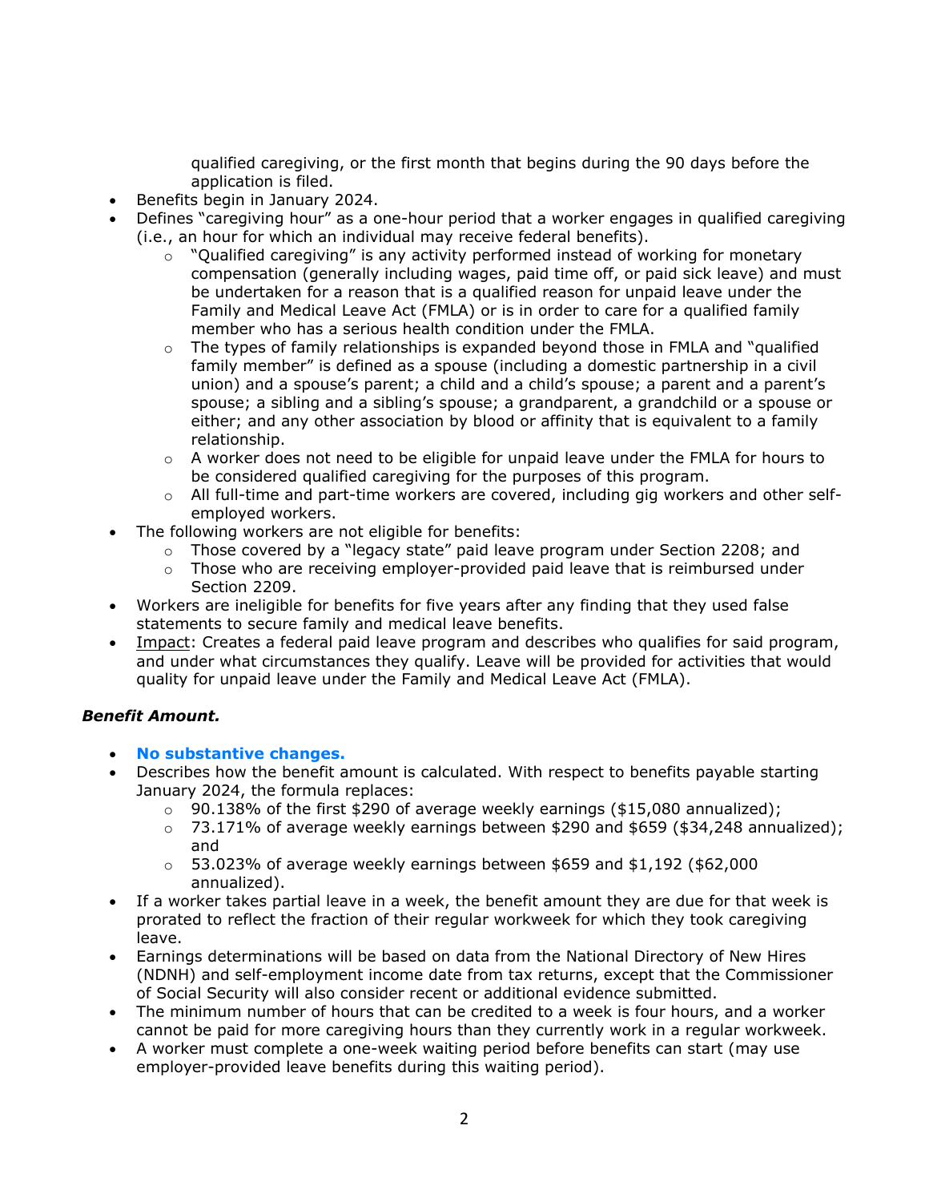qualified caregiving, or the first month that begins during the 90 days before the application is filed.

- Benefits begin in January 2024.
- Defines "caregiving hour" as a one-hour period that a worker engages in qualified caregiving (i.e., an hour for which an individual may receive federal benefits).
  - "Qualified caregiving" is any activity performed instead of working for monetary compensation (generally including wages, paid time off, or paid sick leave) and must be undertaken for a reason that is a qualified reason for unpaid leave under the Family and Medical Leave Act (FMLA) or is in order to care for a qualified family member who has a serious health condition under the FMLA.
  - The types of family relationships is expanded beyond those in FMLA and "qualified family member" is defined as a spouse (including a domestic partnership in a civil union) and a spouse's parent; a child and a child's spouse; a parent and a parent's spouse; a sibling and a sibling's spouse; a grandparent, a grandchild or a spouse or either; and any other association by blood or affinity that is equivalent to a family relationship.
  - A worker does not need to be eligible for unpaid leave under the FMLA for hours to be considered qualified caregiving for the purposes of this program.
  - All full-time and part-time workers are covered, including gig workers and other self-employed workers.
- The following workers are not eligible for benefits:
  - Those covered by a "legacy state" paid leave program under Section 2208; and
  - Those who are receiving employer-provided paid leave that is reimbursed under Section 2209.
- Workers are ineligible for benefits for five years after any finding that they used false statements to secure family and medical leave benefits.
- Impact: Creates a federal paid leave program and describes who qualifies for said program, and under what circumstances they qualify. Leave will be provided for activities that would quality for unpaid leave under the Family and Medical Leave Act (FMLA).

***Benefit Amount.***

- **No substantive changes.**
- Describes how the benefit amount is calculated. With respect to benefits payable starting January 2024, the formula replaces:
  - 90.138% of the first $290 of average weekly earnings ($15,080 annualized);
  - 73.171% of average weekly earnings between $290 and $659 ($34,248 annualized); and
  - 53.023% of average weekly earnings between $659 and $1,192 ($62,000 annualized).
- If a worker takes partial leave in a week, the benefit amount they are due for that week is prorated to reflect the fraction of their regular workweek for which they took caregiving leave.
- Earnings determinations will be based on data from the National Directory of New Hires (NDNH) and self-employment income date from tax returns, except that the Commissioner of Social Security will also consider recent or additional evidence submitted.
- The minimum number of hours that can be credited to a week is four hours, and a worker cannot be paid for more caregiving hours than they currently work in a regular workweek.
- A worker must complete a one-week waiting period before benefits can start (may use employer-provided leave benefits during this waiting period).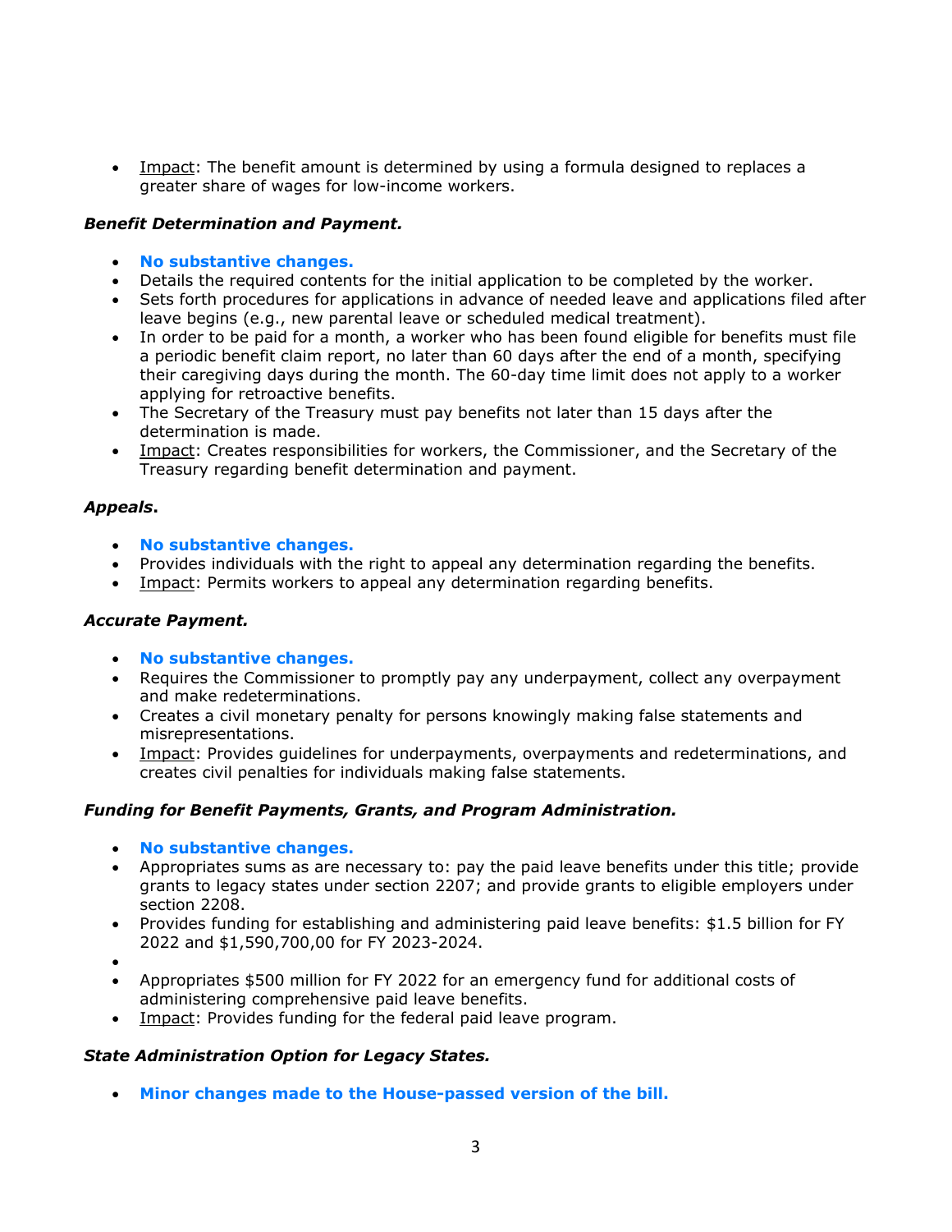- Impact: The benefit amount is determined by using a formula designed to replaces a greater share of wages for low-income workers.

***Benefit Determination and Payment.***

- **No substantive changes.**
- Details the required contents for the initial application to be completed by the worker.
- Sets forth procedures for applications in advance of needed leave and applications filed after leave begins (e.g., new parental leave or scheduled medical treatment).
- In order to be paid for a month, a worker who has been found eligible for benefits must file a periodic benefit claim report, no later than 60 days after the end of a month, specifying their caregiving days during the month. The 60-day time limit does not apply to a worker applying for retroactive benefits.
- The Secretary of the Treasury must pay benefits not later than 15 days after the determination is made.
- Impact: Creates responsibilities for workers, the Commissioner, and the Secretary of the Treasury regarding benefit determination and payment.

***Appeals.***

- **No substantive changes.**
- Provides individuals with the right to appeal any determination regarding the benefits.
- Impact: Permits workers to appeal any determination regarding benefits.

***Accurate Payment.***

- **No substantive changes.**
- Requires the Commissioner to promptly pay any underpayment, collect any overpayment and make redeterminations.
- Creates a civil monetary penalty for persons knowingly making false statements and misrepresentations.
- Impact: Provides guidelines for underpayments, overpayments and redeterminations, and creates civil penalties for individuals making false statements.

***Funding for Benefit Payments, Grants, and Program Administration.***

- **No substantive changes.**
- Appropriates sums as are necessary to: pay the paid leave benefits under this title; provide grants to legacy states under section 2207; and provide grants to eligible employers under section 2208.
- Provides funding for establishing and administering paid leave benefits: $1.5 billion for FY 2022 and $1,590,700,00 for FY 2023-2024.
- 
- Appropriates $500 million for FY 2022 for an emergency fund for additional costs of administering comprehensive paid leave benefits.
- Impact: Provides funding for the federal paid leave program.

***State Administration Option for Legacy States.***

- **Minor changes made to the House-passed version of the bill.**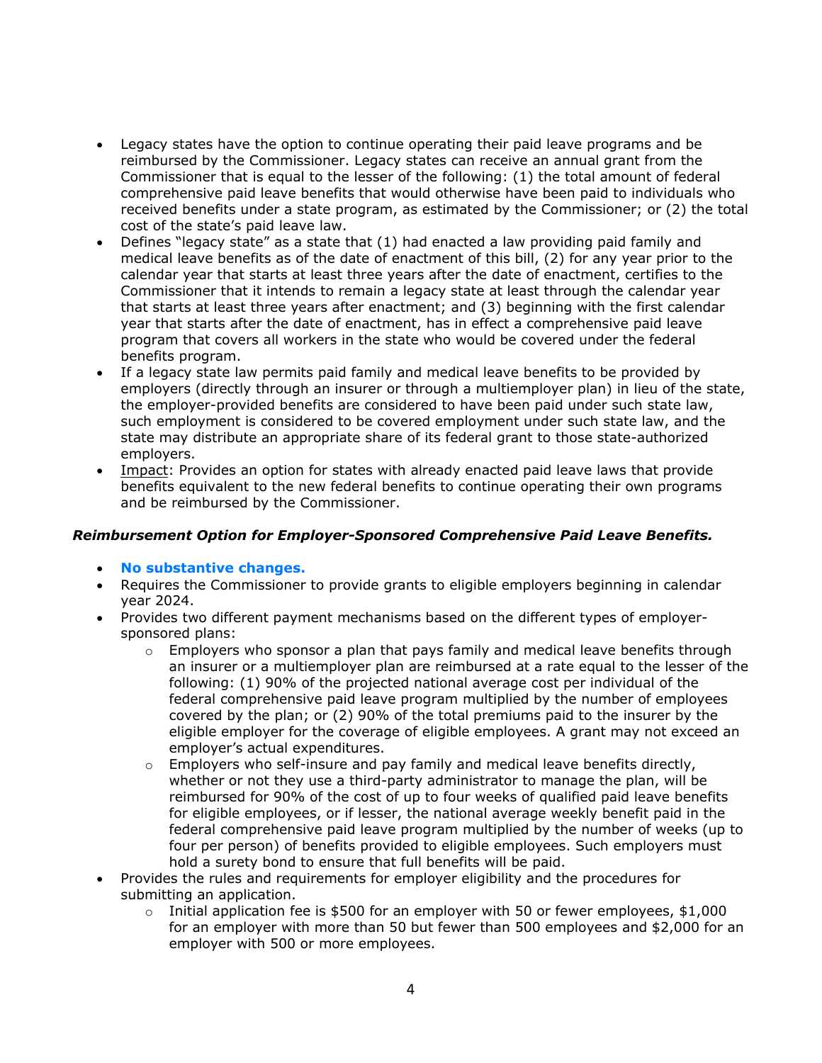- Legacy states have the option to continue operating their paid leave programs and be reimbursed by the Commissioner. Legacy states can receive an annual grant from the Commissioner that is equal to the lesser of the following: (1) the total amount of federal comprehensive paid leave benefits that would otherwise have been paid to individuals who received benefits under a state program, as estimated by the Commissioner; or (2) the total cost of the state's paid leave law.
- Defines "legacy state" as a state that (1) had enacted a law providing paid family and medical leave benefits as of the date of enactment of this bill, (2) for any year prior to the calendar year that starts at least three years after the date of enactment, certifies to the Commissioner that it intends to remain a legacy state at least through the calendar year that starts at least three years after enactment; and (3) beginning with the first calendar year that starts after the date of enactment, has in effect a comprehensive paid leave program that covers all workers in the state who would be covered under the federal benefits program.
- If a legacy state law permits paid family and medical leave benefits to be provided by employers (directly through an insurer or through a multiemployer plan) in lieu of the state, the employer-provided benefits are considered to have been paid under such state law, such employment is considered to be covered employment under such state law, and the state may distribute an appropriate share of its federal grant to those state-authorized employers.
- Impact: Provides an option for states with already enacted paid leave laws that provide benefits equivalent to the new federal benefits to continue operating their own programs and be reimbursed by the Commissioner.

***Reimbursement Option for Employer-Sponsored Comprehensive Paid Leave Benefits.***

- **No substantive changes.**
- Requires the Commissioner to provide grants to eligible employers beginning in calendar year 2024.
- Provides two different payment mechanisms based on the different types of employer-sponsored plans:
  - Employers who sponsor a plan that pays family and medical leave benefits through an insurer or a multiemployer plan are reimbursed at a rate equal to the lesser of the following: (1) 90% of the projected national average cost per individual of the federal comprehensive paid leave program multiplied by the number of employees covered by the plan; or (2) 90% of the total premiums paid to the insurer by the eligible employer for the coverage of eligible employees. A grant may not exceed an employer's actual expenditures.
  - Employers who self-insure and pay family and medical leave benefits directly, whether or not they use a third-party administrator to manage the plan, will be reimbursed for 90% of the cost of up to four weeks of qualified paid leave benefits for eligible employees, or if lesser, the national average weekly benefit paid in the federal comprehensive paid leave program multiplied by the number of weeks (up to four per person) of benefits provided to eligible employees. Such employers must hold a surety bond to ensure that full benefits will be paid.
- Provides the rules and requirements for employer eligibility and the procedures for submitting an application.
  - Initial application fee is $500 for an employer with 50 or fewer employees, $1,000 for an employer with more than 50 but fewer than 500 employees and $2,000 for an employer with 500 or more employees.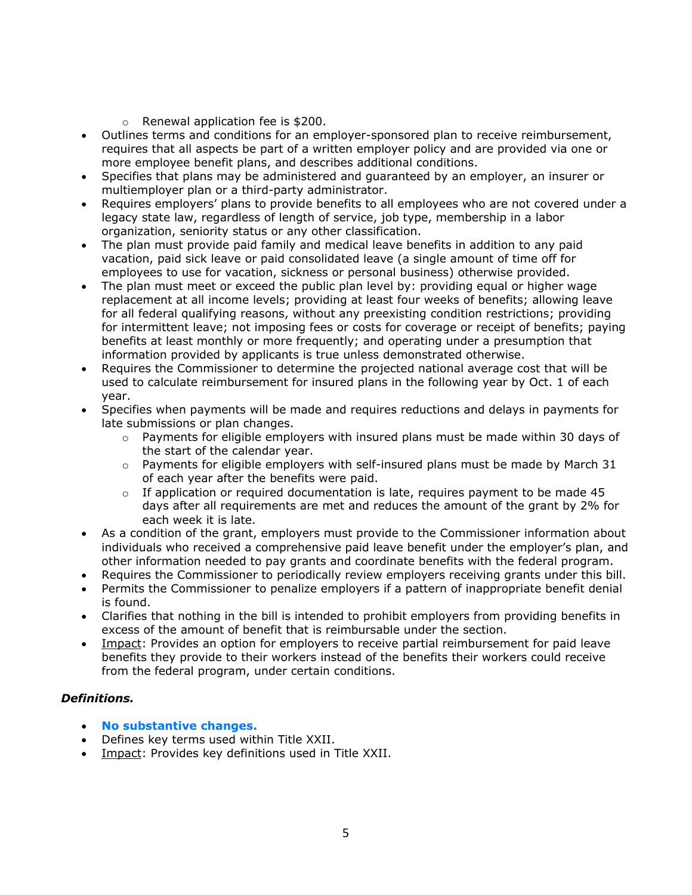- Renewal application fee is $200.
- Outlines terms and conditions for an employer-sponsored plan to receive reimbursement, requires that all aspects be part of a written employer policy and are provided via one or more employee benefit plans, and describes additional conditions.
- Specifies that plans may be administered and guaranteed by an employer, an insurer or multiemployer plan or a third-party administrator.
- Requires employers' plans to provide benefits to all employees who are not covered under a legacy state law, regardless of length of service, job type, membership in a labor organization, seniority status or any other classification.
- The plan must provide paid family and medical leave benefits in addition to any paid vacation, paid sick leave or paid consolidated leave (a single amount of time off for employees to use for vacation, sickness or personal business) otherwise provided.
- The plan must meet or exceed the public plan level by: providing equal or higher wage replacement at all income levels; providing at least four weeks of benefits; allowing leave for all federal qualifying reasons, without any preexisting condition restrictions; providing for intermittent leave; not imposing fees or costs for coverage or receipt of benefits; paying benefits at least monthly or more frequently; and operating under a presumption that information provided by applicants is true unless demonstrated otherwise.
- Requires the Commissioner to determine the projected national average cost that will be used to calculate reimbursement for insured plans in the following year by Oct. 1 of each year.
- Specifies when payments will be made and requires reductions and delays in payments for late submissions or plan changes.
  - Payments for eligible employers with insured plans must be made within 30 days of the start of the calendar year.
  - Payments for eligible employers with self-insured plans must be made by March 31 of each year after the benefits were paid.
  - If application or required documentation is late, requires payment to be made 45 days after all requirements are met and reduces the amount of the grant by 2% for each week it is late.
- As a condition of the grant, employers must provide to the Commissioner information about individuals who received a comprehensive paid leave benefit under the employer's plan, and other information needed to pay grants and coordinate benefits with the federal program.
- Requires the Commissioner to periodically review employers receiving grants under this bill.
- Permits the Commissioner to penalize employers if a pattern of inappropriate benefit denial is found.
- Clarifies that nothing in the bill is intended to prohibit employers from providing benefits in excess of the amount of benefit that is reimbursable under the section.
- Impact: Provides an option for employers to receive partial reimbursement for paid leave benefits they provide to their workers instead of the benefits their workers could receive from the federal program, under certain conditions.

***Definitions.***

- **No substantive changes.**
- Defines key terms used within Title XXII.
- Impact: Provides key definitions used in Title XXII.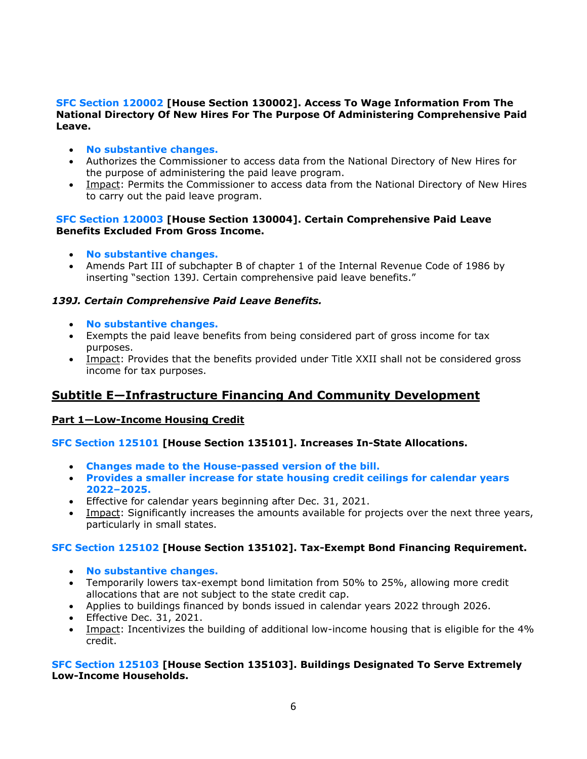**SFC Section 120002 [House Section 130002]. Access To Wage Information From The National Directory Of New Hires For The Purpose Of Administering Comprehensive Paid Leave.**

- **No substantive changes.**
- Authorizes the Commissioner to access data from the National Directory of New Hires for the purpose of administering the paid leave program.
- Impact: Permits the Commissioner to access data from the National Directory of New Hires to carry out the paid leave program.

**SFC Section 120003 [House Section 130004]. Certain Comprehensive Paid Leave Benefits Excluded From Gross Income.**

- **No substantive changes.**
- Amends Part III of subchapter B of chapter 1 of the Internal Revenue Code of 1986 by inserting "section 139J. Certain comprehensive paid leave benefits."

***139J. Certain Comprehensive Paid Leave Benefits.***

- **No substantive changes.**
- Exempts the paid leave benefits from being considered part of gross income for tax purposes.
- Impact: Provides that the benefits provided under Title XXII shall not be considered gross income for tax purposes.

## Subtitle E—Infrastructure Financing And Community Development

### Part 1—Low-Income Housing Credit

**SFC Section 125101 [House Section 135101]. Increases In-State Allocations.**

- **Changes made to the House-passed version of the bill.**
- **Provides a smaller increase for state housing credit ceilings for calendar years 2022–2025.**
- Effective for calendar years beginning after Dec. 31, 2021.
- Impact: Significantly increases the amounts available for projects over the next three years, particularly in small states.

**SFC Section 125102 [House Section 135102]. Tax-Exempt Bond Financing Requirement.**

- **No substantive changes.**
- Temporarily lowers tax-exempt bond limitation from 50% to 25%, allowing more credit allocations that are not subject to the state credit cap.
- Applies to buildings financed by bonds issued in calendar years 2022 through 2026.
- Effective Dec. 31, 2021.
- Impact: Incentivizes the building of additional low-income housing that is eligible for the 4% credit.

**SFC Section 125103 [House Section 135103]. Buildings Designated To Serve Extremely Low-Income Households.**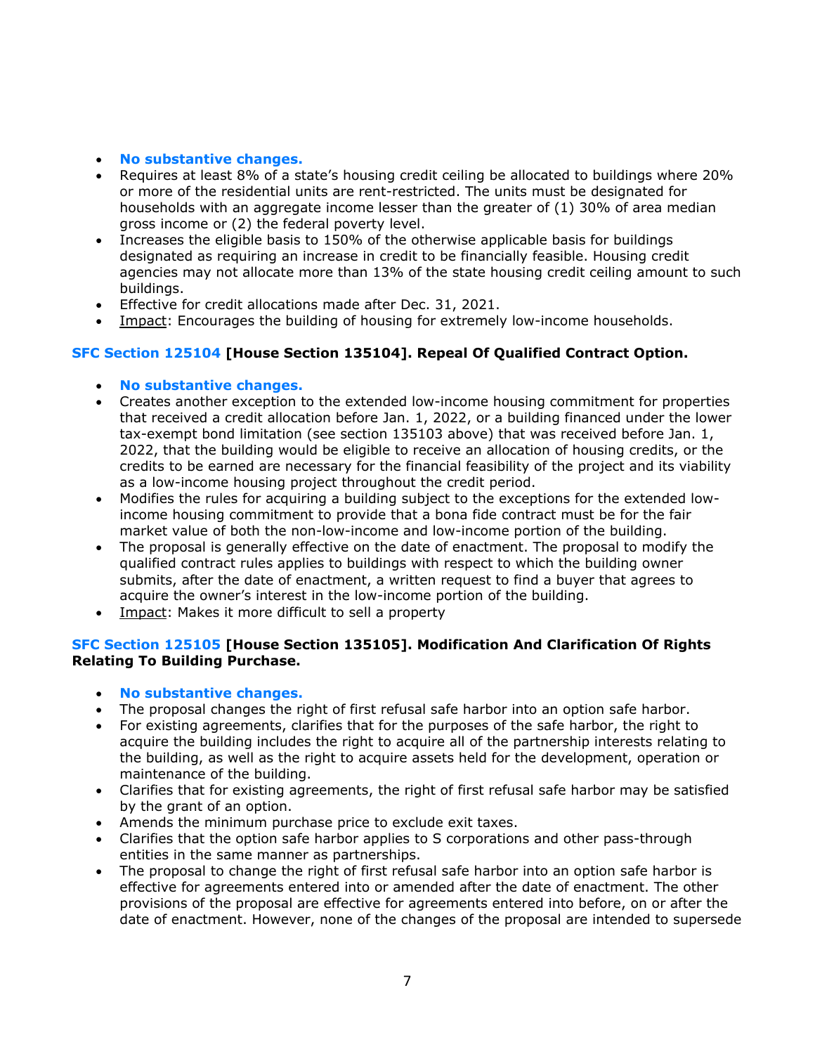- **No substantive changes.**
- Requires at least 8% of a state's housing credit ceiling be allocated to buildings where 20% or more of the residential units are rent-restricted. The units must be designated for households with an aggregate income lesser than the greater of (1) 30% of area median gross income or (2) the federal poverty level.
- Increases the eligible basis to 150% of the otherwise applicable basis for buildings designated as requiring an increase in credit to be financially feasible. Housing credit agencies may not allocate more than 13% of the state housing credit ceiling amount to such buildings.
- Effective for credit allocations made after Dec. 31, 2021.
- Impact: Encourages the building of housing for extremely low-income households.

### SFC Section 125104 [House Section 135104]. Repeal Of Qualified Contract Option.

- **No substantive changes.**
- Creates another exception to the extended low-income housing commitment for properties that received a credit allocation before Jan. 1, 2022, or a building financed under the lower tax-exempt bond limitation (see section 135103 above) that was received before Jan. 1, 2022, that the building would be eligible to receive an allocation of housing credits, or the credits to be earned are necessary for the financial feasibility of the project and its viability as a low-income housing project throughout the credit period.
- Modifies the rules for acquiring a building subject to the exceptions for the extended low-income housing commitment to provide that a bona fide contract must be for the fair market value of both the non-low-income and low-income portion of the building.
- The proposal is generally effective on the date of enactment. The proposal to modify the qualified contract rules applies to buildings with respect to which the building owner submits, after the date of enactment, a written request to find a buyer that agrees to acquire the owner's interest in the low-income portion of the building.
- Impact: Makes it more difficult to sell a property

### SFC Section 125105 [House Section 135105]. Modification And Clarification Of Rights Relating To Building Purchase.

- **No substantive changes.**
- The proposal changes the right of first refusal safe harbor into an option safe harbor.
- For existing agreements, clarifies that for the purposes of the safe harbor, the right to acquire the building includes the right to acquire all of the partnership interests relating to the building, as well as the right to acquire assets held for the development, operation or maintenance of the building.
- Clarifies that for existing agreements, the right of first refusal safe harbor may be satisfied by the grant of an option.
- Amends the minimum purchase price to exclude exit taxes.
- Clarifies that the option safe harbor applies to S corporations and other pass-through entities in the same manner as partnerships.
- The proposal to change the right of first refusal safe harbor into an option safe harbor is effective for agreements entered into or amended after the date of enactment. The other provisions of the proposal are effective for agreements entered into before, on or after the date of enactment. However, none of the changes of the proposal are intended to supersede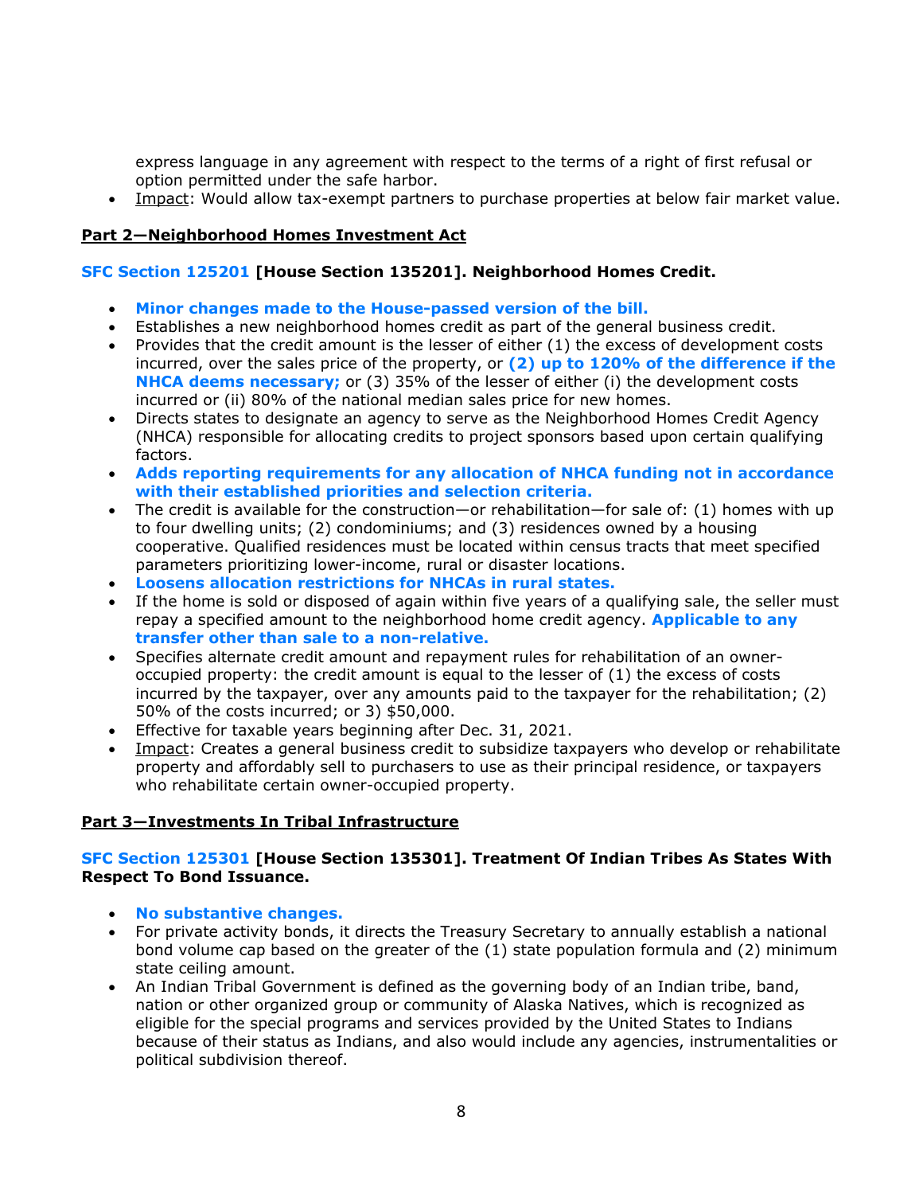express language in any agreement with respect to the terms of a right of first refusal or option permitted under the safe harbor.

- Impact: Would allow tax-exempt partners to purchase properties at below fair market value.

**Part 2—Neighborhood Homes Investment Act**

**SFC Section 125201 [House Section 135201]. Neighborhood Homes Credit.**

- **Minor changes made to the House-passed version of the bill.**
- Establishes a new neighborhood homes credit as part of the general business credit.
- Provides that the credit amount is the lesser of either (1) the excess of development costs incurred, over the sales price of the property, or **(2) up to 120% of the difference if the NHCA deems necessary;** or (3) 35% of the lesser of either (i) the development costs incurred or (ii) 80% of the national median sales price for new homes.
- Directs states to designate an agency to serve as the Neighborhood Homes Credit Agency (NHCA) responsible for allocating credits to project sponsors based upon certain qualifying factors.
- **Adds reporting requirements for any allocation of NHCA funding not in accordance with their established priorities and selection criteria.**
- The credit is available for the construction—or rehabilitation—for sale of: (1) homes with up to four dwelling units; (2) condominiums; and (3) residences owned by a housing cooperative. Qualified residences must be located within census tracts that meet specified parameters prioritizing lower-income, rural or disaster locations.
- **Loosens allocation restrictions for NHCAs in rural states.**
- If the home is sold or disposed of again within five years of a qualifying sale, the seller must repay a specified amount to the neighborhood home credit agency. **Applicable to any transfer other than sale to a non-relative.**
- Specifies alternate credit amount and repayment rules for rehabilitation of an owner-occupied property: the credit amount is equal to the lesser of (1) the excess of costs incurred by the taxpayer, over any amounts paid to the taxpayer for the rehabilitation; (2) 50% of the costs incurred; or 3) $50,000.
- Effective for taxable years beginning after Dec. 31, 2021.
- Impact: Creates a general business credit to subsidize taxpayers who develop or rehabilitate property and affordably sell to purchasers to use as their principal residence, or taxpayers who rehabilitate certain owner-occupied property.

**Part 3—Investments In Tribal Infrastructure**

**SFC Section 125301 [House Section 135301]. Treatment Of Indian Tribes As States With Respect To Bond Issuance.**

- **No substantive changes.**
- For private activity bonds, it directs the Treasury Secretary to annually establish a national bond volume cap based on the greater of the (1) state population formula and (2) minimum state ceiling amount.
- An Indian Tribal Government is defined as the governing body of an Indian tribe, band, nation or other organized group or community of Alaska Natives, which is recognized as eligible for the special programs and services provided by the United States to Indians because of their status as Indians, and also would include any agencies, instrumentalities or political subdivision thereof.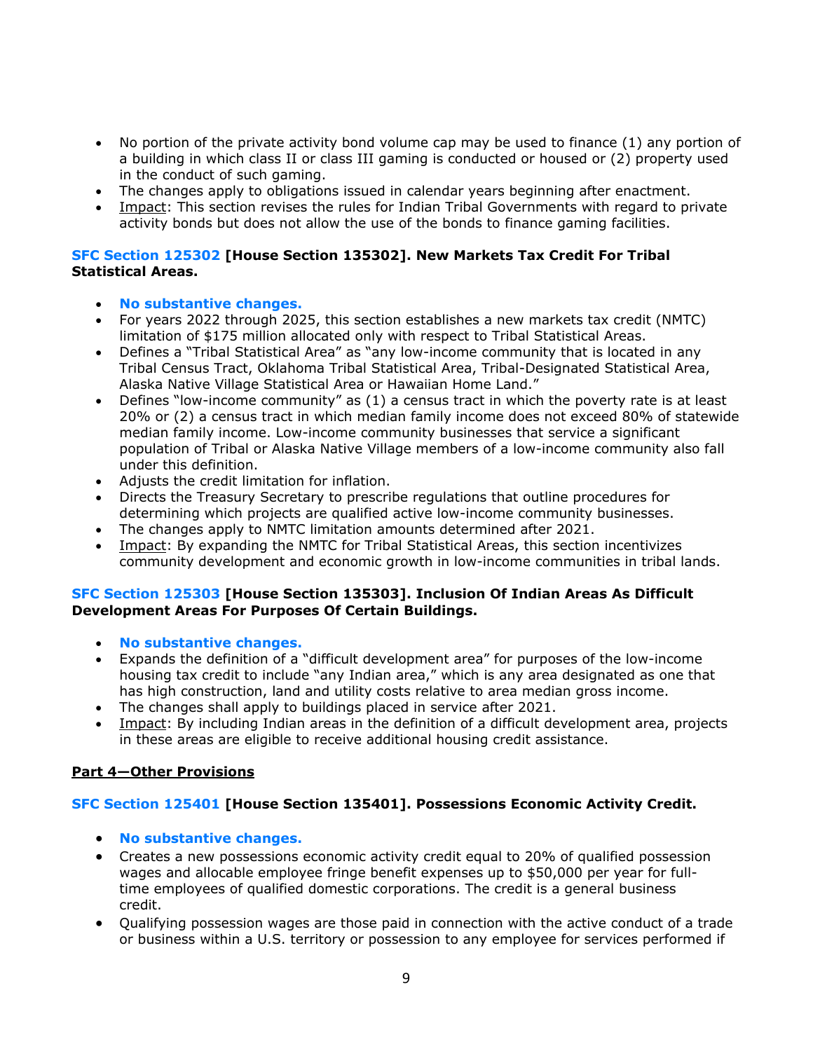- No portion of the private activity bond volume cap may be used to finance (1) any portion of a building in which class II or class III gaming is conducted or housed or (2) property used in the conduct of such gaming.
- The changes apply to obligations issued in calendar years beginning after enactment.
- Impact: This section revises the rules for Indian Tribal Governments with regard to private activity bonds but does not allow the use of the bonds to finance gaming facilities.

**SFC Section 125302 [House Section 135302]. New Markets Tax Credit For Tribal Statistical Areas.**

- **No substantive changes.**
- For years 2022 through 2025, this section establishes a new markets tax credit (NMTC) limitation of $175 million allocated only with respect to Tribal Statistical Areas.
- Defines a "Tribal Statistical Area" as "any low-income community that is located in any Tribal Census Tract, Oklahoma Tribal Statistical Area, Tribal-Designated Statistical Area, Alaska Native Village Statistical Area or Hawaiian Home Land."
- Defines "low-income community" as (1) a census tract in which the poverty rate is at least 20% or (2) a census tract in which median family income does not exceed 80% of statewide median family income. Low-income community businesses that service a significant population of Tribal or Alaska Native Village members of a low-income community also fall under this definition.
- Adjusts the credit limitation for inflation.
- Directs the Treasury Secretary to prescribe regulations that outline procedures for determining which projects are qualified active low-income community businesses.
- The changes apply to NMTC limitation amounts determined after 2021.
- Impact: By expanding the NMTC for Tribal Statistical Areas, this section incentivizes community development and economic growth in low-income communities in tribal lands.

**SFC Section 125303 [House Section 135303]. Inclusion Of Indian Areas As Difficult Development Areas For Purposes Of Certain Buildings.**

- **No substantive changes.**
- Expands the definition of a "difficult development area" for purposes of the low-income housing tax credit to include "any Indian area," which is any area designated as one that has high construction, land and utility costs relative to area median gross income.
- The changes shall apply to buildings placed in service after 2021.
- Impact: By including Indian areas in the definition of a difficult development area, projects in these areas are eligible to receive additional housing credit assistance.

## Part 4—Other Provisions

**SFC Section 125401 [House Section 135401]. Possessions Economic Activity Credit.**

- **No substantive changes.**
- Creates a new possessions economic activity credit equal to 20% of qualified possession wages and allocable employee fringe benefit expenses up to $50,000 per year for full-time employees of qualified domestic corporations. The credit is a general business credit.
- Qualifying possession wages are those paid in connection with the active conduct of a trade or business within a U.S. territory or possession to any employee for services performed if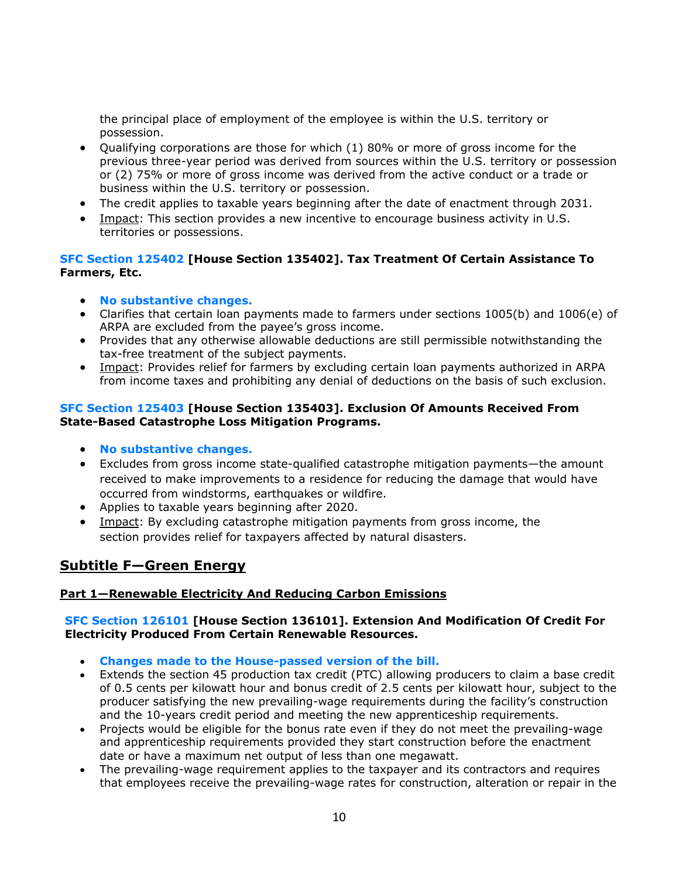the principal place of employment of the employee is within the U.S. territory or possession.

- Qualifying corporations are those for which (1) 80% or more of gross income for the previous three-year period was derived from sources within the U.S. territory or possession or (2) 75% or more of gross income was derived from the active conduct or a trade or business within the U.S. territory or possession.
- The credit applies to taxable years beginning after the date of enactment through 2031.
- Impact: This section provides a new incentive to encourage business activity in U.S. territories or possessions.

**SFC Section 125402 [House Section 135402]. Tax Treatment Of Certain Assistance To Farmers, Etc.**

- **No substantive changes.**
- Clarifies that certain loan payments made to farmers under sections 1005(b) and 1006(e) of ARPA are excluded from the payee's gross income.
- Provides that any otherwise allowable deductions are still permissible notwithstanding the tax-free treatment of the subject payments.
- Impact: Provides relief for farmers by excluding certain loan payments authorized in ARPA from income taxes and prohibiting any denial of deductions on the basis of such exclusion.

**SFC Section 125403 [House Section 135403]. Exclusion Of Amounts Received From State-Based Catastrophe Loss Mitigation Programs.**

- **No substantive changes.**
- Excludes from gross income state-qualified catastrophe mitigation payments—the amount received to make improvements to a residence for reducing the damage that would have occurred from windstorms, earthquakes or wildfire.
- Applies to taxable years beginning after 2020.
- Impact: By excluding catastrophe mitigation payments from gross income, the section provides relief for taxpayers affected by natural disasters.

## Subtitle F—Green Energy

### Part 1—Renewable Electricity And Reducing Carbon Emissions

**SFC Section 126101 [House Section 136101]. Extension And Modification Of Credit For Electricity Produced From Certain Renewable Resources.**

- **Changes made to the House-passed version of the bill.**
- Extends the section 45 production tax credit (PTC) allowing producers to claim a base credit of 0.5 cents per kilowatt hour and bonus credit of 2.5 cents per kilowatt hour, subject to the producer satisfying the new prevailing-wage requirements during the facility's construction and the 10-years credit period and meeting the new apprenticeship requirements.
- Projects would be eligible for the bonus rate even if they do not meet the prevailing-wage and apprenticeship requirements provided they start construction before the enactment date or have a maximum net output of less than one megawatt.
- The prevailing-wage requirement applies to the taxpayer and its contractors and requires that employees receive the prevailing-wage rates for construction, alteration or repair in the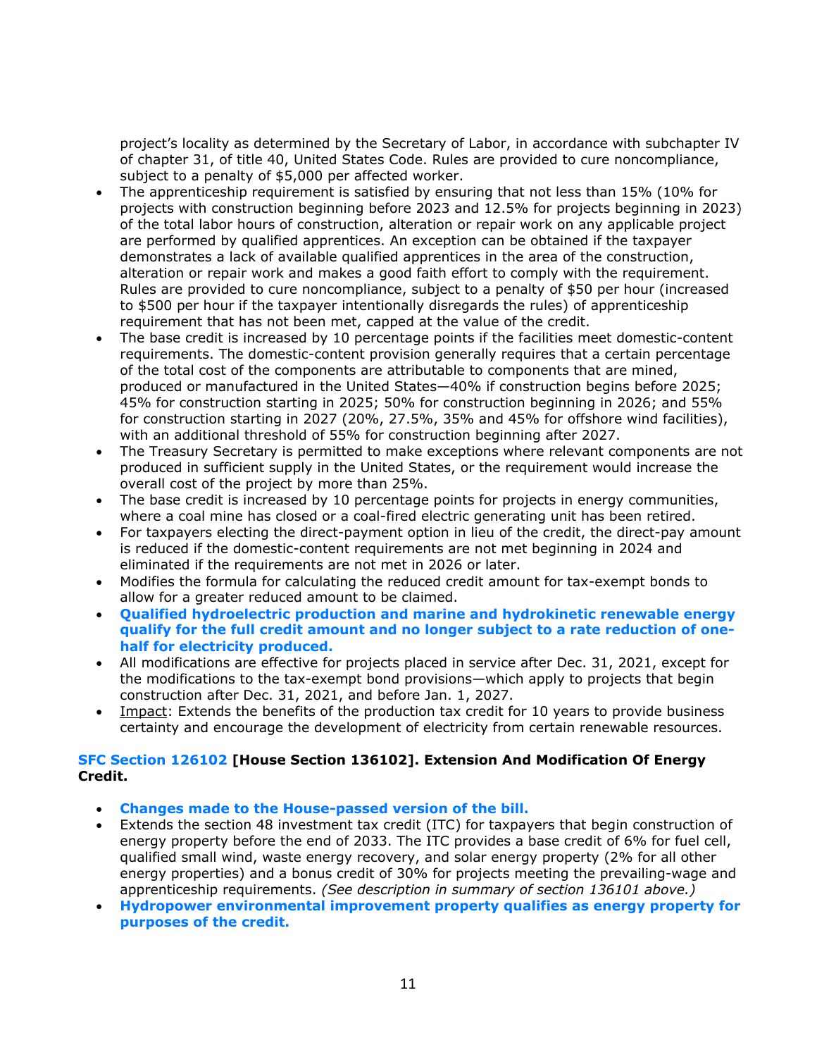project's locality as determined by the Secretary of Labor, in accordance with subchapter IV of chapter 31, of title 40, United States Code. Rules are provided to cure noncompliance, subject to a penalty of $5,000 per affected worker.

- The apprenticeship requirement is satisfied by ensuring that not less than 15% (10% for projects with construction beginning before 2023 and 12.5% for projects beginning in 2023) of the total labor hours of construction, alteration or repair work on any applicable project are performed by qualified apprentices. An exception can be obtained if the taxpayer demonstrates a lack of available qualified apprentices in the area of the construction, alteration or repair work and makes a good faith effort to comply with the requirement. Rules are provided to cure noncompliance, subject to a penalty of $50 per hour (increased to $500 per hour if the taxpayer intentionally disregards the rules) of apprenticeship requirement that has not been met, capped at the value of the credit.
- The base credit is increased by 10 percentage points if the facilities meet domestic-content requirements. The domestic-content provision generally requires that a certain percentage of the total cost of the components are attributable to components that are mined, produced or manufactured in the United States—40% if construction begins before 2025; 45% for construction starting in 2025; 50% for construction beginning in 2026; and 55% for construction starting in 2027 (20%, 27.5%, 35% and 45% for offshore wind facilities), with an additional threshold of 55% for construction beginning after 2027.
- The Treasury Secretary is permitted to make exceptions where relevant components are not produced in sufficient supply in the United States, or the requirement would increase the overall cost of the project by more than 25%.
- The base credit is increased by 10 percentage points for projects in energy communities, where a coal mine has closed or a coal-fired electric generating unit has been retired.
- For taxpayers electing the direct-payment option in lieu of the credit, the direct-pay amount is reduced if the domestic-content requirements are not met beginning in 2024 and eliminated if the requirements are not met in 2026 or later.
- Modifies the formula for calculating the reduced credit amount for tax-exempt bonds to allow for a greater reduced amount to be claimed.
- **Qualified hydroelectric production and marine and hydrokinetic renewable energy qualify for the full credit amount and no longer subject to a rate reduction of one-half for electricity produced.**
- All modifications are effective for projects placed in service after Dec. 31, 2021, except for the modifications to the tax-exempt bond provisions—which apply to projects that begin construction after Dec. 31, 2021, and before Jan. 1, 2027.
- Impact: Extends the benefits of the production tax credit for 10 years to provide business certainty and encourage the development of electricity from certain renewable resources.

### SFC Section 126102 [House Section 136102]. Extension And Modification Of Energy Credit.

- **Changes made to the House-passed version of the bill.**
- Extends the section 48 investment tax credit (ITC) for taxpayers that begin construction of energy property before the end of 2033. The ITC provides a base credit of 6% for fuel cell, qualified small wind, waste energy recovery, and solar energy property (2% for all other energy properties) and a bonus credit of 30% for projects meeting the prevailing-wage and apprenticeship requirements. *(See description in summary of section 136101 above.)*
- **Hydropower environmental improvement property qualifies as energy property for purposes of the credit.**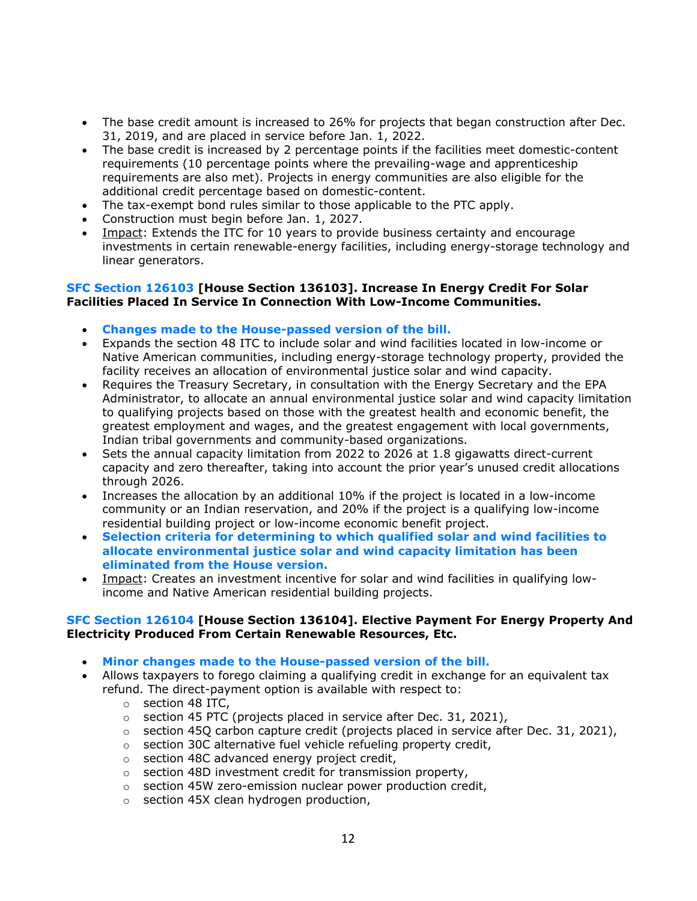- The base credit amount is increased to 26% for projects that began construction after Dec. 31, 2019, and are placed in service before Jan. 1, 2022.
- The base credit is increased by 2 percentage points if the facilities meet domestic-content requirements (10 percentage points where the prevailing-wage and apprenticeship requirements are also met). Projects in energy communities are also eligible for the additional credit percentage based on domestic-content.
- The tax-exempt bond rules similar to those applicable to the PTC apply.
- Construction must begin before Jan. 1, 2027.
- Impact: Extends the ITC for 10 years to provide business certainty and encourage investments in certain renewable-energy facilities, including energy-storage technology and linear generators.

**SFC Section 126103 [House Section 136103]. Increase In Energy Credit For Solar Facilities Placed In Service In Connection With Low-Income Communities.**

- **Changes made to the House-passed version of the bill.**
- Expands the section 48 ITC to include solar and wind facilities located in low-income or Native American communities, including energy-storage technology property, provided the facility receives an allocation of environmental justice solar and wind capacity.
- Requires the Treasury Secretary, in consultation with the Energy Secretary and the EPA Administrator, to allocate an annual environmental justice solar and wind capacity limitation to qualifying projects based on those with the greatest health and economic benefit, the greatest employment and wages, and the greatest engagement with local governments, Indian tribal governments and community-based organizations.
- Sets the annual capacity limitation from 2022 to 2026 at 1.8 gigawatts direct-current capacity and zero thereafter, taking into account the prior year's unused credit allocations through 2026.
- Increases the allocation by an additional 10% if the project is located in a low-income community or an Indian reservation, and 20% if the project is a qualifying low-income residential building project or low-income economic benefit project.
- **Selection criteria for determining to which qualified solar and wind facilities to allocate environmental justice solar and wind capacity limitation has been eliminated from the House version.**
- Impact: Creates an investment incentive for solar and wind facilities in qualifying low-income and Native American residential building projects.

**SFC Section 126104 [House Section 136104]. Elective Payment For Energy Property And Electricity Produced From Certain Renewable Resources, Etc.**

- **Minor changes made to the House-passed version of the bill.**
- Allows taxpayers to forego claiming a qualifying credit in exchange for an equivalent tax refund. The direct-payment option is available with respect to:
  - section 48 ITC,
  - section 45 PTC (projects placed in service after Dec. 31, 2021),
  - section 45Q carbon capture credit (projects placed in service after Dec. 31, 2021),
  - section 30C alternative fuel vehicle refueling property credit,
  - section 48C advanced energy project credit,
  - section 48D investment credit for transmission property,
  - section 45W zero-emission nuclear power production credit,
  - section 45X clean hydrogen production,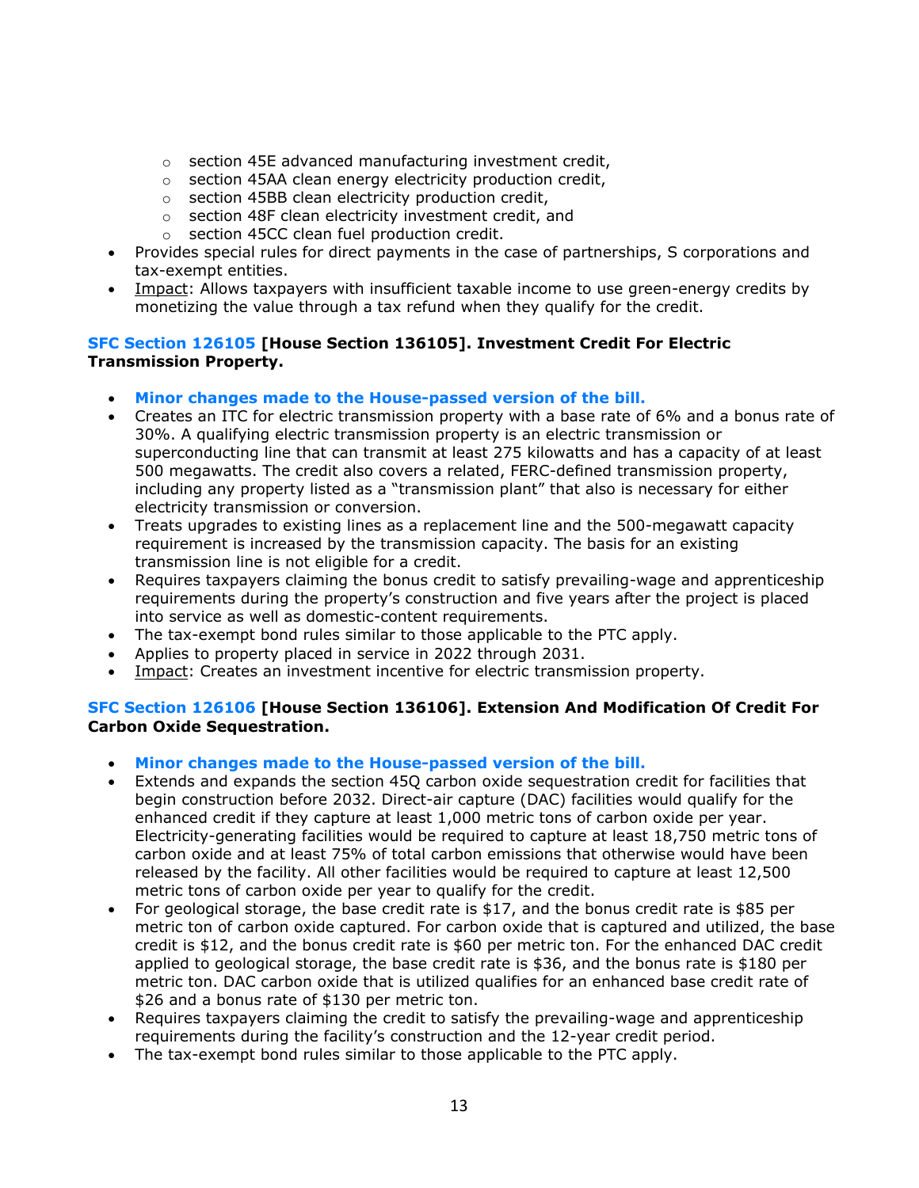- section 45E advanced manufacturing investment credit,
  - section 45AA clean energy electricity production credit,
  - section 45BB clean electricity production credit,
  - section 48F clean electricity investment credit, and
  - section 45CC clean fuel production credit.
- Provides special rules for direct payments in the case of partnerships, S corporations and tax-exempt entities.
- Impact: Allows taxpayers with insufficient taxable income to use green-energy credits by monetizing the value through a tax refund when they qualify for the credit.

**SFC Section 126105 [House Section 136105]. Investment Credit For Electric Transmission Property.**

- **Minor changes made to the House-passed version of the bill.**
- Creates an ITC for electric transmission property with a base rate of 6% and a bonus rate of 30%. A qualifying electric transmission property is an electric transmission or superconducting line that can transmit at least 275 kilowatts and has a capacity of at least 500 megawatts. The credit also covers a related, FERC-defined transmission property, including any property listed as a "transmission plant" that also is necessary for either electricity transmission or conversion.
- Treats upgrades to existing lines as a replacement line and the 500-megawatt capacity requirement is increased by the transmission capacity. The basis for an existing transmission line is not eligible for a credit.
- Requires taxpayers claiming the bonus credit to satisfy prevailing-wage and apprenticeship requirements during the property's construction and five years after the project is placed into service as well as domestic-content requirements.
- The tax-exempt bond rules similar to those applicable to the PTC apply.
- Applies to property placed in service in 2022 through 2031.
- Impact: Creates an investment incentive for electric transmission property.

**SFC Section 126106 [House Section 136106]. Extension And Modification Of Credit For Carbon Oxide Sequestration.**

- **Minor changes made to the House-passed version of the bill.**
- Extends and expands the section 45Q carbon oxide sequestration credit for facilities that begin construction before 2032. Direct-air capture (DAC) facilities would qualify for the enhanced credit if they capture at least 1,000 metric tons of carbon oxide per year. Electricity-generating facilities would be required to capture at least 18,750 metric tons of carbon oxide and at least 75% of total carbon emissions that otherwise would have been released by the facility. All other facilities would be required to capture at least 12,500 metric tons of carbon oxide per year to qualify for the credit.
- For geological storage, the base credit rate is $17, and the bonus credit rate is $85 per metric ton of carbon oxide captured. For carbon oxide that is captured and utilized, the base credit is $12, and the bonus credit rate is $60 per metric ton. For the enhanced DAC credit applied to geological storage, the base credit rate is $36, and the bonus rate is $180 per metric ton. DAC carbon oxide that is utilized qualifies for an enhanced base credit rate of $26 and a bonus rate of $130 per metric ton.
- Requires taxpayers claiming the credit to satisfy the prevailing-wage and apprenticeship requirements during the facility's construction and the 12-year credit period.
- The tax-exempt bond rules similar to those applicable to the PTC apply.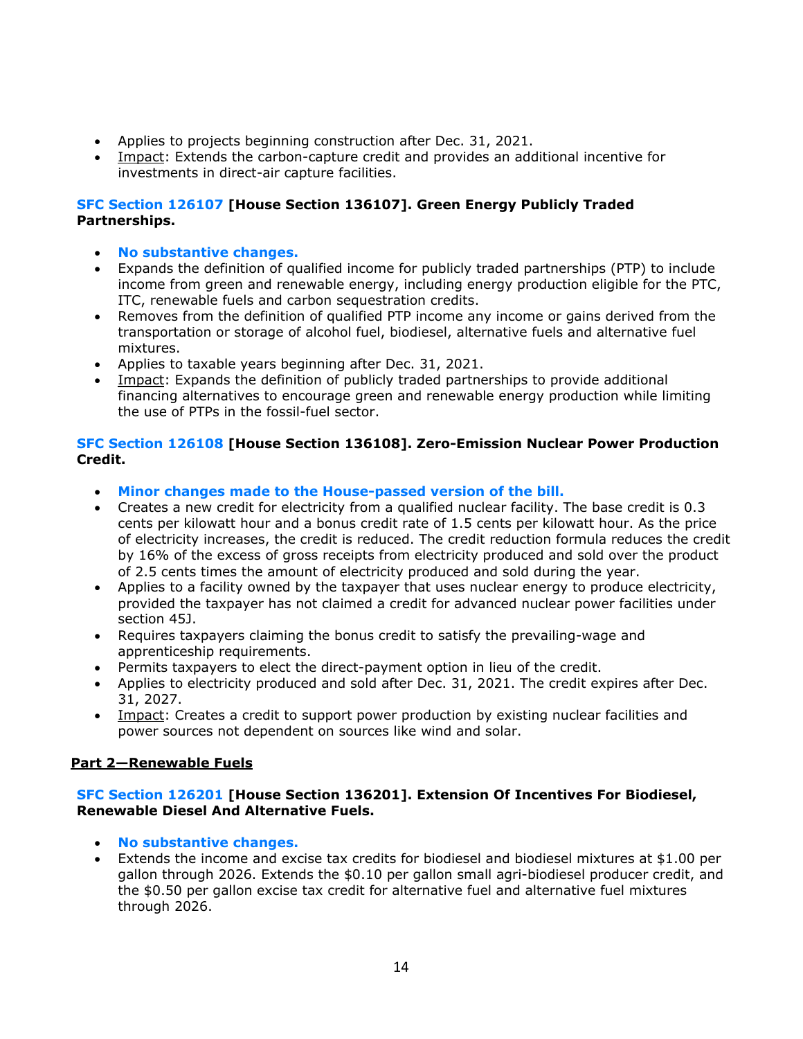- Applies to projects beginning construction after Dec. 31, 2021.
- Impact: Extends the carbon-capture credit and provides an additional incentive for investments in direct-air capture facilities.

**SFC Section 126107 [House Section 136107]. Green Energy Publicly Traded Partnerships.**

- **No substantive changes.**
- Expands the definition of qualified income for publicly traded partnerships (PTP) to include income from green and renewable energy, including energy production eligible for the PTC, ITC, renewable fuels and carbon sequestration credits.
- Removes from the definition of qualified PTP income any income or gains derived from the transportation or storage of alcohol fuel, biodiesel, alternative fuels and alternative fuel mixtures.
- Applies to taxable years beginning after Dec. 31, 2021.
- Impact: Expands the definition of publicly traded partnerships to provide additional financing alternatives to encourage green and renewable energy production while limiting the use of PTPs in the fossil-fuel sector.

**SFC Section 126108 [House Section 136108]. Zero-Emission Nuclear Power Production Credit.**

- **Minor changes made to the House-passed version of the bill.**
- Creates a new credit for electricity from a qualified nuclear facility. The base credit is 0.3 cents per kilowatt hour and a bonus credit rate of 1.5 cents per kilowatt hour. As the price of electricity increases, the credit is reduced. The credit reduction formula reduces the credit by 16% of the excess of gross receipts from electricity produced and sold over the product of 2.5 cents times the amount of electricity produced and sold during the year.
- Applies to a facility owned by the taxpayer that uses nuclear energy to produce electricity, provided the taxpayer has not claimed a credit for advanced nuclear power facilities under section 45J.
- Requires taxpayers claiming the bonus credit to satisfy the prevailing-wage and apprenticeship requirements.
- Permits taxpayers to elect the direct-payment option in lieu of the credit.
- Applies to electricity produced and sold after Dec. 31, 2021. The credit expires after Dec. 31, 2027.
- Impact: Creates a credit to support power production by existing nuclear facilities and power sources not dependent on sources like wind and solar.

## Part 2—Renewable Fuels

**SFC Section 126201 [House Section 136201]. Extension Of Incentives For Biodiesel, Renewable Diesel And Alternative Fuels.**

- **No substantive changes.**
- Extends the income and excise tax credits for biodiesel and biodiesel mixtures at $1.00 per gallon through 2026. Extends the $0.10 per gallon small agri-biodiesel producer credit, and the $0.50 per gallon excise tax credit for alternative fuel and alternative fuel mixtures through 2026.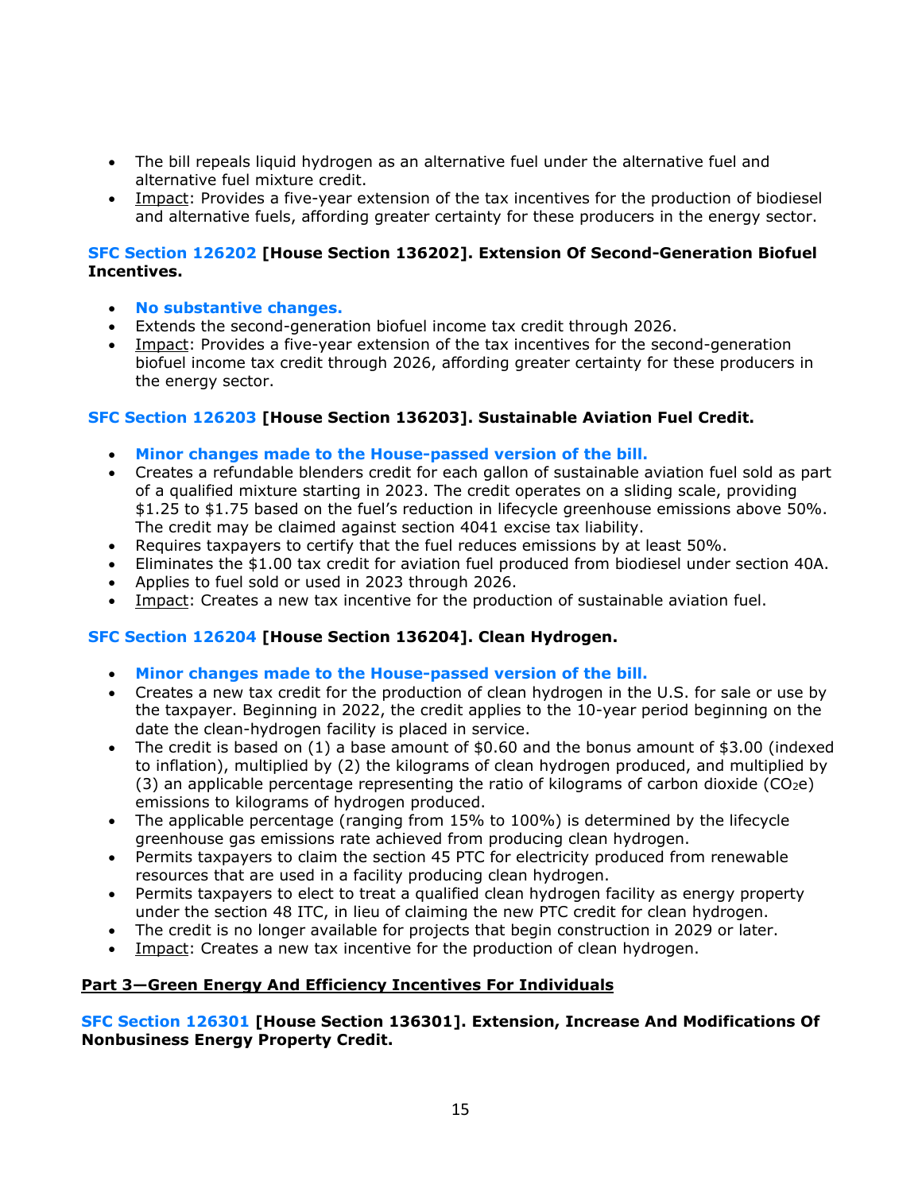- The bill repeals liquid hydrogen as an alternative fuel under the alternative fuel and alternative fuel mixture credit.
- Impact: Provides a five-year extension of the tax incentives for the production of biodiesel and alternative fuels, affording greater certainty for these producers in the energy sector.

**SFC Section 126202 [House Section 136202]. Extension Of Second-Generation Biofuel Incentives.**

- **No substantive changes.**
- Extends the second-generation biofuel income tax credit through 2026.
- Impact: Provides a five-year extension of the tax incentives for the second-generation biofuel income tax credit through 2026, affording greater certainty for these producers in the energy sector.

**SFC Section 126203 [House Section 136203]. Sustainable Aviation Fuel Credit.**

- **Minor changes made to the House-passed version of the bill.**
- Creates a refundable blenders credit for each gallon of sustainable aviation fuel sold as part of a qualified mixture starting in 2023. The credit operates on a sliding scale, providing $1.25 to $1.75 based on the fuel's reduction in lifecycle greenhouse emissions above 50%. The credit may be claimed against section 4041 excise tax liability.
- Requires taxpayers to certify that the fuel reduces emissions by at least 50%.
- Eliminates the $1.00 tax credit for aviation fuel produced from biodiesel under section 40A.
- Applies to fuel sold or used in 2023 through 2026.
- Impact: Creates a new tax incentive for the production of sustainable aviation fuel.

**SFC Section 126204 [House Section 136204]. Clean Hydrogen.**

- **Minor changes made to the House-passed version of the bill.**
- Creates a new tax credit for the production of clean hydrogen in the U.S. for sale or use by the taxpayer. Beginning in 2022, the credit applies to the 10-year period beginning on the date the clean-hydrogen facility is placed in service.
- The credit is based on (1) a base amount of $0.60 and the bonus amount of $3.00 (indexed to inflation), multiplied by (2) the kilograms of clean hydrogen produced, and multiplied by (3) an applicable percentage representing the ratio of kilograms of carbon dioxide ($CO_2e$) emissions to kilograms of hydrogen produced.
- The applicable percentage (ranging from 15% to 100%) is determined by the lifecycle greenhouse gas emissions rate achieved from producing clean hydrogen.
- Permits taxpayers to claim the section 45 PTC for electricity produced from renewable resources that are used in a facility producing clean hydrogen.
- Permits taxpayers to elect to treat a qualified clean hydrogen facility as energy property under the section 48 ITC, in lieu of claiming the new PTC credit for clean hydrogen.
- The credit is no longer available for projects that begin construction in 2029 or later.
- Impact: Creates a new tax incentive for the production of clean hydrogen.

**Part 3—Green Energy And Efficiency Incentives For Individuals**

**SFC Section 126301 [House Section 136301]. Extension, Increase And Modifications Of Nonbusiness Energy Property Credit.**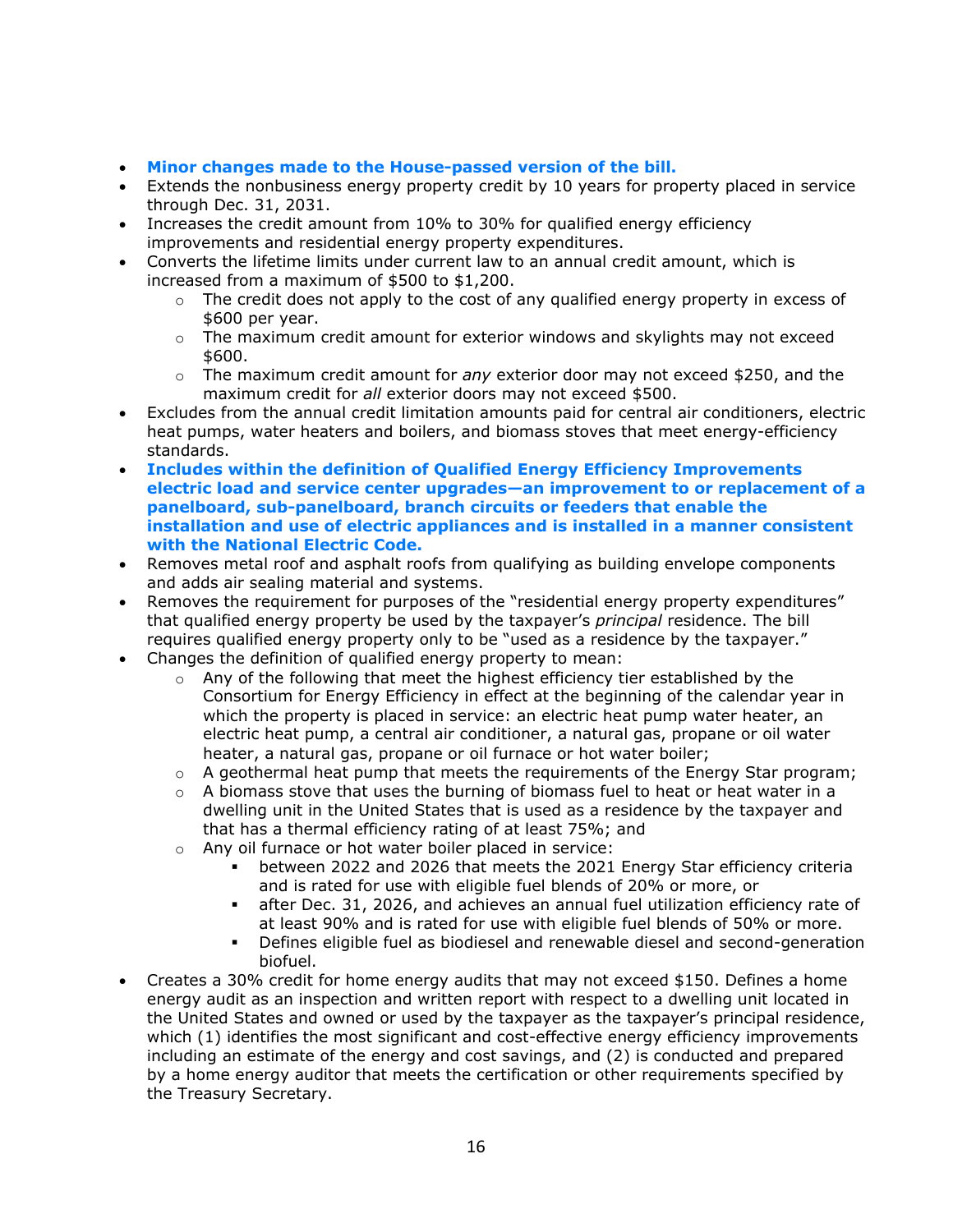- **Minor changes made to the House-passed version of the bill.**
- Extends the nonbusiness energy property credit by 10 years for property placed in service through Dec. 31, 2031.
- Increases the credit amount from 10% to 30% for qualified energy efficiency improvements and residential energy property expenditures.
- Converts the lifetime limits under current law to an annual credit amount, which is increased from a maximum of $500 to $1,200.
    - The credit does not apply to the cost of any qualified energy property in excess of $600 per year.
    - The maximum credit amount for exterior windows and skylights may not exceed $600.
    - The maximum credit amount for *any* exterior door may not exceed $250, and the maximum credit for *all* exterior doors may not exceed $500.
- Excludes from the annual credit limitation amounts paid for central air conditioners, electric heat pumps, water heaters and boilers, and biomass stoves that meet energy-efficiency standards.
- **Includes within the definition of Qualified Energy Efficiency Improvements electric load and service center upgrades—an improvement to or replacement of a panelboard, sub-panelboard, branch circuits or feeders that enable the installation and use of electric appliances and is installed in a manner consistent with the National Electric Code.**
- Removes metal roof and asphalt roofs from qualifying as building envelope components and adds air sealing material and systems.
- Removes the requirement for purposes of the "residential energy property expenditures" that qualified energy property be used by the taxpayer's *principal* residence. The bill requires qualified energy property only to be "used as a residence by the taxpayer."
- Changes the definition of qualified energy property to mean:
    - Any of the following that meet the highest efficiency tier established by the Consortium for Energy Efficiency in effect at the beginning of the calendar year in which the property is placed in service: an electric heat pump water heater, an electric heat pump, a central air conditioner, a natural gas, propane or oil water heater, a natural gas, propane or oil furnace or hot water boiler;
    - A geothermal heat pump that meets the requirements of the Energy Star program;
    - A biomass stove that uses the burning of biomass fuel to heat or heat water in a dwelling unit in the United States that is used as a residence by the taxpayer and that has a thermal efficiency rating of at least 75%; and
    - Any oil furnace or hot water boiler placed in service:
        - between 2022 and 2026 that meets the 2021 Energy Star efficiency criteria and is rated for use with eligible fuel blends of 20% or more, or
        - after Dec. 31, 2026, and achieves an annual fuel utilization efficiency rate of at least 90% and is rated for use with eligible fuel blends of 50% or more.
        - Defines eligible fuel as biodiesel and renewable diesel and second-generation biofuel.
- Creates a 30% credit for home energy audits that may not exceed $150. Defines a home energy audit as an inspection and written report with respect to a dwelling unit located in the United States and owned or used by the taxpayer as the taxpayer's principal residence, which (1) identifies the most significant and cost-effective energy efficiency improvements including an estimate of the energy and cost savings, and (2) is conducted and prepared by a home energy auditor that meets the certification or other requirements specified by the Treasury Secretary.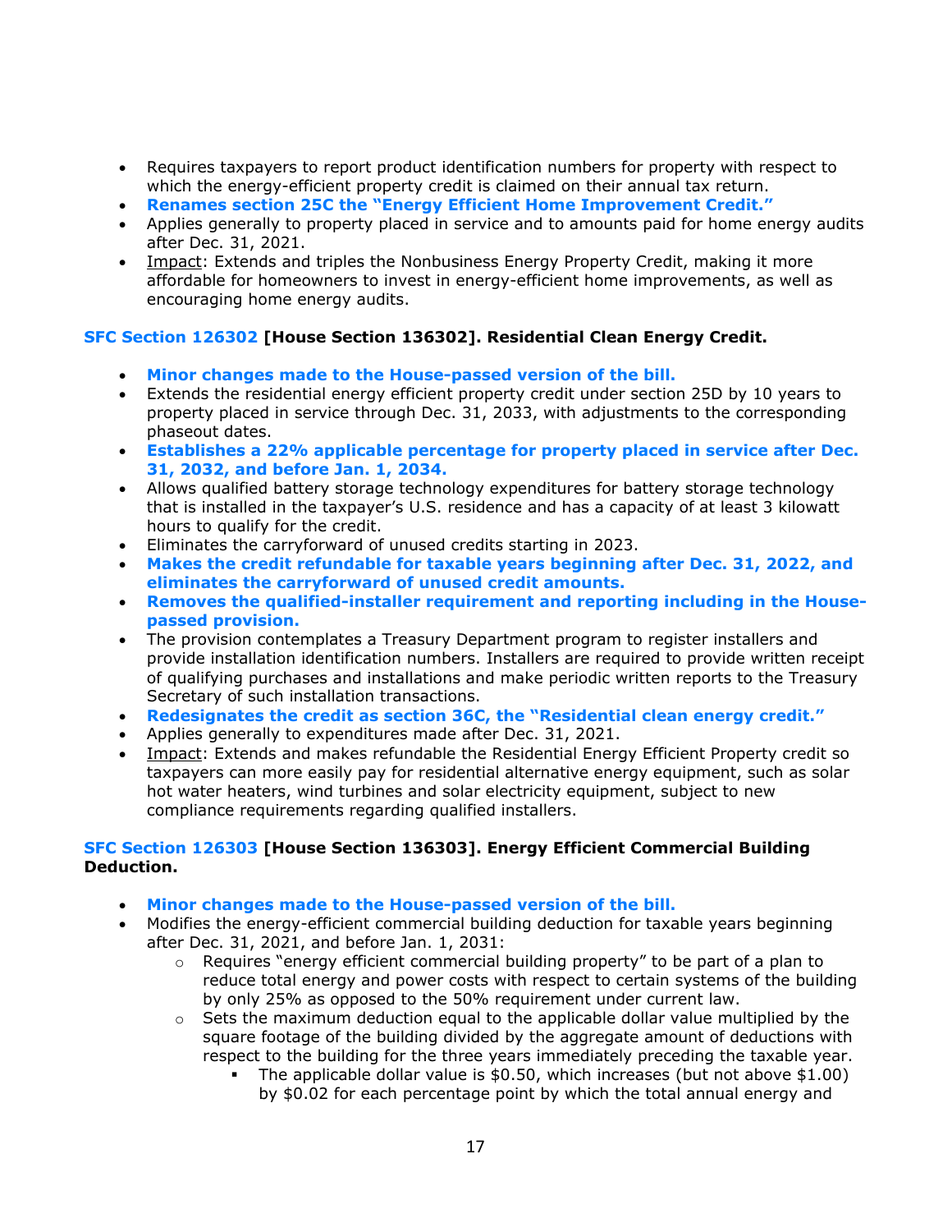- Requires taxpayers to report product identification numbers for property with respect to which the energy-efficient property credit is claimed on their annual tax return.
- **Renames section 25C the "Energy Efficient Home Improvement Credit."**
- Applies generally to property placed in service and to amounts paid for home energy audits after Dec. 31, 2021.
- Impact: Extends and triples the Nonbusiness Energy Property Credit, making it more affordable for homeowners to invest in energy-efficient home improvements, as well as encouraging home energy audits.

**SFC Section 126302 [House Section 136302]. Residential Clean Energy Credit.**

- **Minor changes made to the House-passed version of the bill.**
- Extends the residential energy efficient property credit under section 25D by 10 years to property placed in service through Dec. 31, 2033, with adjustments to the corresponding phaseout dates.
- **Establishes a 22% applicable percentage for property placed in service after Dec. 31, 2032, and before Jan. 1, 2034.**
- Allows qualified battery storage technology expenditures for battery storage technology that is installed in the taxpayer's U.S. residence and has a capacity of at least 3 kilowatt hours to qualify for the credit.
- Eliminates the carryforward of unused credits starting in 2023.
- **Makes the credit refundable for taxable years beginning after Dec. 31, 2022, and eliminates the carryforward of unused credit amounts.**
- **Removes the qualified-installer requirement and reporting including in the House-passed provision.**
- The provision contemplates a Treasury Department program to register installers and provide installation identification numbers. Installers are required to provide written receipt of qualifying purchases and installations and make periodic written reports to the Treasury Secretary of such installation transactions.
- **Redesignates the credit as section 36C, the "Residential clean energy credit."**
- Applies generally to expenditures made after Dec. 31, 2021.
- Impact: Extends and makes refundable the Residential Energy Efficient Property credit so taxpayers can more easily pay for residential alternative energy equipment, such as solar hot water heaters, wind turbines and solar electricity equipment, subject to new compliance requirements regarding qualified installers.

**SFC Section 126303 [House Section 136303]. Energy Efficient Commercial Building Deduction.**

- **Minor changes made to the House-passed version of the bill.**
- Modifies the energy-efficient commercial building deduction for taxable years beginning after Dec. 31, 2021, and before Jan. 1, 2031:
  - Requires "energy efficient commercial building property" to be part of a plan to reduce total energy and power costs with respect to certain systems of the building by only 25% as opposed to the 50% requirement under current law.
  - Sets the maximum deduction equal to the applicable dollar value multiplied by the square footage of the building divided by the aggregate amount of deductions with respect to the building for the three years immediately preceding the taxable year.
    - The applicable dollar value is $0.50, which increases (but not above $1.00) by $0.02 for each percentage point by which the total annual energy and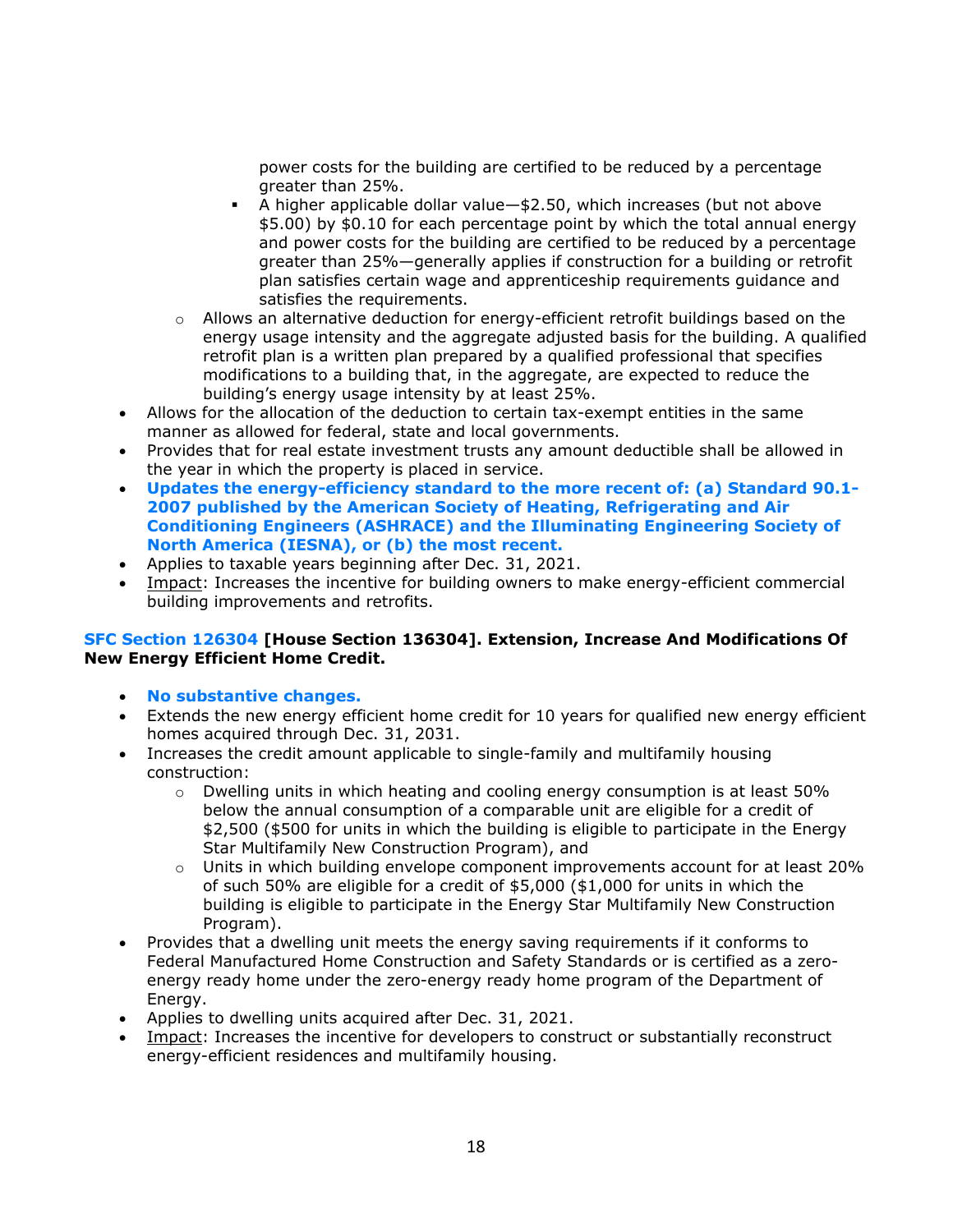power costs for the building are certified to be reduced by a percentage greater than 25%.
        - A higher applicable dollar value—$2.50, which increases (but not above $5.00) by $0.10 for each percentage point by which the total annual energy and power costs for the building are certified to be reduced by a percentage greater than 25%—generally applies if construction for a building or retrofit plan satisfies certain wage and apprenticeship requirements guidance and satisfies the requirements.
    - Allows an alternative deduction for energy-efficient retrofit buildings based on the energy usage intensity and the aggregate adjusted basis for the building. A qualified retrofit plan is a written plan prepared by a qualified professional that specifies modifications to a building that, in the aggregate, are expected to reduce the building's energy usage intensity by at least 25%.
- Allows for the allocation of the deduction to certain tax-exempt entities in the same manner as allowed for federal, state and local governments.
- Provides that for real estate investment trusts any amount deductible shall be allowed in the year in which the property is placed in service.
- **Updates the energy-efficiency standard to the more recent of: (a) Standard 90.1-2007 published by the American Society of Heating, Refrigerating and Air Conditioning Engineers (ASHRACE) and the Illuminating Engineering Society of North America (IESNA), or (b) the most recent.**
- Applies to taxable years beginning after Dec. 31, 2021.
- Impact: Increases the incentive for building owners to make energy-efficient commercial building improvements and retrofits.

**SFC Section 126304 [House Section 136304]. Extension, Increase And Modifications Of New Energy Efficient Home Credit.**

- **No substantive changes.**
- Extends the new energy efficient home credit for 10 years for qualified new energy efficient homes acquired through Dec. 31, 2031.
- Increases the credit amount applicable to single-family and multifamily housing construction:
    - Dwelling units in which heating and cooling energy consumption is at least 50% below the annual consumption of a comparable unit are eligible for a credit of $2,500 ($500 for units in which the building is eligible to participate in the Energy Star Multifamily New Construction Program), and
    - Units in which building envelope component improvements account for at least 20% of such 50% are eligible for a credit of $5,000 ($1,000 for units in which the building is eligible to participate in the Energy Star Multifamily New Construction Program).
- Provides that a dwelling unit meets the energy saving requirements if it conforms to Federal Manufactured Home Construction and Safety Standards or is certified as a zero-energy ready home under the zero-energy ready home program of the Department of Energy.
- Applies to dwelling units acquired after Dec. 31, 2021.
- Impact: Increases the incentive for developers to construct or substantially reconstruct energy-efficient residences and multifamily housing.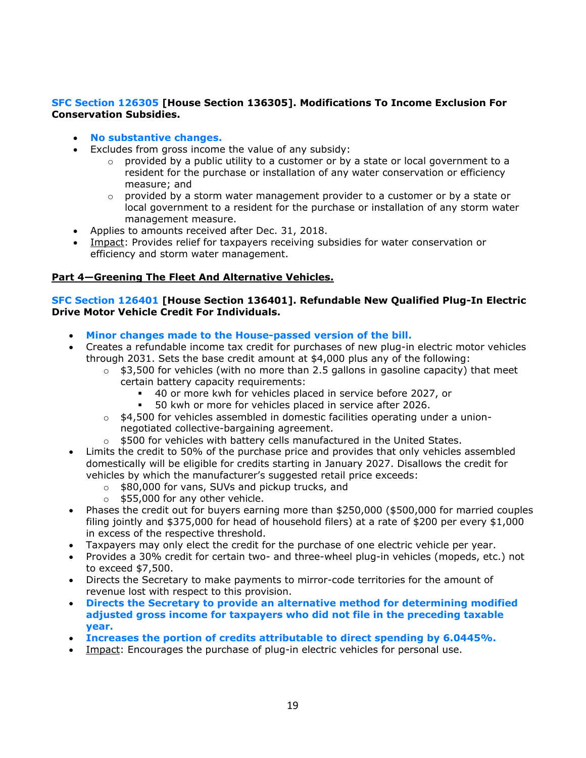**SFC Section 126305 [House Section 136305]. Modifications To Income Exclusion For Conservation Subsidies.**

- **No substantive changes.**
- Excludes from gross income the value of any subsidy:
  - provided by a public utility to a customer or by a state or local government to a resident for the purchase or installation of any water conservation or efficiency measure; and
  - provided by a storm water management provider to a customer or by a state or local government to a resident for the purchase or installation of any storm water management measure.
- Applies to amounts received after Dec. 31, 2018.
- Impact: Provides relief for taxpayers receiving subsidies for water conservation or efficiency and storm water management.

**Part 4—Greening The Fleet And Alternative Vehicles.**

**SFC Section 126401 [House Section 136401]. Refundable New Qualified Plug-In Electric Drive Motor Vehicle Credit For Individuals.**

- **Minor changes made to the House-passed version of the bill.**
- Creates a refundable income tax credit for purchases of new plug-in electric motor vehicles through 2031. Sets the base credit amount at $4,000 plus any of the following:
  - $3,500 for vehicles (with no more than 2.5 gallons in gasoline capacity) that meet certain battery capacity requirements:
    - 40 or more kwh for vehicles placed in service before 2027, or
    - 50 kwh or more for vehicles placed in service after 2026.
  - $4,500 for vehicles assembled in domestic facilities operating under a union-negotiated collective-bargaining agreement.
  - $500 for vehicles with battery cells manufactured in the United States.
- Limits the credit to 50% of the purchase price and provides that only vehicles assembled domestically will be eligible for credits starting in January 2027. Disallows the credit for vehicles by which the manufacturer's suggested retail price exceeds:
  - $80,000 for vans, SUVs and pickup trucks, and
  - $55,000 for any other vehicle.
- Phases the credit out for buyers earning more than $250,000 ($500,000 for married couples filing jointly and $375,000 for head of household filers) at a rate of $200 per every $1,000 in excess of the respective threshold.
- Taxpayers may only elect the credit for the purchase of one electric vehicle per year.
- Provides a 30% credit for certain two- and three-wheel plug-in vehicles (mopeds, etc.) not to exceed $7,500.
- Directs the Secretary to make payments to mirror-code territories for the amount of revenue lost with respect to this provision.
- **Directs the Secretary to provide an alternative method for determining modified adjusted gross income for taxpayers who did not file in the preceding taxable year.**
- **Increases the portion of credits attributable to direct spending by 6.0445%.**
- Impact: Encourages the purchase of plug-in electric vehicles for personal use.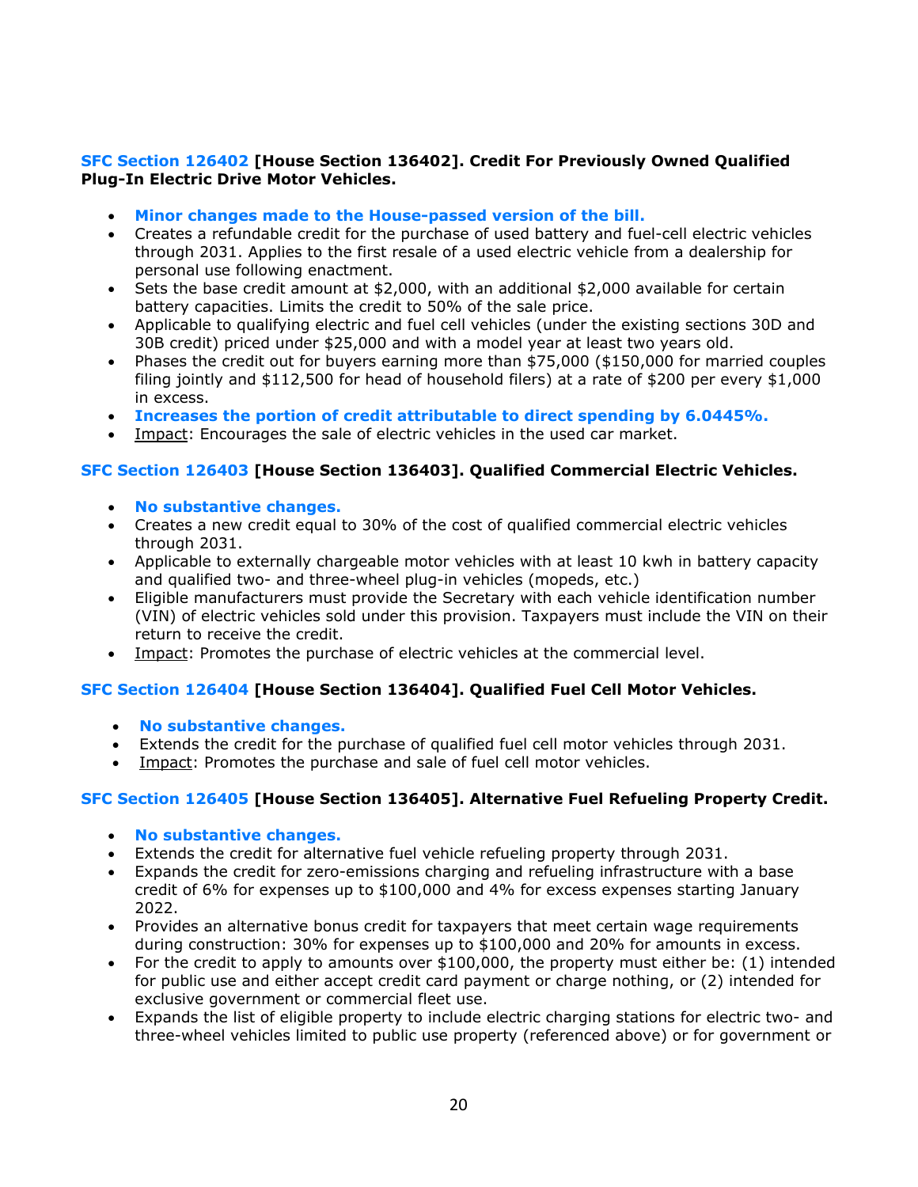**SFC Section 126402 [House Section 136402]. Credit For Previously Owned Qualified Plug-In Electric Drive Motor Vehicles.**

- **Minor changes made to the House-passed version of the bill.**
- Creates a refundable credit for the purchase of used battery and fuel-cell electric vehicles through 2031. Applies to the first resale of a used electric vehicle from a dealership for personal use following enactment.
- Sets the base credit amount at $2,000, with an additional $2,000 available for certain battery capacities. Limits the credit to 50% of the sale price.
- Applicable to qualifying electric and fuel cell vehicles (under the existing sections 30D and 30B credit) priced under $25,000 and with a model year at least two years old.
- Phases the credit out for buyers earning more than $75,000 ($150,000 for married couples filing jointly and $112,500 for head of household filers) at a rate of $200 per every $1,000 in excess.
- **Increases the portion of credit attributable to direct spending by 6.0445%.**
- Impact: Encourages the sale of electric vehicles in the used car market.

**SFC Section 126403 [House Section 136403]. Qualified Commercial Electric Vehicles.**

- **No substantive changes.**
- Creates a new credit equal to 30% of the cost of qualified commercial electric vehicles through 2031.
- Applicable to externally chargeable motor vehicles with at least 10 kwh in battery capacity and qualified two- and three-wheel plug-in vehicles (mopeds, etc.)
- Eligible manufacturers must provide the Secretary with each vehicle identification number (VIN) of electric vehicles sold under this provision. Taxpayers must include the VIN on their return to receive the credit.
- Impact: Promotes the purchase of electric vehicles at the commercial level.

**SFC Section 126404 [House Section 136404]. Qualified Fuel Cell Motor Vehicles.**

- **No substantive changes.**
- Extends the credit for the purchase of qualified fuel cell motor vehicles through 2031.
- Impact: Promotes the purchase and sale of fuel cell motor vehicles.

**SFC Section 126405 [House Section 136405]. Alternative Fuel Refueling Property Credit.**

- **No substantive changes.**
- Extends the credit for alternative fuel vehicle refueling property through 2031.
- Expands the credit for zero-emissions charging and refueling infrastructure with a base credit of 6% for expenses up to $100,000 and 4% for excess expenses starting January 2022.
- Provides an alternative bonus credit for taxpayers that meet certain wage requirements during construction: 30% for expenses up to $100,000 and 20% for amounts in excess.
- For the credit to apply to amounts over $100,000, the property must either be: (1) intended for public use and either accept credit card payment or charge nothing, or (2) intended for exclusive government or commercial fleet use.
- Expands the list of eligible property to include electric charging stations for electric two- and three-wheel vehicles limited to public use property (referenced above) or for government or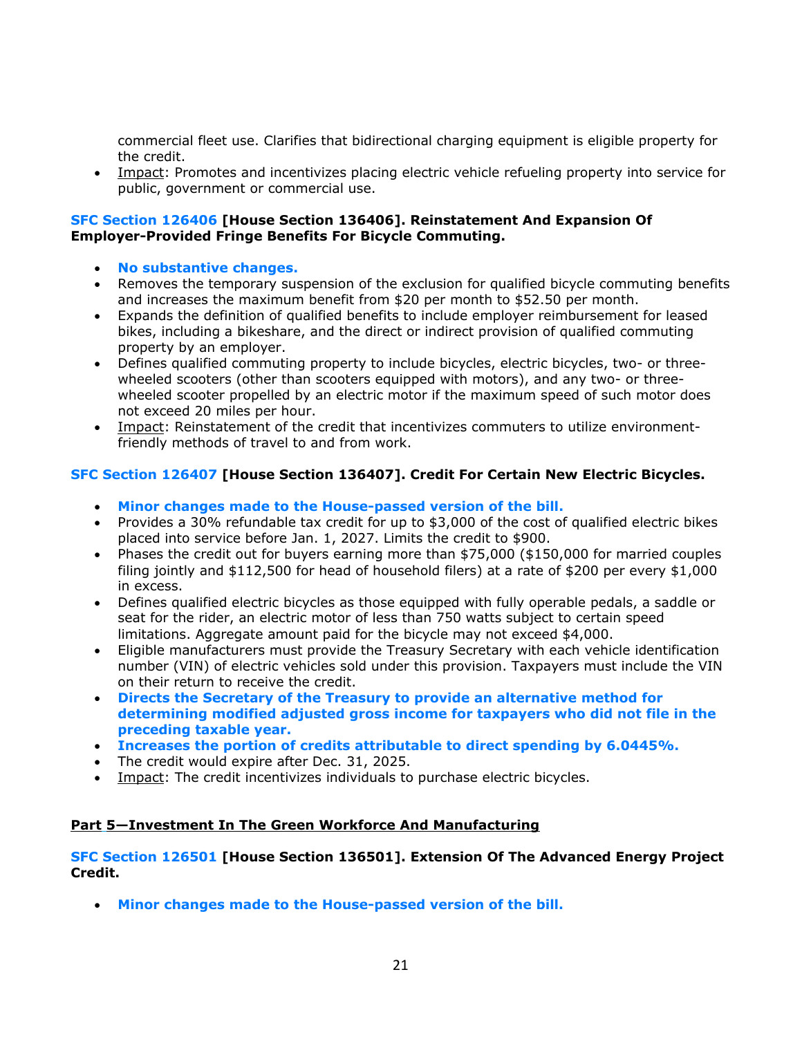commercial fleet use. Clarifies that bidirectional charging equipment is eligible property for the credit.

- Impact: Promotes and incentivizes placing electric vehicle refueling property into service for public, government or commercial use.

**SFC Section 126406 [House Section 136406]. Reinstatement And Expansion Of Employer-Provided Fringe Benefits For Bicycle Commuting.**

- **No substantive changes.**
- Removes the temporary suspension of the exclusion for qualified bicycle commuting benefits and increases the maximum benefit from $20 per month to $52.50 per month.
- Expands the definition of qualified benefits to include employer reimbursement for leased bikes, including a bikeshare, and the direct or indirect provision of qualified commuting property by an employer.
- Defines qualified commuting property to include bicycles, electric bicycles, two- or three-wheeled scooters (other than scooters equipped with motors), and any two- or three-wheeled scooter propelled by an electric motor if the maximum speed of such motor does not exceed 20 miles per hour.
- Impact: Reinstatement of the credit that incentivizes commuters to utilize environment-friendly methods of travel to and from work.

**SFC Section 126407 [House Section 136407]. Credit For Certain New Electric Bicycles.**

- **Minor changes made to the House-passed version of the bill.**
- Provides a 30% refundable tax credit for up to $3,000 of the cost of qualified electric bikes placed into service before Jan. 1, 2027. Limits the credit to $900.
- Phases the credit out for buyers earning more than $75,000 ($150,000 for married couples filing jointly and $112,500 for head of household filers) at a rate of $200 per every $1,000 in excess.
- Defines qualified electric bicycles as those equipped with fully operable pedals, a saddle or seat for the rider, an electric motor of less than 750 watts subject to certain speed limitations. Aggregate amount paid for the bicycle may not exceed $4,000.
- Eligible manufacturers must provide the Treasury Secretary with each vehicle identification number (VIN) of electric vehicles sold under this provision. Taxpayers must include the VIN on their return to receive the credit.
- **Directs the Secretary of the Treasury to provide an alternative method for determining modified adjusted gross income for taxpayers who did not file in the preceding taxable year.**
- **Increases the portion of credits attributable to direct spending by 6.0445%.**
- The credit would expire after Dec. 31, 2025.
- Impact: The credit incentivizes individuals to purchase electric bicycles.

## Part 5—Investment In The Green Workforce And Manufacturing

**SFC Section 126501 [House Section 136501]. Extension Of The Advanced Energy Project Credit.**

- **Minor changes made to the House-passed version of the bill.**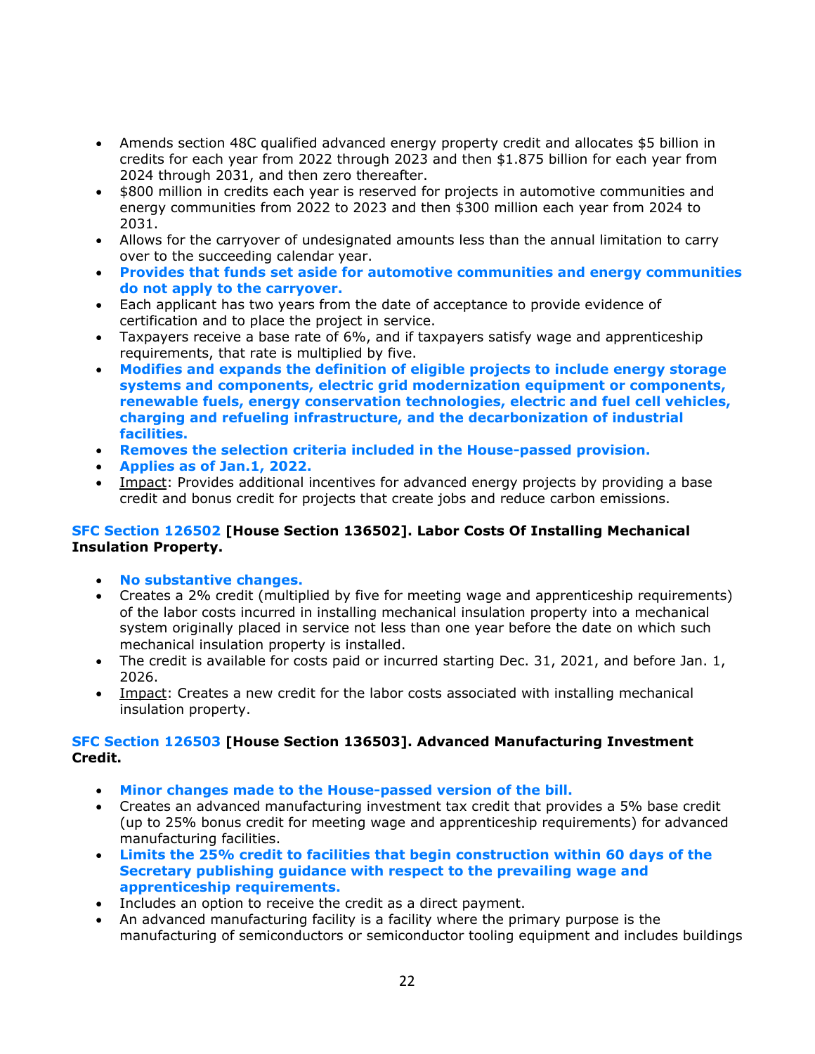- Amends section 48C qualified advanced energy property credit and allocates $5 billion in credits for each year from 2022 through 2023 and then $1.875 billion for each year from 2024 through 2031, and then zero thereafter.
- $800 million in credits each year is reserved for projects in automotive communities and energy communities from 2022 to 2023 and then $300 million each year from 2024 to 2031.
- Allows for the carryover of undesignated amounts less than the annual limitation to carry over to the succeeding calendar year.
- **Provides that funds set aside for automotive communities and energy communities do not apply to the carryover.**
- Each applicant has two years from the date of acceptance to provide evidence of certification and to place the project in service.
- Taxpayers receive a base rate of 6%, and if taxpayers satisfy wage and apprenticeship requirements, that rate is multiplied by five.
- **Modifies and expands the definition of eligible projects to include energy storage systems and components, electric grid modernization equipment or components, renewable fuels, energy conservation technologies, electric and fuel cell vehicles, charging and refueling infrastructure, and the decarbonization of industrial facilities.**
- **Removes the selection criteria included in the House-passed provision.**
- **Applies as of Jan.1, 2022.**
- Impact: Provides additional incentives for advanced energy projects by providing a base credit and bonus credit for projects that create jobs and reduce carbon emissions.

**SFC Section 126502 [House Section 136502]. Labor Costs Of Installing Mechanical Insulation Property.**

- **No substantive changes.**
- Creates a 2% credit (multiplied by five for meeting wage and apprenticeship requirements) of the labor costs incurred in installing mechanical insulation property into a mechanical system originally placed in service not less than one year before the date on which such mechanical insulation property is installed.
- The credit is available for costs paid or incurred starting Dec. 31, 2021, and before Jan. 1, 2026.
- Impact: Creates a new credit for the labor costs associated with installing mechanical insulation property.

**SFC Section 126503 [House Section 136503]. Advanced Manufacturing Investment Credit.**

- **Minor changes made to the House-passed version of the bill.**
- Creates an advanced manufacturing investment tax credit that provides a 5% base credit (up to 25% bonus credit for meeting wage and apprenticeship requirements) for advanced manufacturing facilities.
- **Limits the 25% credit to facilities that begin construction within 60 days of the Secretary publishing guidance with respect to the prevailing wage and apprenticeship requirements.**
- Includes an option to receive the credit as a direct payment.
- An advanced manufacturing facility is a facility where the primary purpose is the manufacturing of semiconductors or semiconductor tooling equipment and includes buildings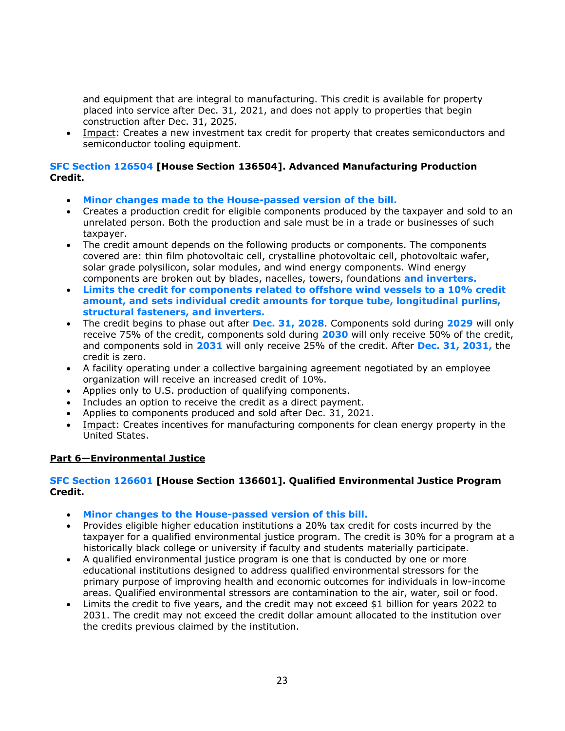and equipment that are integral to manufacturing. This credit is available for property placed into service after Dec. 31, 2021, and does not apply to properties that begin construction after Dec. 31, 2025.

- Impact: Creates a new investment tax credit for property that creates semiconductors and semiconductor tooling equipment.

**SFC Section 126504 [House Section 136504]. Advanced Manufacturing Production Credit.**

- **Minor changes made to the House-passed version of the bill.**
- Creates a production credit for eligible components produced by the taxpayer and sold to an unrelated person. Both the production and sale must be in a trade or businesses of such taxpayer.
- The credit amount depends on the following products or components. The components covered are: thin film photovoltaic cell, crystalline photovoltaic cell, photovoltaic wafer, solar grade polysilicon, solar modules, and wind energy components. Wind energy components are broken out by blades, nacelles, towers, foundations **and inverters.**
- **Limits the credit for components related to offshore wind vessels to a 10% credit amount, and sets individual credit amounts for torque tube, longitudinal purlins, structural fasteners, and inverters.**
- The credit begins to phase out after **Dec. 31, 2028**. Components sold during **2029** will only receive 75% of the credit, components sold during **2030** will only receive 50% of the credit, and components sold in **2031** will only receive 25% of the credit. After **Dec. 31, 2031,** the credit is zero.
- A facility operating under a collective bargaining agreement negotiated by an employee organization will receive an increased credit of 10%.
- Applies only to U.S. production of qualifying components.
- Includes an option to receive the credit as a direct payment.
- Applies to components produced and sold after Dec. 31, 2021.
- Impact: Creates incentives for manufacturing components for clean energy property in the United States.

**Part 6—Environmental Justice**

**SFC Section 126601 [House Section 136601]. Qualified Environmental Justice Program Credit.**

- **Minor changes to the House-passed version of this bill.**
- Provides eligible higher education institutions a 20% tax credit for costs incurred by the taxpayer for a qualified environmental justice program. The credit is 30% for a program at a historically black college or university if faculty and students materially participate.
- A qualified environmental justice program is one that is conducted by one or more educational institutions designed to address qualified environmental stressors for the primary purpose of improving health and economic outcomes for individuals in low-income areas. Qualified environmental stressors are contamination to the air, water, soil or food.
- Limits the credit to five years, and the credit may not exceed $1 billion for years 2022 to 2031. The credit may not exceed the credit dollar amount allocated to the institution over the credits previous claimed by the institution.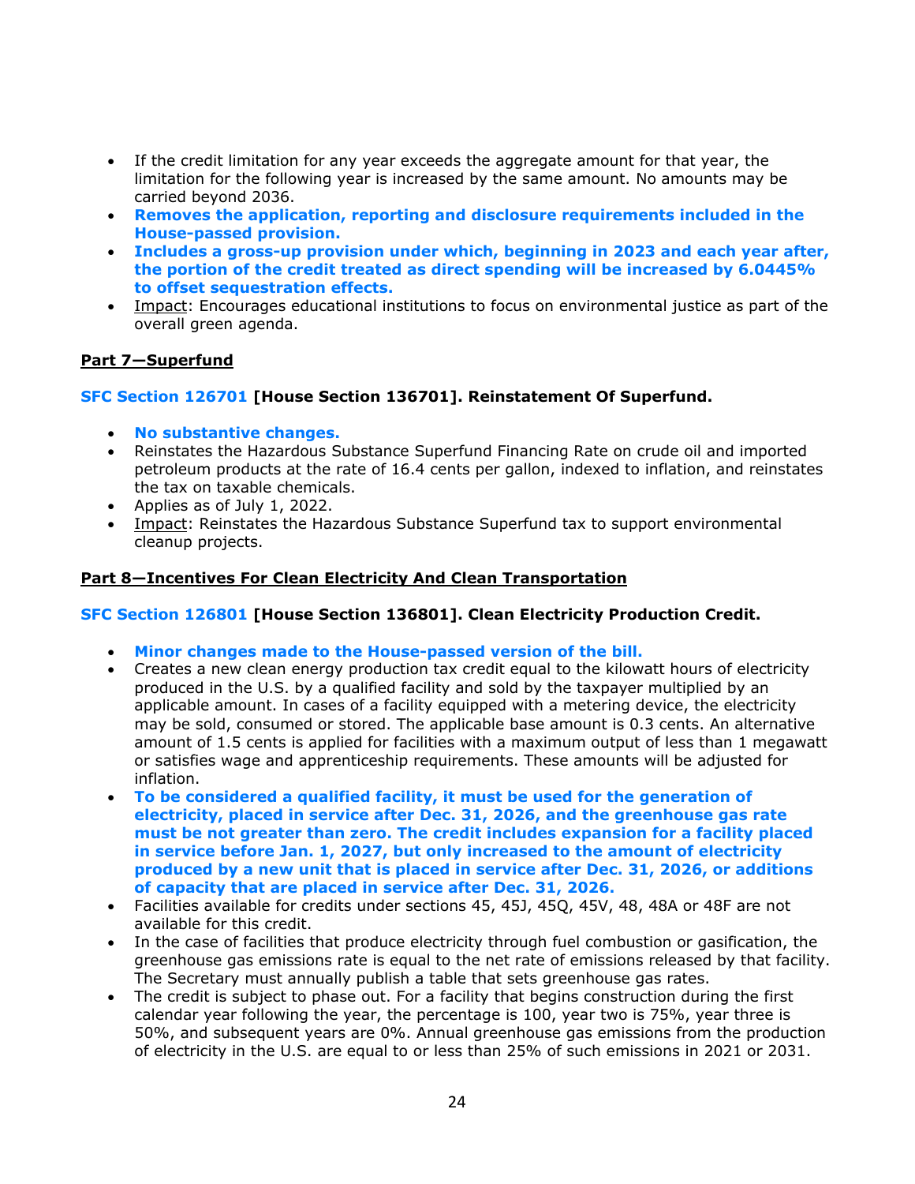- If the credit limitation for any year exceeds the aggregate amount for that year, the limitation for the following year is increased by the same amount. No amounts may be carried beyond 2036.
- **Removes the application, reporting and disclosure requirements included in the House-passed provision.**
- **Includes a gross-up provision under which, beginning in 2023 and each year after, the portion of the credit treated as direct spending will be increased by 6.0445% to offset sequestration effects.**
- Impact: Encourages educational institutions to focus on environmental justice as part of the overall green agenda.

**Part 7—Superfund**

**SFC Section 126701 [House Section 136701]. Reinstatement Of Superfund.**

- **No substantive changes.**
- Reinstates the Hazardous Substance Superfund Financing Rate on crude oil and imported petroleum products at the rate of 16.4 cents per gallon, indexed to inflation, and reinstates the tax on taxable chemicals.
- Applies as of July 1, 2022.
- Impact: Reinstates the Hazardous Substance Superfund tax to support environmental cleanup projects.

**Part 8—Incentives For Clean Electricity And Clean Transportation**

**SFC Section 126801 [House Section 136801]. Clean Electricity Production Credit.**

- **Minor changes made to the House-passed version of the bill.**
- Creates a new clean energy production tax credit equal to the kilowatt hours of electricity produced in the U.S. by a qualified facility and sold by the taxpayer multiplied by an applicable amount. In cases of a facility equipped with a metering device, the electricity may be sold, consumed or stored. The applicable base amount is 0.3 cents. An alternative amount of 1.5 cents is applied for facilities with a maximum output of less than 1 megawatt or satisfies wage and apprenticeship requirements. These amounts will be adjusted for inflation.
- **To be considered a qualified facility, it must be used for the generation of electricity, placed in service after Dec. 31, 2026, and the greenhouse gas rate must be not greater than zero. The credit includes expansion for a facility placed in service before Jan. 1, 2027, but only increased to the amount of electricity produced by a new unit that is placed in service after Dec. 31, 2026, or additions of capacity that are placed in service after Dec. 31, 2026.**
- Facilities available for credits under sections 45, 45J, 45Q, 45V, 48, 48A or 48F are not available for this credit.
- In the case of facilities that produce electricity through fuel combustion or gasification, the greenhouse gas emissions rate is equal to the net rate of emissions released by that facility. The Secretary must annually publish a table that sets greenhouse gas rates.
- The credit is subject to phase out. For a facility that begins construction during the first calendar year following the year, the percentage is 100, year two is 75%, year three is 50%, and subsequent years are 0%. Annual greenhouse gas emissions from the production of electricity in the U.S. are equal to or less than 25% of such emissions in 2021 or 2031.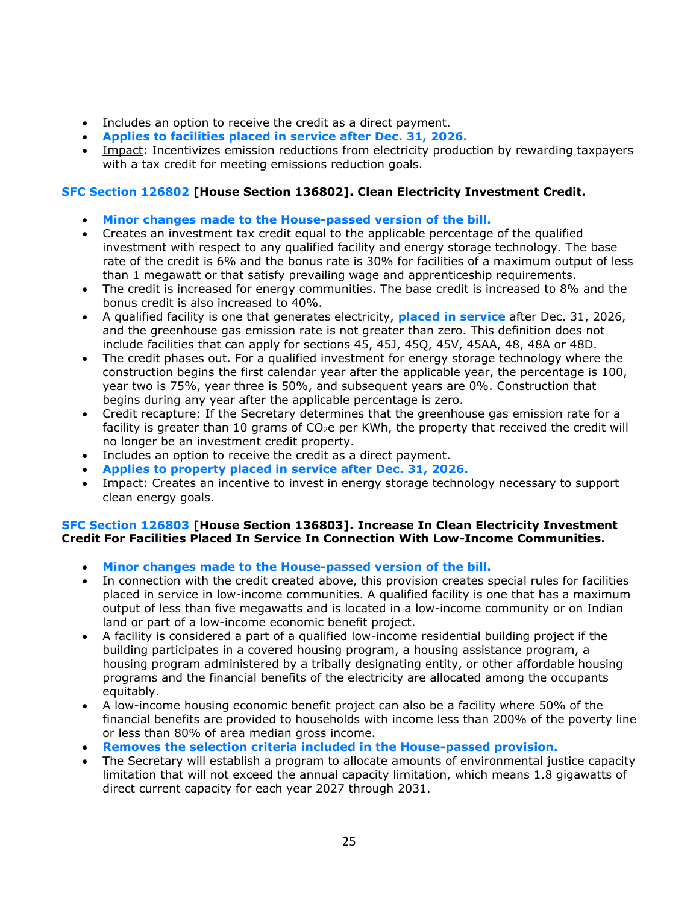- Includes an option to receive the credit as a direct payment.
- **Applies to facilities placed in service after Dec. 31, 2026.**
- Impact: Incentivizes emission reductions from electricity production by rewarding taxpayers with a tax credit for meeting emissions reduction goals.

**SFC Section 126802 [House Section 136802]. Clean Electricity Investment Credit.**

- **Minor changes made to the House-passed version of the bill.**
- Creates an investment tax credit equal to the applicable percentage of the qualified investment with respect to any qualified facility and energy storage technology. The base rate of the credit is 6% and the bonus rate is 30% for facilities of a maximum output of less than 1 megawatt or that satisfy prevailing wage and apprenticeship requirements.
- The credit is increased for energy communities. The base credit is increased to 8% and the bonus credit is also increased to 40%.
- A qualified facility is one that generates electricity, **placed in service** after Dec. 31, 2026, and the greenhouse gas emission rate is not greater than zero. This definition does not include facilities that can apply for sections 45, 45J, 45Q, 45V, 45AA, 48, 48A or 48D.
- The credit phases out. For a qualified investment for energy storage technology where the construction begins the first calendar year after the applicable year, the percentage is 100, year two is 75%, year three is 50%, and subsequent years are 0%. Construction that begins during any year after the applicable percentage is zero.
- Credit recapture: If the Secretary determines that the greenhouse gas emission rate for a facility is greater than 10 grams of $CO_2e$ per KWh, the property that received the credit will no longer be an investment credit property.
- Includes an option to receive the credit as a direct payment.
- **Applies to property placed in service after Dec. 31, 2026.**
- Impact: Creates an incentive to invest in energy storage technology necessary to support clean energy goals.

**SFC Section 126803 [House Section 136803]. Increase In Clean Electricity Investment Credit For Facilities Placed In Service In Connection With Low-Income Communities.**

- **Minor changes made to the House-passed version of the bill.**
- In connection with the credit created above, this provision creates special rules for facilities placed in service in low-income communities. A qualified facility is one that has a maximum output of less than five megawatts and is located in a low-income community or on Indian land or part of a low-income economic benefit project.
- A facility is considered a part of a qualified low-income residential building project if the building participates in a covered housing program, a housing assistance program, a housing program administered by a tribally designating entity, or other affordable housing programs and the financial benefits of the electricity are allocated among the occupants equitably.
- A low-income housing economic benefit project can also be a facility where 50% of the financial benefits are provided to households with income less than 200% of the poverty line or less than 80% of area median gross income.
- **Removes the selection criteria included in the House-passed provision.**
- The Secretary will establish a program to allocate amounts of environmental justice capacity limitation that will not exceed the annual capacity limitation, which means 1.8 gigawatts of direct current capacity for each year 2027 through 2031.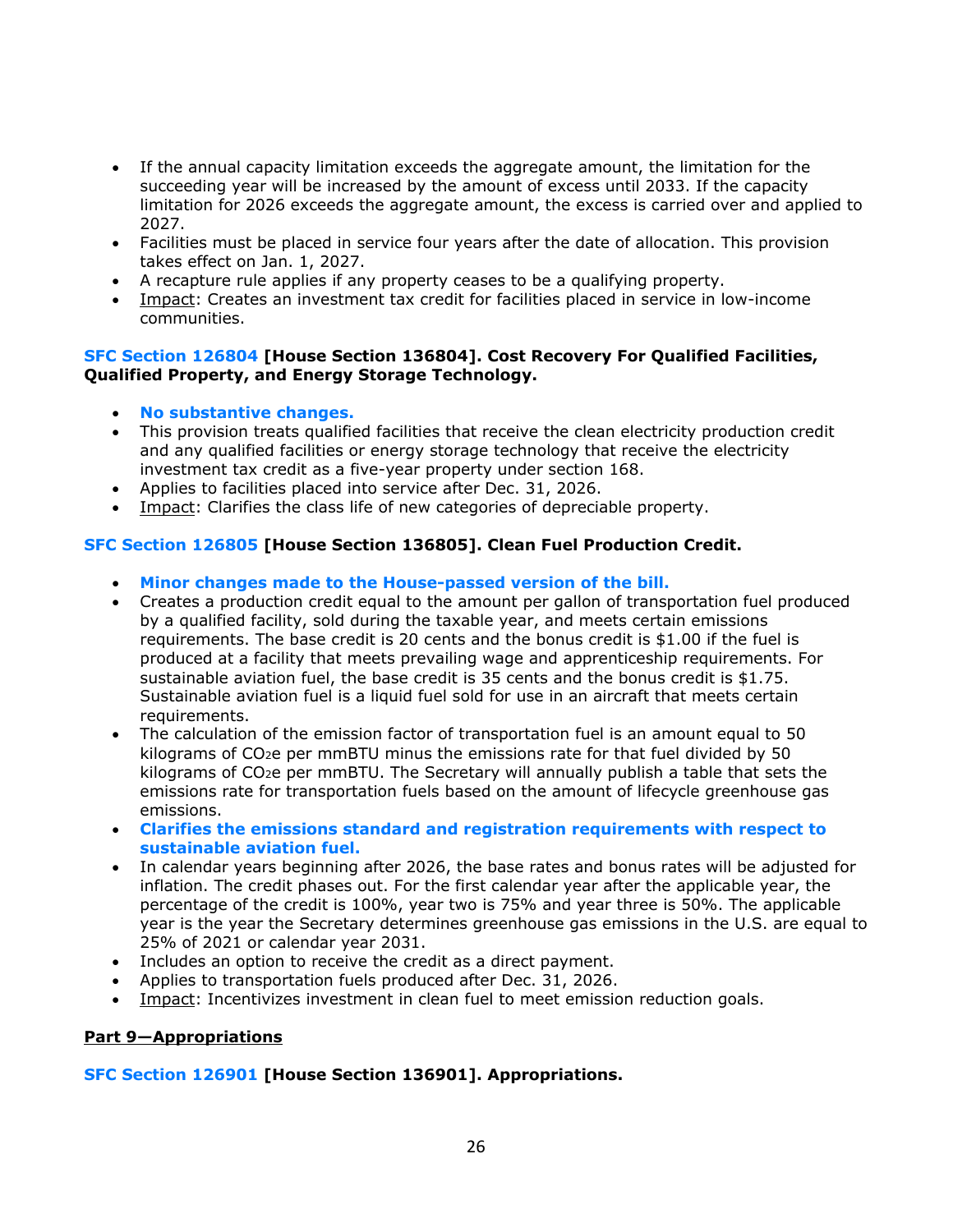- If the annual capacity limitation exceeds the aggregate amount, the limitation for the succeeding year will be increased by the amount of excess until 2033. If the capacity limitation for 2026 exceeds the aggregate amount, the excess is carried over and applied to 2027.
- Facilities must be placed in service four years after the date of allocation. This provision takes effect on Jan. 1, 2027.
- A recapture rule applies if any property ceases to be a qualifying property.
- Impact: Creates an investment tax credit for facilities placed in service in low-income communities.

**SFC Section 126804 [House Section 136804]. Cost Recovery For Qualified Facilities, Qualified Property, and Energy Storage Technology.**

- **No substantive changes.**
- This provision treats qualified facilities that receive the clean electricity production credit and any qualified facilities or energy storage technology that receive the electricity investment tax credit as a five-year property under section 168.
- Applies to facilities placed into service after Dec. 31, 2026.
- Impact: Clarifies the class life of new categories of depreciable property.

**SFC Section 126805 [House Section 136805]. Clean Fuel Production Credit.**

- **Minor changes made to the House-passed version of the bill.**
- Creates a production credit equal to the amount per gallon of transportation fuel produced by a qualified facility, sold during the taxable year, and meets certain emissions requirements. The base credit is 20 cents and the bonus credit is $1.00 if the fuel is produced at a facility that meets prevailing wage and apprenticeship requirements. For sustainable aviation fuel, the base credit is 35 cents and the bonus credit is $1.75. Sustainable aviation fuel is a liquid fuel sold for use in an aircraft that meets certain requirements.
- The calculation of the emission factor of transportation fuel is an amount equal to 50 kilograms of $CO_2e$ per mmBTU minus the emissions rate for that fuel divided by 50 kilograms of $CO_2e$ per mmBTU. The Secretary will annually publish a table that sets the emissions rate for transportation fuels based on the amount of lifecycle greenhouse gas emissions.
- **Clarifies the emissions standard and registration requirements with respect to sustainable aviation fuel.**
- In calendar years beginning after 2026, the base rates and bonus rates will be adjusted for inflation. The credit phases out. For the first calendar year after the applicable year, the percentage of the credit is 100%, year two is 75% and year three is 50%. The applicable year is the year the Secretary determines greenhouse gas emissions in the U.S. are equal to 25% of 2021 or calendar year 2031.
- Includes an option to receive the credit as a direct payment.
- Applies to transportation fuels produced after Dec. 31, 2026.
- Impact: Incentivizes investment in clean fuel to meet emission reduction goals.

## Part 9—Appropriations

**SFC Section 126901 [House Section 136901]. Appropriations.**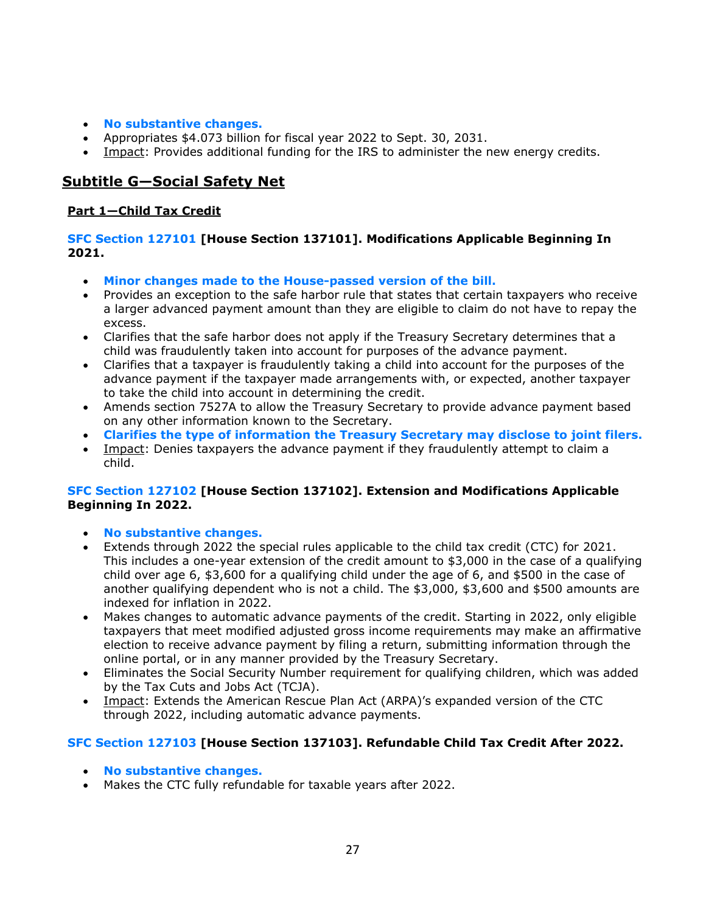- **No substantive changes.**
- Appropriates $4.073 billion for fiscal year 2022 to Sept. 30, 2031.
- Impact: Provides additional funding for the IRS to administer the new energy credits.

## Subtitle G—Social Safety Net

### Part 1—Child Tax Credit

**SFC Section 127101 [House Section 137101]. Modifications Applicable Beginning In 2021.**

- **Minor changes made to the House-passed version of the bill.**
- Provides an exception to the safe harbor rule that states that certain taxpayers who receive a larger advanced payment amount than they are eligible to claim do not have to repay the excess.
- Clarifies that the safe harbor does not apply if the Treasury Secretary determines that a child was fraudulently taken into account for purposes of the advance payment.
- Clarifies that a taxpayer is fraudulently taking a child into account for the purposes of the advance payment if the taxpayer made arrangements with, or expected, another taxpayer to take the child into account in determining the credit.
- Amends section 7527A to allow the Treasury Secretary to provide advance payment based on any other information known to the Secretary.
- **Clarifies the type of information the Treasury Secretary may disclose to joint filers.**
- Impact: Denies taxpayers the advance payment if they fraudulently attempt to claim a child.

**SFC Section 127102 [House Section 137102]. Extension and Modifications Applicable Beginning In 2022.**

- **No substantive changes.**
- Extends through 2022 the special rules applicable to the child tax credit (CTC) for 2021. This includes a one-year extension of the credit amount to $3,000 in the case of a qualifying child over age 6, $3,600 for a qualifying child under the age of 6, and $500 in the case of another qualifying dependent who is not a child. The $3,000, $3,600 and $500 amounts are indexed for inflation in 2022.
- Makes changes to automatic advance payments of the credit. Starting in 2022, only eligible taxpayers that meet modified adjusted gross income requirements may make an affirmative election to receive advance payment by filing a return, submitting information through the online portal, or in any manner provided by the Treasury Secretary.
- Eliminates the Social Security Number requirement for qualifying children, which was added by the Tax Cuts and Jobs Act (TCJA).
- Impact: Extends the American Rescue Plan Act (ARPA)'s expanded version of the CTC through 2022, including automatic advance payments.

**SFC Section 127103 [House Section 137103]. Refundable Child Tax Credit After 2022.**

- **No substantive changes.**
- Makes the CTC fully refundable for taxable years after 2022.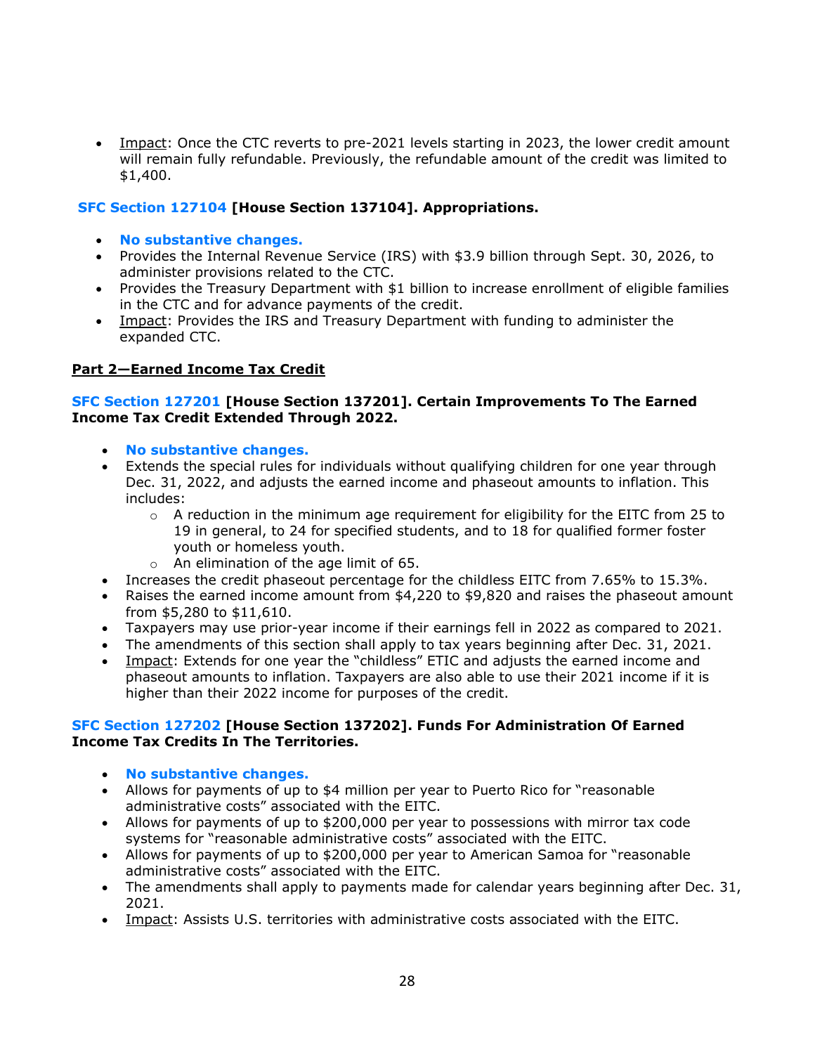- Impact: Once the CTC reverts to pre-2021 levels starting in 2023, the lower credit amount will remain fully refundable. Previously, the refundable amount of the credit was limited to $1,400.

**SFC Section 127104 [House Section 137104]. Appropriations.**

- **No substantive changes.**
- Provides the Internal Revenue Service (IRS) with $3.9 billion through Sept. 30, 2026, to administer provisions related to the CTC.
- Provides the Treasury Department with $1 billion to increase enrollment of eligible families in the CTC and for advance payments of the credit.
- Impact: Provides the IRS and Treasury Department with funding to administer the expanded CTC.

**Part 2—Earned Income Tax Credit**

**SFC Section 127201 [House Section 137201]. Certain Improvements To The Earned Income Tax Credit Extended Through 2022.**

- **No substantive changes.**
- Extends the special rules for individuals without qualifying children for one year through Dec. 31, 2022, and adjusts the earned income and phaseout amounts to inflation. This includes:
  - A reduction in the minimum age requirement for eligibility for the EITC from 25 to 19 in general, to 24 for specified students, and to 18 for qualified former foster youth or homeless youth.
  - An elimination of the age limit of 65.
- Increases the credit phaseout percentage for the childless EITC from 7.65% to 15.3%.
- Raises the earned income amount from $4,220 to $9,820 and raises the phaseout amount from $5,280 to $11,610.
- Taxpayers may use prior-year income if their earnings fell in 2022 as compared to 2021.
- The amendments of this section shall apply to tax years beginning after Dec. 31, 2021.
- Impact: Extends for one year the "childless" ETIC and adjusts the earned income and phaseout amounts to inflation. Taxpayers are also able to use their 2021 income if it is higher than their 2022 income for purposes of the credit.

**SFC Section 127202 [House Section 137202]. Funds For Administration Of Earned Income Tax Credits In The Territories.**

- **No substantive changes.**
- Allows for payments of up to $4 million per year to Puerto Rico for "reasonable administrative costs" associated with the EITC.
- Allows for payments of up to $200,000 per year to possessions with mirror tax code systems for "reasonable administrative costs" associated with the EITC.
- Allows for payments of up to $200,000 per year to American Samoa for "reasonable administrative costs" associated with the EITC.
- The amendments shall apply to payments made for calendar years beginning after Dec. 31, 2021.
- Impact: Assists U.S. territories with administrative costs associated with the EITC.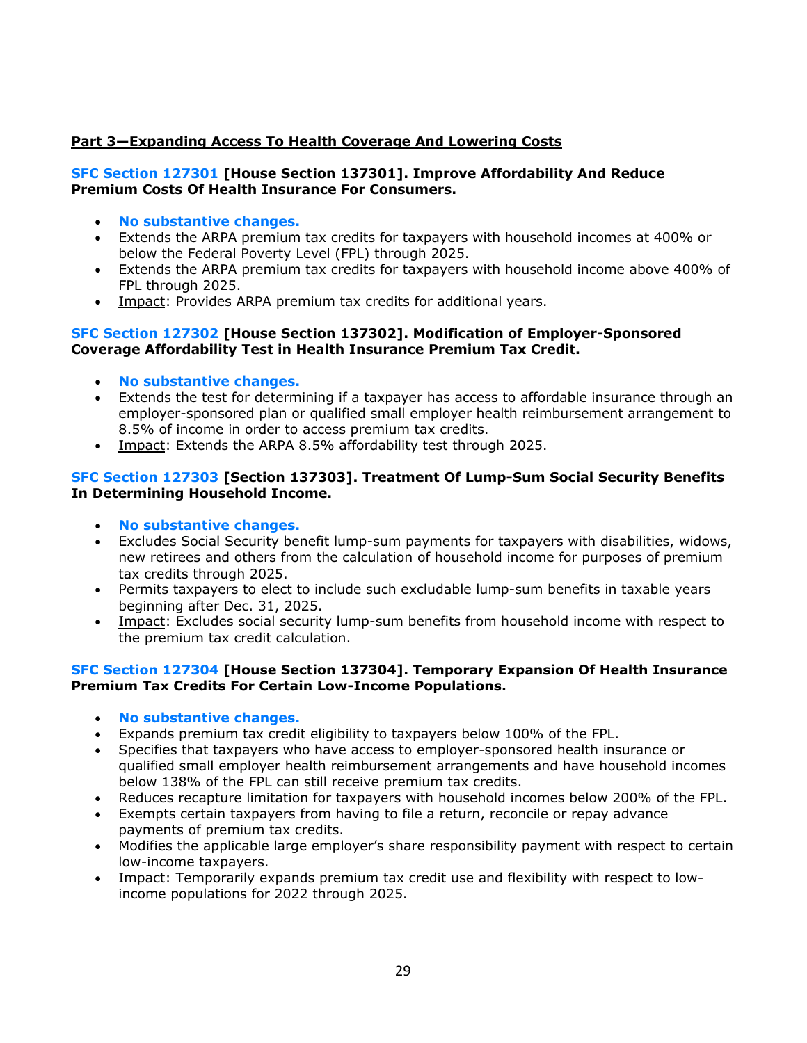## Part 3—Expanding Access To Health Coverage And Lowering Costs

**SFC Section 127301 [House Section 137301]. Improve Affordability And Reduce Premium Costs Of Health Insurance For Consumers.**

- **No substantive changes.**
- Extends the ARPA premium tax credits for taxpayers with household incomes at 400% or below the Federal Poverty Level (FPL) through 2025.
- Extends the ARPA premium tax credits for taxpayers with household income above 400% of FPL through 2025.
- Impact: Provides ARPA premium tax credits for additional years.

**SFC Section 127302 [House Section 137302]. Modification of Employer-Sponsored Coverage Affordability Test in Health Insurance Premium Tax Credit.**

- **No substantive changes.**
- Extends the test for determining if a taxpayer has access to affordable insurance through an employer-sponsored plan or qualified small employer health reimbursement arrangement to 8.5% of income in order to access premium tax credits.
- Impact: Extends the ARPA 8.5% affordability test through 2025.

**SFC Section 127303 [Section 137303]. Treatment Of Lump-Sum Social Security Benefits In Determining Household Income.**

- **No substantive changes.**
- Excludes Social Security benefit lump-sum payments for taxpayers with disabilities, widows, new retirees and others from the calculation of household income for purposes of premium tax credits through 2025.
- Permits taxpayers to elect to include such excludable lump-sum benefits in taxable years beginning after Dec. 31, 2025.
- Impact: Excludes social security lump-sum benefits from household income with respect to the premium tax credit calculation.

**SFC Section 127304 [House Section 137304]. Temporary Expansion Of Health Insurance Premium Tax Credits For Certain Low-Income Populations.**

- **No substantive changes.**
- Expands premium tax credit eligibility to taxpayers below 100% of the FPL.
- Specifies that taxpayers who have access to employer-sponsored health insurance or qualified small employer health reimbursement arrangements and have household incomes below 138% of the FPL can still receive premium tax credits.
- Reduces recapture limitation for taxpayers with household incomes below 200% of the FPL.
- Exempts certain taxpayers from having to file a return, reconcile or repay advance payments of premium tax credits.
- Modifies the applicable large employer's share responsibility payment with respect to certain low-income taxpayers.
- Impact: Temporarily expands premium tax credit use and flexibility with respect to low-income populations for 2022 through 2025.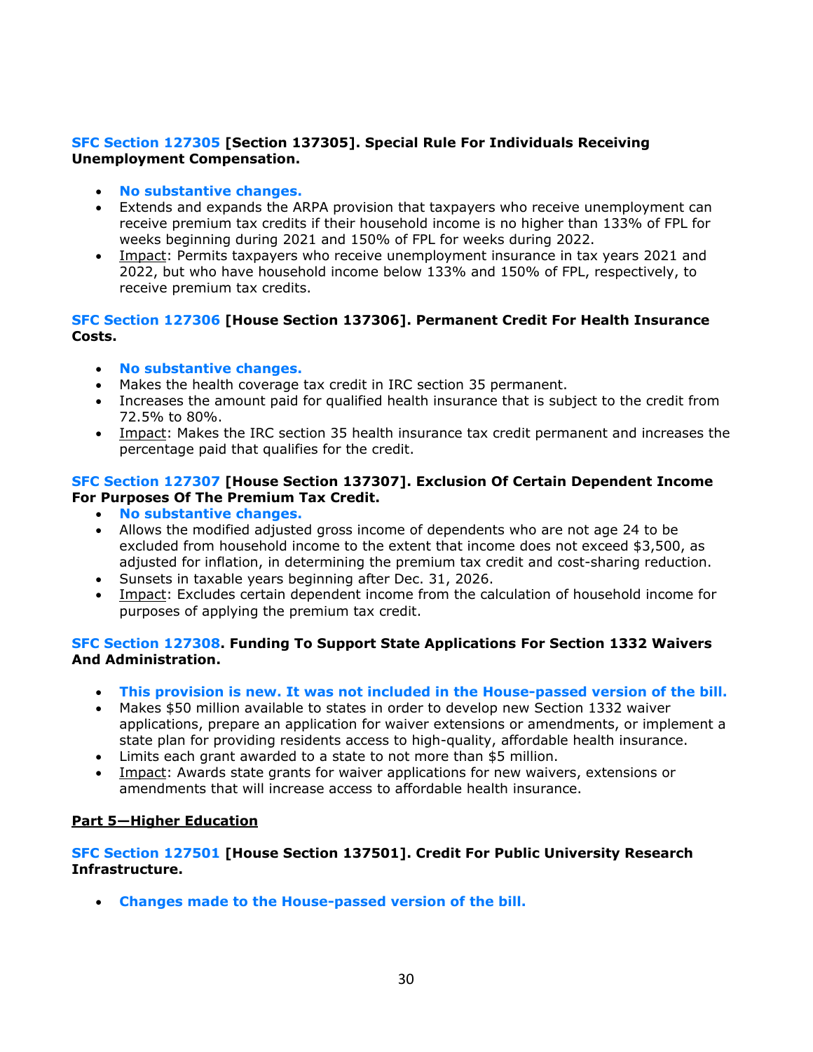**SFC Section 127305 [Section 137305]. Special Rule For Individuals Receiving Unemployment Compensation.**

- **No substantive changes.**
- Extends and expands the ARPA provision that taxpayers who receive unemployment can receive premium tax credits if their household income is no higher than 133% of FPL for weeks beginning during 2021 and 150% of FPL for weeks during 2022.
- Impact: Permits taxpayers who receive unemployment insurance in tax years 2021 and 2022, but who have household income below 133% and 150% of FPL, respectively, to receive premium tax credits.

**SFC Section 127306 [House Section 137306]. Permanent Credit For Health Insurance Costs.**

- **No substantive changes.**
- Makes the health coverage tax credit in IRC section 35 permanent.
- Increases the amount paid for qualified health insurance that is subject to the credit from 72.5% to 80%.
- Impact: Makes the IRC section 35 health insurance tax credit permanent and increases the percentage paid that qualifies for the credit.

**SFC Section 127307 [House Section 137307]. Exclusion Of Certain Dependent Income For Purposes Of The Premium Tax Credit.**

- **No substantive changes.**
- Allows the modified adjusted gross income of dependents who are not age 24 to be excluded from household income to the extent that income does not exceed $3,500, as adjusted for inflation, in determining the premium tax credit and cost-sharing reduction.
- Sunsets in taxable years beginning after Dec. 31, 2026.
- Impact: Excludes certain dependent income from the calculation of household income for purposes of applying the premium tax credit.

**SFC Section 127308. Funding To Support State Applications For Section 1332 Waivers And Administration.**

- **This provision is new. It was not included in the House-passed version of the bill.**
- Makes $50 million available to states in order to develop new Section 1332 waiver applications, prepare an application for waiver extensions or amendments, or implement a state plan for providing residents access to high-quality, affordable health insurance.
- Limits each grant awarded to a state to not more than $5 million.
- Impact: Awards state grants for waiver applications for new waivers, extensions or amendments that will increase access to affordable health insurance.

## Part 5—Higher Education

**SFC Section 127501 [House Section 137501]. Credit For Public University Research Infrastructure.**

- **Changes made to the House-passed version of the bill.**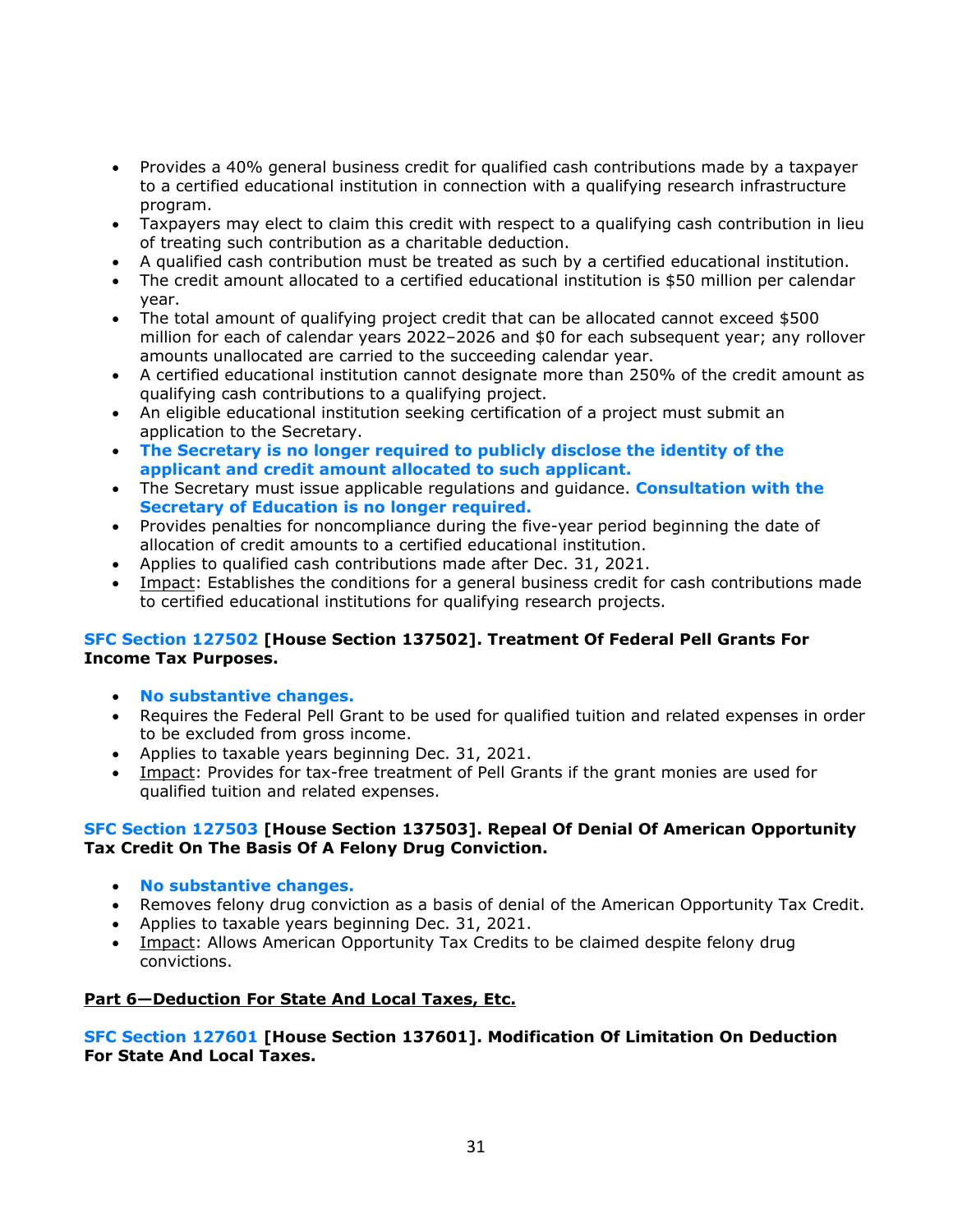- Provides a 40% general business credit for qualified cash contributions made by a taxpayer to a certified educational institution in connection with a qualifying research infrastructure program.
- Taxpayers may elect to claim this credit with respect to a qualifying cash contribution in lieu of treating such contribution as a charitable deduction.
- A qualified cash contribution must be treated as such by a certified educational institution.
- The credit amount allocated to a certified educational institution is $50 million per calendar year.
- The total amount of qualifying project credit that can be allocated cannot exceed $500 million for each of calendar years 2022–2026 and $0 for each subsequent year; any rollover amounts unallocated are carried to the succeeding calendar year.
- A certified educational institution cannot designate more than 250% of the credit amount as qualifying cash contributions to a qualifying project.
- An eligible educational institution seeking certification of a project must submit an application to the Secretary.
- **The Secretary is no longer required to publicly disclose the identity of the applicant and credit amount allocated to such applicant.**
- The Secretary must issue applicable regulations and guidance. **Consultation with the Secretary of Education is no longer required.**
- Provides penalties for noncompliance during the five-year period beginning the date of allocation of credit amounts to a certified educational institution.
- Applies to qualified cash contributions made after Dec. 31, 2021.
- Impact: Establishes the conditions for a general business credit for cash contributions made to certified educational institutions for qualifying research projects.

**SFC Section 127502 [House Section 137502]. Treatment Of Federal Pell Grants For Income Tax Purposes.**

- **No substantive changes.**
- Requires the Federal Pell Grant to be used for qualified tuition and related expenses in order to be excluded from gross income.
- Applies to taxable years beginning Dec. 31, 2021.
- Impact: Provides for tax-free treatment of Pell Grants if the grant monies are used for qualified tuition and related expenses.

**SFC Section 127503 [House Section 137503]. Repeal Of Denial Of American Opportunity Tax Credit On The Basis Of A Felony Drug Conviction.**

- **No substantive changes.**
- Removes felony drug conviction as a basis of denial of the American Opportunity Tax Credit.
- Applies to taxable years beginning Dec. 31, 2021.
- Impact: Allows American Opportunity Tax Credits to be claimed despite felony drug convictions.

**Part 6—Deduction For State And Local Taxes, Etc.**

**SFC Section 127601 [House Section 137601]. Modification Of Limitation On Deduction For State And Local Taxes.**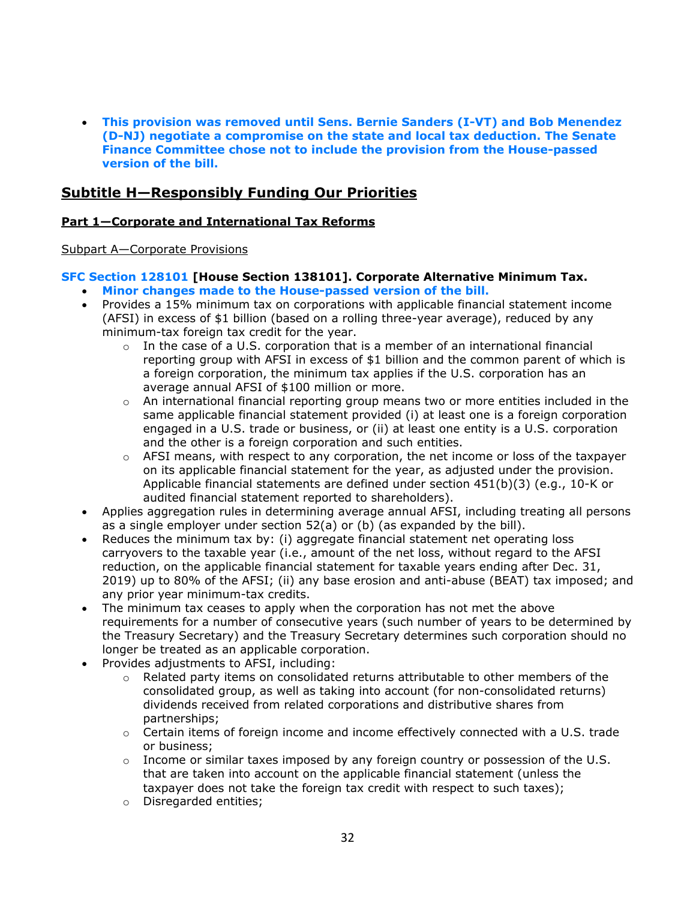- **This provision was removed until Sens. Bernie Sanders (I-VT) and Bob Menendez (D-NJ) negotiate a compromise on the state and local tax deduction. The Senate Finance Committee chose not to include the provision from the House-passed version of the bill.**

## Subtitle H—Responsibly Funding Our Priorities

### Part 1—Corporate and International Tax Reforms

Subpart A—Corporate Provisions

**SFC Section 128101 [House Section 138101]. Corporate Alternative Minimum Tax.**

- **Minor changes made to the House-passed version of the bill.**
- Provides a 15% minimum tax on corporations with applicable financial statement income (AFSI) in excess of $1 billion (based on a rolling three-year average), reduced by any minimum-tax foreign tax credit for the year.
  - In the case of a U.S. corporation that is a member of an international financial reporting group with AFSI in excess of $1 billion and the common parent of which is a foreign corporation, the minimum tax applies if the U.S. corporation has an average annual AFSI of $100 million or more.
  - An international financial reporting group means two or more entities included in the same applicable financial statement provided (i) at least one is a foreign corporation engaged in a U.S. trade or business, or (ii) at least one entity is a U.S. corporation and the other is a foreign corporation and such entities.
  - AFSI means, with respect to any corporation, the net income or loss of the taxpayer on its applicable financial statement for the year, as adjusted under the provision. Applicable financial statements are defined under section 451(b)(3) (e.g., 10-K or audited financial statement reported to shareholders).
- Applies aggregation rules in determining average annual AFSI, including treating all persons as a single employer under section 52(a) or (b) (as expanded by the bill).
- Reduces the minimum tax by: (i) aggregate financial statement net operating loss carryovers to the taxable year (i.e., amount of the net loss, without regard to the AFSI reduction, on the applicable financial statement for taxable years ending after Dec. 31, 2019) up to 80% of the AFSI; (ii) any base erosion and anti-abuse (BEAT) tax imposed; and any prior year minimum-tax credits.
- The minimum tax ceases to apply when the corporation has not met the above requirements for a number of consecutive years (such number of years to be determined by the Treasury Secretary) and the Treasury Secretary determines such corporation should no longer be treated as an applicable corporation.
- Provides adjustments to AFSI, including:
  - Related party items on consolidated returns attributable to other members of the consolidated group, as well as taking into account (for non-consolidated returns) dividends received from related corporations and distributive shares from partnerships;
  - Certain items of foreign income and income effectively connected with a U.S. trade or business;
  - Income or similar taxes imposed by any foreign country or possession of the U.S. that are taken into account on the applicable financial statement (unless the taxpayer does not take the foreign tax credit with respect to such taxes);
  - Disregarded entities;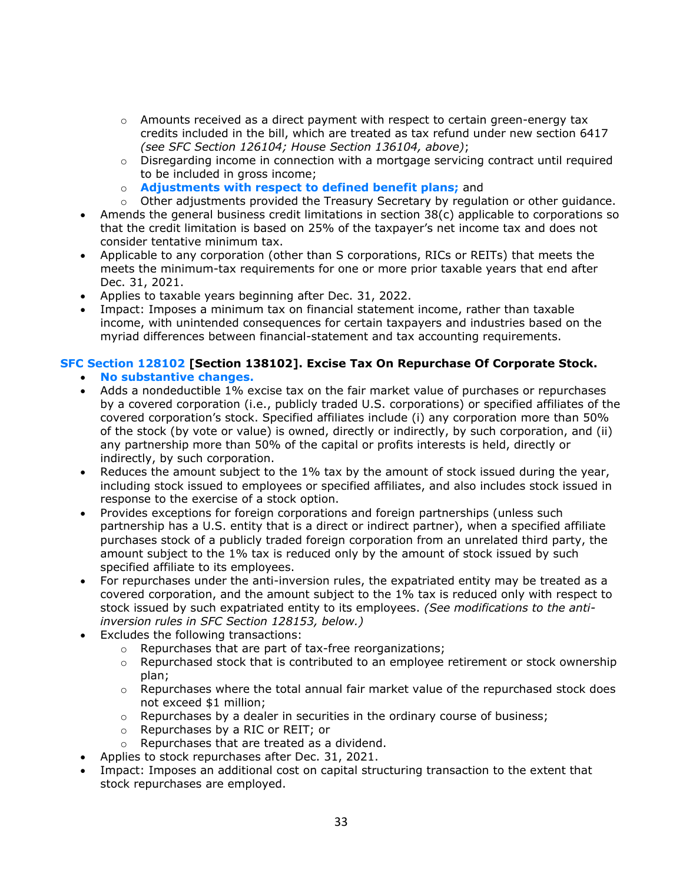- Amounts received as a direct payment with respect to certain green-energy tax credits included in the bill, which are treated as tax refund under new section 6417 *(see SFC Section 126104; House Section 136104, above)*;
   - Disregarding income in connection with a mortgage servicing contract until required to be included in gross income;
   - **Adjustments with respect to defined benefit plans;** and
   - Other adjustments provided the Treasury Secretary by regulation or other guidance.
- Amends the general business credit limitations in section 38(c) applicable to corporations so that the credit limitation is based on 25% of the taxpayer's net income tax and does not consider tentative minimum tax.
- Applicable to any corporation (other than S corporations, RICs or REITs) that meets the meets the minimum-tax requirements for one or more prior taxable years that end after Dec. 31, 2021.
- Applies to taxable years beginning after Dec. 31, 2022.
- Impact: Imposes a minimum tax on financial statement income, rather than taxable income, with unintended consequences for certain taxpayers and industries based on the myriad differences between financial-statement and tax accounting requirements.

**SFC Section 128102 [Section 138102]. Excise Tax On Repurchase Of Corporate Stock.**

- **No substantive changes.**
- Adds a nondeductible 1% excise tax on the fair market value of purchases or repurchases by a covered corporation (i.e., publicly traded U.S. corporations) or specified affiliates of the covered corporation's stock. Specified affiliates include (i) any corporation more than 50% of the stock (by vote or value) is owned, directly or indirectly, by such corporation, and (ii) any partnership more than 50% of the capital or profits interests is held, directly or indirectly, by such corporation.
- Reduces the amount subject to the 1% tax by the amount of stock issued during the year, including stock issued to employees or specified affiliates, and also includes stock issued in response to the exercise of a stock option.
- Provides exceptions for foreign corporations and foreign partnerships (unless such partnership has a U.S. entity that is a direct or indirect partner), when a specified affiliate purchases stock of a publicly traded foreign corporation from an unrelated third party, the amount subject to the 1% tax is reduced only by the amount of stock issued by such specified affiliate to its employees.
- For repurchases under the anti-inversion rules, the expatriated entity may be treated as a covered corporation, and the amount subject to the 1% tax is reduced only with respect to stock issued by such expatriated entity to its employees. *(See modifications to the anti-inversion rules in SFC Section 128153, below.)*
- Excludes the following transactions:
   - Repurchases that are part of tax-free reorganizations;
   - Repurchased stock that is contributed to an employee retirement or stock ownership plan;
   - Repurchases where the total annual fair market value of the repurchased stock does not exceed $1 million;
   - Repurchases by a dealer in securities in the ordinary course of business;
   - Repurchases by a RIC or REIT; or
   - Repurchases that are treated as a dividend.
- Applies to stock repurchases after Dec. 31, 2021.
- Impact: Imposes an additional cost on capital structuring transaction to the extent that stock repurchases are employed.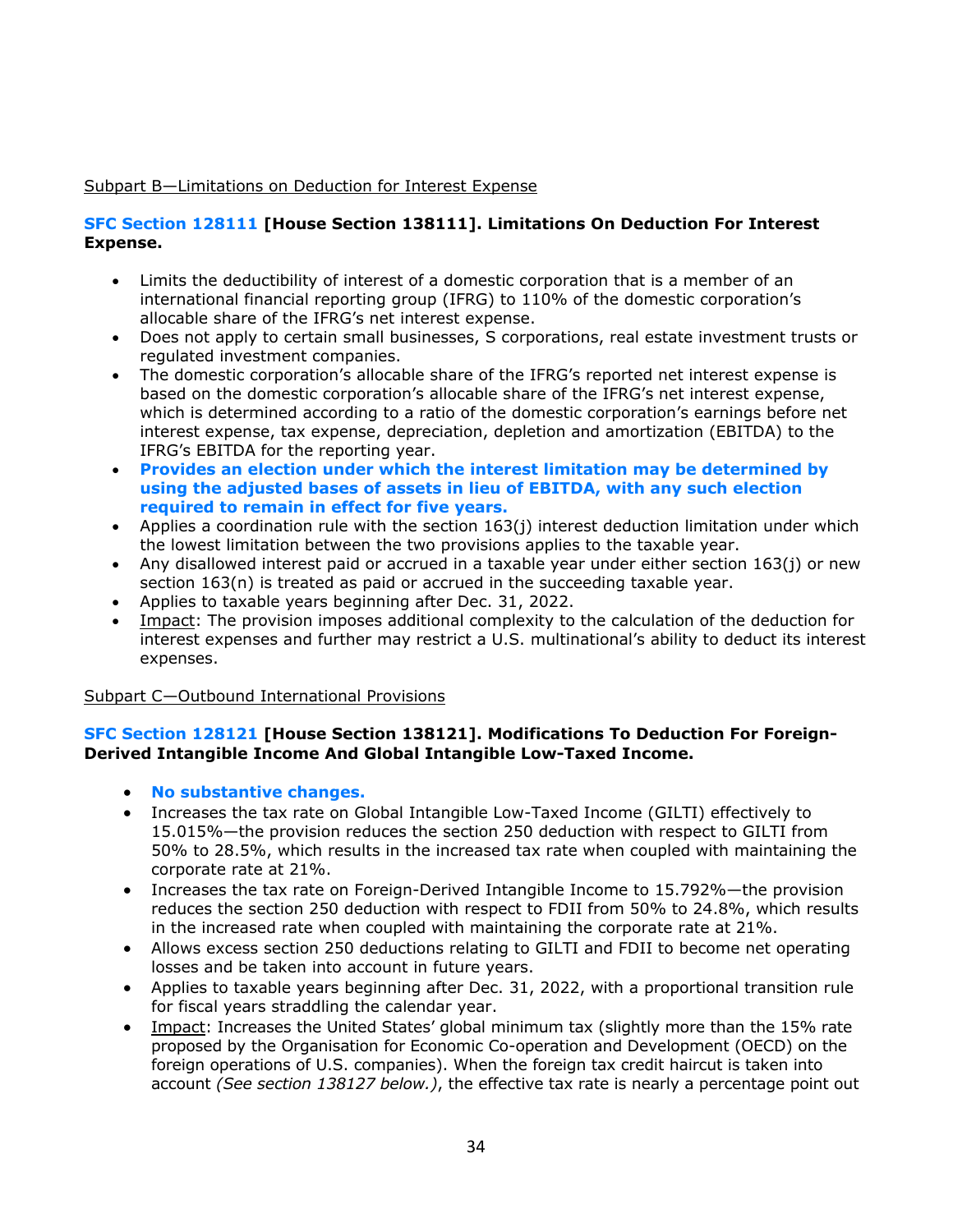Subpart B—Limitations on Deduction for Interest Expense

**SFC Section 128111 [House Section 138111]. Limitations On Deduction For Interest Expense.**

- Limits the deductibility of interest of a domestic corporation that is a member of an international financial reporting group (IFRG) to 110% of the domestic corporation's allocable share of the IFRG's net interest expense.
- Does not apply to certain small businesses, S corporations, real estate investment trusts or regulated investment companies.
- The domestic corporation's allocable share of the IFRG's reported net interest expense is based on the domestic corporation's allocable share of the IFRG's net interest expense, which is determined according to a ratio of the domestic corporation's earnings before net interest expense, tax expense, depreciation, depletion and amortization (EBITDA) to the IFRG's EBITDA for the reporting year.
- **Provides an election under which the interest limitation may be determined by using the adjusted bases of assets in lieu of EBITDA, with any such election required to remain in effect for five years.**
- Applies a coordination rule with the section 163(j) interest deduction limitation under which the lowest limitation between the two provisions applies to the taxable year.
- Any disallowed interest paid or accrued in a taxable year under either section 163(j) or new section 163(n) is treated as paid or accrued in the succeeding taxable year.
- Applies to taxable years beginning after Dec. 31, 2022.
- Impact: The provision imposes additional complexity to the calculation of the deduction for interest expenses and further may restrict a U.S. multinational's ability to deduct its interest expenses.

Subpart C—Outbound International Provisions

**SFC Section 128121 [House Section 138121]. Modifications To Deduction For Foreign-Derived Intangible Income And Global Intangible Low-Taxed Income.**

- **No substantive changes.**
- Increases the tax rate on Global Intangible Low-Taxed Income (GILTI) effectively to 15.015%—the provision reduces the section 250 deduction with respect to GILTI from 50% to 28.5%, which results in the increased tax rate when coupled with maintaining the corporate rate at 21%.
- Increases the tax rate on Foreign-Derived Intangible Income to 15.792%—the provision reduces the section 250 deduction with respect to FDII from 50% to 24.8%, which results in the increased rate when coupled with maintaining the corporate rate at 21%.
- Allows excess section 250 deductions relating to GILTI and FDII to become net operating losses and be taken into account in future years.
- Applies to taxable years beginning after Dec. 31, 2022, with a proportional transition rule for fiscal years straddling the calendar year.
- Impact: Increases the United States' global minimum tax (slightly more than the 15% rate proposed by the Organisation for Economic Co-operation and Development (OECD) on the foreign operations of U.S. companies). When the foreign tax credit haircut is taken into account *(See section 138127 below.)*, the effective tax rate is nearly a percentage point out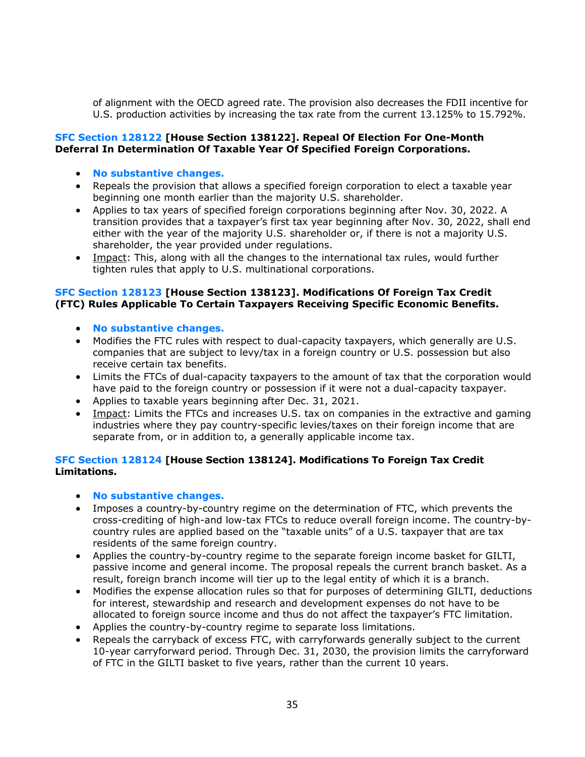of alignment with the OECD agreed rate. The provision also decreases the FDII incentive for U.S. production activities by increasing the tax rate from the current 13.125% to 15.792%.

**SFC Section 128122 [House Section 138122]. Repeal Of Election For One-Month Deferral In Determination Of Taxable Year Of Specified Foreign Corporations.**

- **No substantive changes.**
- Repeals the provision that allows a specified foreign corporation to elect a taxable year beginning one month earlier than the majority U.S. shareholder.
- Applies to tax years of specified foreign corporations beginning after Nov. 30, 2022. A transition provides that a taxpayer's first tax year beginning after Nov. 30, 2022, shall end either with the year of the majority U.S. shareholder or, if there is not a majority U.S. shareholder, the year provided under regulations.
- Impact: This, along with all the changes to the international tax rules, would further tighten rules that apply to U.S. multinational corporations.

**SFC Section 128123 [House Section 138123]. Modifications Of Foreign Tax Credit (FTC) Rules Applicable To Certain Taxpayers Receiving Specific Economic Benefits.**

- **No substantive changes.**
- Modifies the FTC rules with respect to dual-capacity taxpayers, which generally are U.S. companies that are subject to levy/tax in a foreign country or U.S. possession but also receive certain tax benefits.
- Limits the FTCs of dual-capacity taxpayers to the amount of tax that the corporation would have paid to the foreign country or possession if it were not a dual-capacity taxpayer.
- Applies to taxable years beginning after Dec. 31, 2021.
- Impact: Limits the FTCs and increases U.S. tax on companies in the extractive and gaming industries where they pay country-specific levies/taxes on their foreign income that are separate from, or in addition to, a generally applicable income tax.

**SFC Section 128124 [House Section 138124]. Modifications To Foreign Tax Credit Limitations.**

- **No substantive changes.**
- Imposes a country-by-country regime on the determination of FTC, which prevents the cross-crediting of high-and low-tax FTCs to reduce overall foreign income. The country-by-country rules are applied based on the "taxable units" of a U.S. taxpayer that are tax residents of the same foreign country.
- Applies the country-by-country regime to the separate foreign income basket for GILTI, passive income and general income. The proposal repeals the current branch basket. As a result, foreign branch income will tier up to the legal entity of which it is a branch.
- Modifies the expense allocation rules so that for purposes of determining GILTI, deductions for interest, stewardship and research and development expenses do not have to be allocated to foreign source income and thus do not affect the taxpayer's FTC limitation.
- Applies the country-by-country regime to separate loss limitations.
- Repeals the carryback of excess FTC, with carryforwards generally subject to the current 10-year carryforward period. Through Dec. 31, 2030, the provision limits the carryforward of FTC in the GILTI basket to five years, rather than the current 10 years.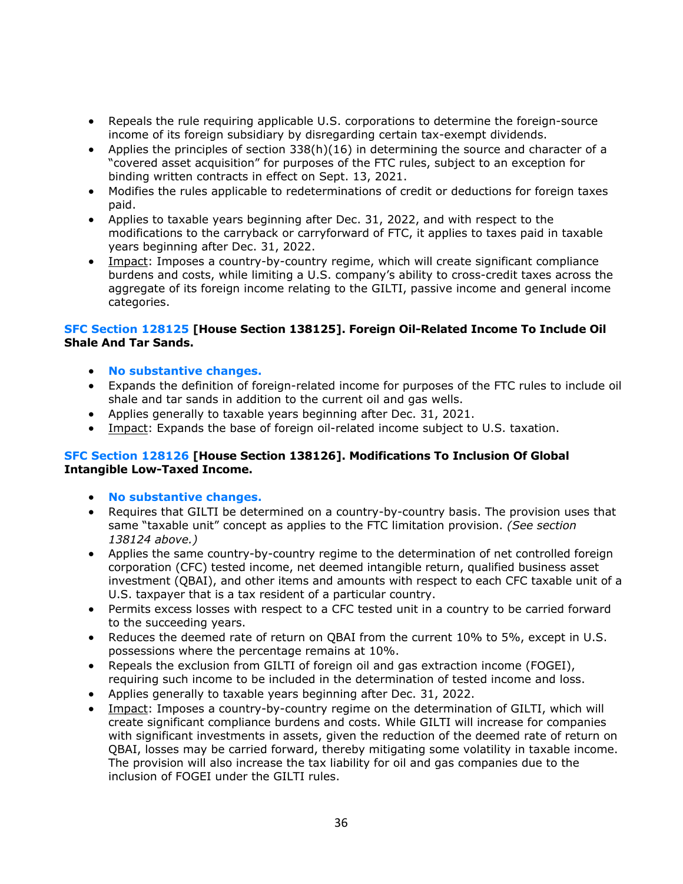- Repeals the rule requiring applicable U.S. corporations to determine the foreign-source income of its foreign subsidiary by disregarding certain tax-exempt dividends.
- Applies the principles of section 338(h)(16) in determining the source and character of a "covered asset acquisition" for purposes of the FTC rules, subject to an exception for binding written contracts in effect on Sept. 13, 2021.
- Modifies the rules applicable to redeterminations of credit or deductions for foreign taxes paid.
- Applies to taxable years beginning after Dec. 31, 2022, and with respect to the modifications to the carryback or carryforward of FTC, it applies to taxes paid in taxable years beginning after Dec. 31, 2022.
- Impact: Imposes a country-by-country regime, which will create significant compliance burdens and costs, while limiting a U.S. company's ability to cross-credit taxes across the aggregate of its foreign income relating to the GILTI, passive income and general income categories.

**SFC Section 128125 [House Section 138125]. Foreign Oil-Related Income To Include Oil Shale And Tar Sands.**

- **No substantive changes.**
- Expands the definition of foreign-related income for purposes of the FTC rules to include oil shale and tar sands in addition to the current oil and gas wells.
- Applies generally to taxable years beginning after Dec. 31, 2021.
- Impact: Expands the base of foreign oil-related income subject to U.S. taxation.

**SFC Section 128126 [House Section 138126]. Modifications To Inclusion Of Global Intangible Low-Taxed Income.**

- **No substantive changes.**
- Requires that GILTI be determined on a country-by-country basis. The provision uses that same "taxable unit" concept as applies to the FTC limitation provision. *(See section 138124 above.)*
- Applies the same country-by-country regime to the determination of net controlled foreign corporation (CFC) tested income, net deemed intangible return, qualified business asset investment (QBAI), and other items and amounts with respect to each CFC taxable unit of a U.S. taxpayer that is a tax resident of a particular country.
- Permits excess losses with respect to a CFC tested unit in a country to be carried forward to the succeeding years.
- Reduces the deemed rate of return on QBAI from the current 10% to 5%, except in U.S. possessions where the percentage remains at 10%.
- Repeals the exclusion from GILTI of foreign oil and gas extraction income (FOGEI), requiring such income to be included in the determination of tested income and loss.
- Applies generally to taxable years beginning after Dec. 31, 2022.
- Impact: Imposes a country-by-country regime on the determination of GILTI, which will create significant compliance burdens and costs. While GILTI will increase for companies with significant investments in assets, given the reduction of the deemed rate of return on QBAI, losses may be carried forward, thereby mitigating some volatility in taxable income. The provision will also increase the tax liability for oil and gas companies due to the inclusion of FOGEI under the GILTI rules.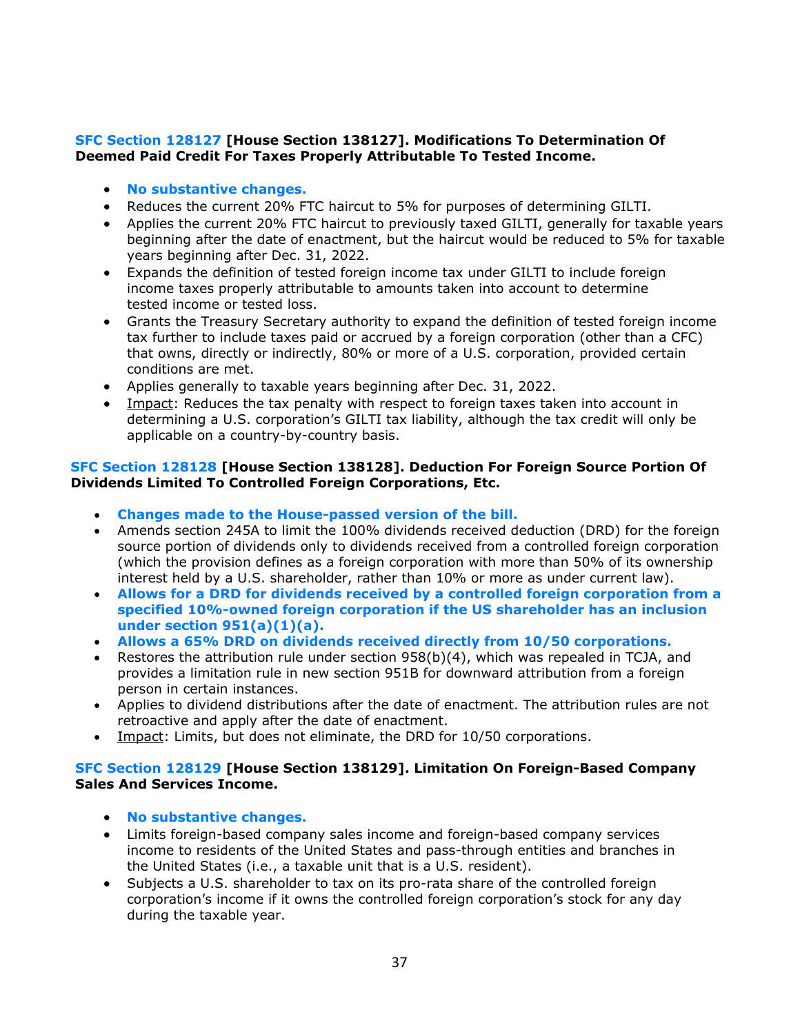**SFC Section 128127 [House Section 138127]. Modifications To Determination Of Deemed Paid Credit For Taxes Properly Attributable To Tested Income.**

- **No substantive changes.**
- Reduces the current 20% FTC haircut to 5% for purposes of determining GILTI.
- Applies the current 20% FTC haircut to previously taxed GILTI, generally for taxable years beginning after the date of enactment, but the haircut would be reduced to 5% for taxable years beginning after Dec. 31, 2022.
- Expands the definition of tested foreign income tax under GILTI to include foreign income taxes properly attributable to amounts taken into account to determine tested income or tested loss.
- Grants the Treasury Secretary authority to expand the definition of tested foreign income tax further to include taxes paid or accrued by a foreign corporation (other than a CFC) that owns, directly or indirectly, 80% or more of a U.S. corporation, provided certain conditions are met.
- Applies generally to taxable years beginning after Dec. 31, 2022.
- Impact: Reduces the tax penalty with respect to foreign taxes taken into account in determining a U.S. corporation's GILTI tax liability, although the tax credit will only be applicable on a country-by-country basis.

**SFC Section 128128 [House Section 138128]. Deduction For Foreign Source Portion Of Dividends Limited To Controlled Foreign Corporations, Etc.**

- **Changes made to the House-passed version of the bill.**
- Amends section 245A to limit the 100% dividends received deduction (DRD) for the foreign source portion of dividends only to dividends received from a controlled foreign corporation (which the provision defines as a foreign corporation with more than 50% of its ownership interest held by a U.S. shareholder, rather than 10% or more as under current law).
- **Allows for a DRD for dividends received by a controlled foreign corporation from a specified 10%-owned foreign corporation if the US shareholder has an inclusion under section 951(a)(1)(a).**
- **Allows a 65% DRD on dividends received directly from 10/50 corporations.**
- Restores the attribution rule under section 958(b)(4), which was repealed in TCJA, and provides a limitation rule in new section 951B for downward attribution from a foreign person in certain instances.
- Applies to dividend distributions after the date of enactment. The attribution rules are not retroactive and apply after the date of enactment.
- Impact: Limits, but does not eliminate, the DRD for 10/50 corporations.

**SFC Section 128129 [House Section 138129]. Limitation On Foreign-Based Company Sales And Services Income.**

- **No substantive changes.**
- Limits foreign-based company sales income and foreign-based company services income to residents of the United States and pass-through entities and branches in the United States (i.e., a taxable unit that is a U.S. resident).
- Subjects a U.S. shareholder to tax on its pro-rata share of the controlled foreign corporation's income if it owns the controlled foreign corporation's stock for any day during the taxable year.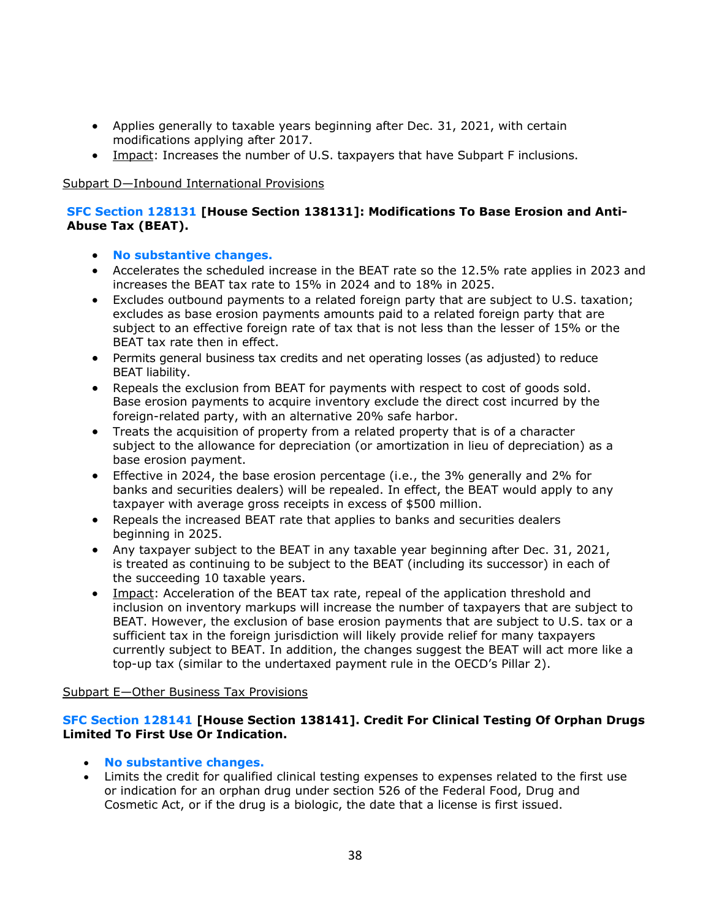- Applies generally to taxable years beginning after Dec. 31, 2021, with certain modifications applying after 2017.
- Impact: Increases the number of U.S. taxpayers that have Subpart F inclusions.

Subpart D—Inbound International Provisions

**SFC Section 128131 [House Section 138131]: Modifications To Base Erosion and Anti-Abuse Tax (BEAT).**

- **No substantive changes.**
- Accelerates the scheduled increase in the BEAT rate so the 12.5% rate applies in 2023 and increases the BEAT tax rate to 15% in 2024 and to 18% in 2025.
- Excludes outbound payments to a related foreign party that are subject to U.S. taxation; excludes as base erosion payments amounts paid to a related foreign party that are subject to an effective foreign rate of tax that is not less than the lesser of 15% or the BEAT tax rate then in effect.
- Permits general business tax credits and net operating losses (as adjusted) to reduce BEAT liability.
- Repeals the exclusion from BEAT for payments with respect to cost of goods sold. Base erosion payments to acquire inventory exclude the direct cost incurred by the foreign-related party, with an alternative 20% safe harbor.
- Treats the acquisition of property from a related property that is of a character subject to the allowance for depreciation (or amortization in lieu of depreciation) as a base erosion payment.
- Effective in 2024, the base erosion percentage (i.e., the 3% generally and 2% for banks and securities dealers) will be repealed. In effect, the BEAT would apply to any taxpayer with average gross receipts in excess of $500 million.
- Repeals the increased BEAT rate that applies to banks and securities dealers beginning in 2025.
- Any taxpayer subject to the BEAT in any taxable year beginning after Dec. 31, 2021, is treated as continuing to be subject to the BEAT (including its successor) in each of the succeeding 10 taxable years.
- Impact: Acceleration of the BEAT tax rate, repeal of the application threshold and inclusion on inventory markups will increase the number of taxpayers that are subject to BEAT. However, the exclusion of base erosion payments that are subject to U.S. tax or a sufficient tax in the foreign jurisdiction will likely provide relief for many taxpayers currently subject to BEAT. In addition, the changes suggest the BEAT will act more like a top-up tax (similar to the undertaxed payment rule in the OECD's Pillar 2).

Subpart E—Other Business Tax Provisions

**SFC Section 128141 [House Section 138141]. Credit For Clinical Testing Of Orphan Drugs Limited To First Use Or Indication.**

- **No substantive changes.**
- Limits the credit for qualified clinical testing expenses to expenses related to the first use or indication for an orphan drug under section 526 of the Federal Food, Drug and Cosmetic Act, or if the drug is a biologic, the date that a license is first issued.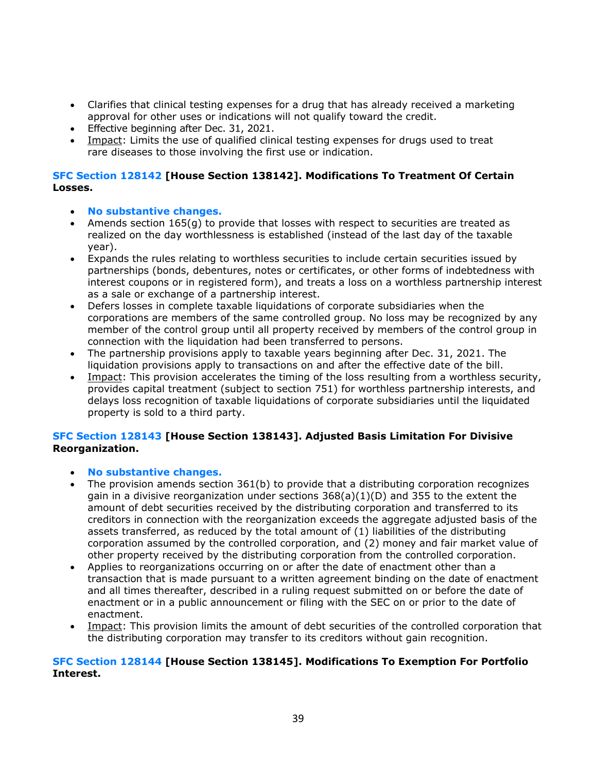- Clarifies that clinical testing expenses for a drug that has already received a marketing approval for other uses or indications will not qualify toward the credit.
- Effective beginning after Dec. 31, 2021.
- Impact: Limits the use of qualified clinical testing expenses for drugs used to treat rare diseases to those involving the first use or indication.

**SFC Section 128142 [House Section 138142]. Modifications To Treatment Of Certain Losses.**

- **No substantive changes.**
- Amends section 165(g) to provide that losses with respect to securities are treated as realized on the day worthlessness is established (instead of the last day of the taxable year).
- Expands the rules relating to worthless securities to include certain securities issued by partnerships (bonds, debentures, notes or certificates, or other forms of indebtedness with interest coupons or in registered form), and treats a loss on a worthless partnership interest as a sale or exchange of a partnership interest.
- Defers losses in complete taxable liquidations of corporate subsidiaries when the corporations are members of the same controlled group. No loss may be recognized by any member of the control group until all property received by members of the control group in connection with the liquidation had been transferred to persons.
- The partnership provisions apply to taxable years beginning after Dec. 31, 2021. The liquidation provisions apply to transactions on and after the effective date of the bill.
- Impact: This provision accelerates the timing of the loss resulting from a worthless security, provides capital treatment (subject to section 751) for worthless partnership interests, and delays loss recognition of taxable liquidations of corporate subsidiaries until the liquidated property is sold to a third party.

**SFC Section 128143 [House Section 138143]. Adjusted Basis Limitation For Divisive Reorganization.**

- **No substantive changes.**
- The provision amends section 361(b) to provide that a distributing corporation recognizes gain in a divisive reorganization under sections 368(a)(1)(D) and 355 to the extent the amount of debt securities received by the distributing corporation and transferred to its creditors in connection with the reorganization exceeds the aggregate adjusted basis of the assets transferred, as reduced by the total amount of (1) liabilities of the distributing corporation assumed by the controlled corporation, and (2) money and fair market value of other property received by the distributing corporation from the controlled corporation.
- Applies to reorganizations occurring on or after the date of enactment other than a transaction that is made pursuant to a written agreement binding on the date of enactment and all times thereafter, described in a ruling request submitted on or before the date of enactment or in a public announcement or filing with the SEC on or prior to the date of enactment.
- Impact: This provision limits the amount of debt securities of the controlled corporation that the distributing corporation may transfer to its creditors without gain recognition.

**SFC Section 128144 [House Section 138145]. Modifications To Exemption For Portfolio Interest.**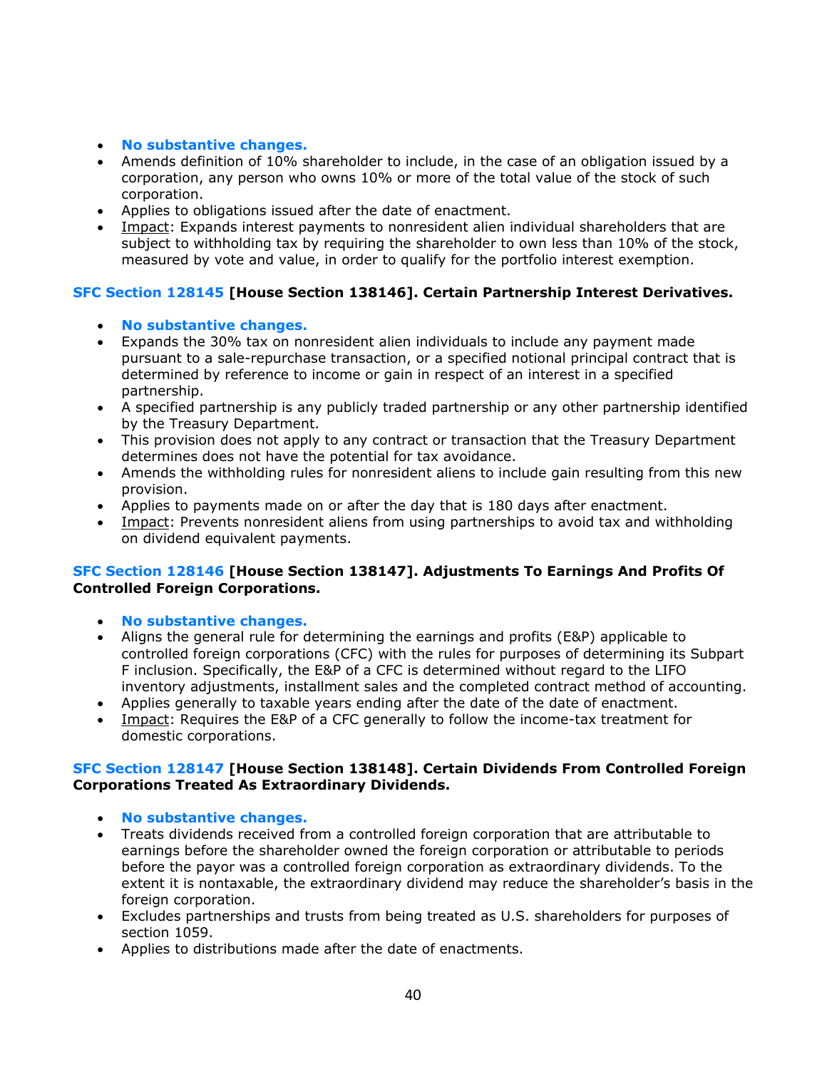- **No substantive changes.**
- Amends definition of 10% shareholder to include, in the case of an obligation issued by a corporation, any person who owns 10% or more of the total value of the stock of such corporation.
- Applies to obligations issued after the date of enactment.
- Impact: Expands interest payments to nonresident alien individual shareholders that are subject to withholding tax by requiring the shareholder to own less than 10% of the stock, measured by vote and value, in order to qualify for the portfolio interest exemption.

### SFC Section 128145 [House Section 138146]. Certain Partnership Interest Derivatives.

- **No substantive changes.**
- Expands the 30% tax on nonresident alien individuals to include any payment made pursuant to a sale-repurchase transaction, or a specified notional principal contract that is determined by reference to income or gain in respect of an interest in a specified partnership.
- A specified partnership is any publicly traded partnership or any other partnership identified by the Treasury Department.
- This provision does not apply to any contract or transaction that the Treasury Department determines does not have the potential for tax avoidance.
- Amends the withholding rules for nonresident aliens to include gain resulting from this new provision.
- Applies to payments made on or after the day that is 180 days after enactment.
- Impact: Prevents nonresident aliens from using partnerships to avoid tax and withholding on dividend equivalent payments.

### SFC Section 128146 [House Section 138147]. Adjustments To Earnings And Profits Of Controlled Foreign Corporations.

- **No substantive changes.**
- Aligns the general rule for determining the earnings and profits (E&P) applicable to controlled foreign corporations (CFC) with the rules for purposes of determining its Subpart F inclusion. Specifically, the E&P of a CFC is determined without regard to the LIFO inventory adjustments, installment sales and the completed contract method of accounting.
- Applies generally to taxable years ending after the date of the date of enactment.
- Impact: Requires the E&P of a CFC generally to follow the income-tax treatment for domestic corporations.

### SFC Section 128147 [House Section 138148]. Certain Dividends From Controlled Foreign Corporations Treated As Extraordinary Dividends.

- **No substantive changes.**
- Treats dividends received from a controlled foreign corporation that are attributable to earnings before the shareholder owned the foreign corporation or attributable to periods before the payor was a controlled foreign corporation as extraordinary dividends. To the extent it is nontaxable, the extraordinary dividend may reduce the shareholder's basis in the foreign corporation.
- Excludes partnerships and trusts from being treated as U.S. shareholders for purposes of section 1059.
- Applies to distributions made after the date of enactments.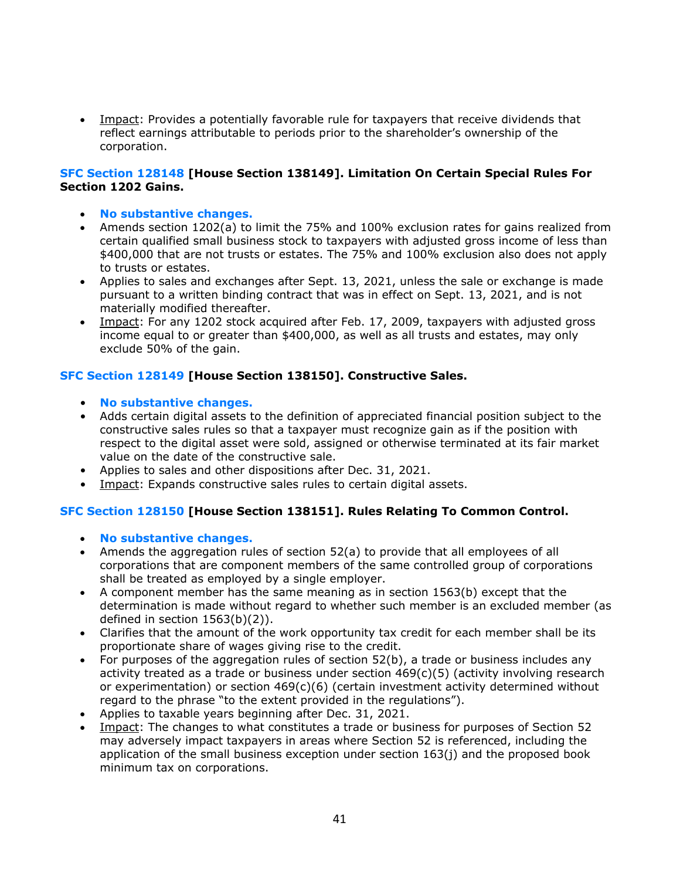- Impact: Provides a potentially favorable rule for taxpayers that receive dividends that reflect earnings attributable to periods prior to the shareholder's ownership of the corporation.

**SFC Section 128148 [House Section 138149]. Limitation On Certain Special Rules For Section 1202 Gains.**

- **No substantive changes.**
- Amends section 1202(a) to limit the 75% and 100% exclusion rates for gains realized from certain qualified small business stock to taxpayers with adjusted gross income of less than $400,000 that are not trusts or estates. The 75% and 100% exclusion also does not apply to trusts or estates.
- Applies to sales and exchanges after Sept. 13, 2021, unless the sale or exchange is made pursuant to a written binding contract that was in effect on Sept. 13, 2021, and is not materially modified thereafter.
- Impact: For any 1202 stock acquired after Feb. 17, 2009, taxpayers with adjusted gross income equal to or greater than $400,000, as well as all trusts and estates, may only exclude 50% of the gain.

**SFC Section 128149 [House Section 138150]. Constructive Sales.**

- **No substantive changes.**
- Adds certain digital assets to the definition of appreciated financial position subject to the constructive sales rules so that a taxpayer must recognize gain as if the position with respect to the digital asset were sold, assigned or otherwise terminated at its fair market value on the date of the constructive sale.
- Applies to sales and other dispositions after Dec. 31, 2021.
- Impact: Expands constructive sales rules to certain digital assets.

**SFC Section 128150 [House Section 138151]. Rules Relating To Common Control.**

- **No substantive changes.**
- Amends the aggregation rules of section 52(a) to provide that all employees of all corporations that are component members of the same controlled group of corporations shall be treated as employed by a single employer.
- A component member has the same meaning as in section 1563(b) except that the determination is made without regard to whether such member is an excluded member (as defined in section 1563(b)(2)).
- Clarifies that the amount of the work opportunity tax credit for each member shall be its proportionate share of wages giving rise to the credit.
- For purposes of the aggregation rules of section 52(b), a trade or business includes any activity treated as a trade or business under section 469(c)(5) (activity involving research or experimentation) or section 469(c)(6) (certain investment activity determined without regard to the phrase "to the extent provided in the regulations").
- Applies to taxable years beginning after Dec. 31, 2021.
- Impact: The changes to what constitutes a trade or business for purposes of Section 52 may adversely impact taxpayers in areas where Section 52 is referenced, including the application of the small business exception under section 163(j) and the proposed book minimum tax on corporations.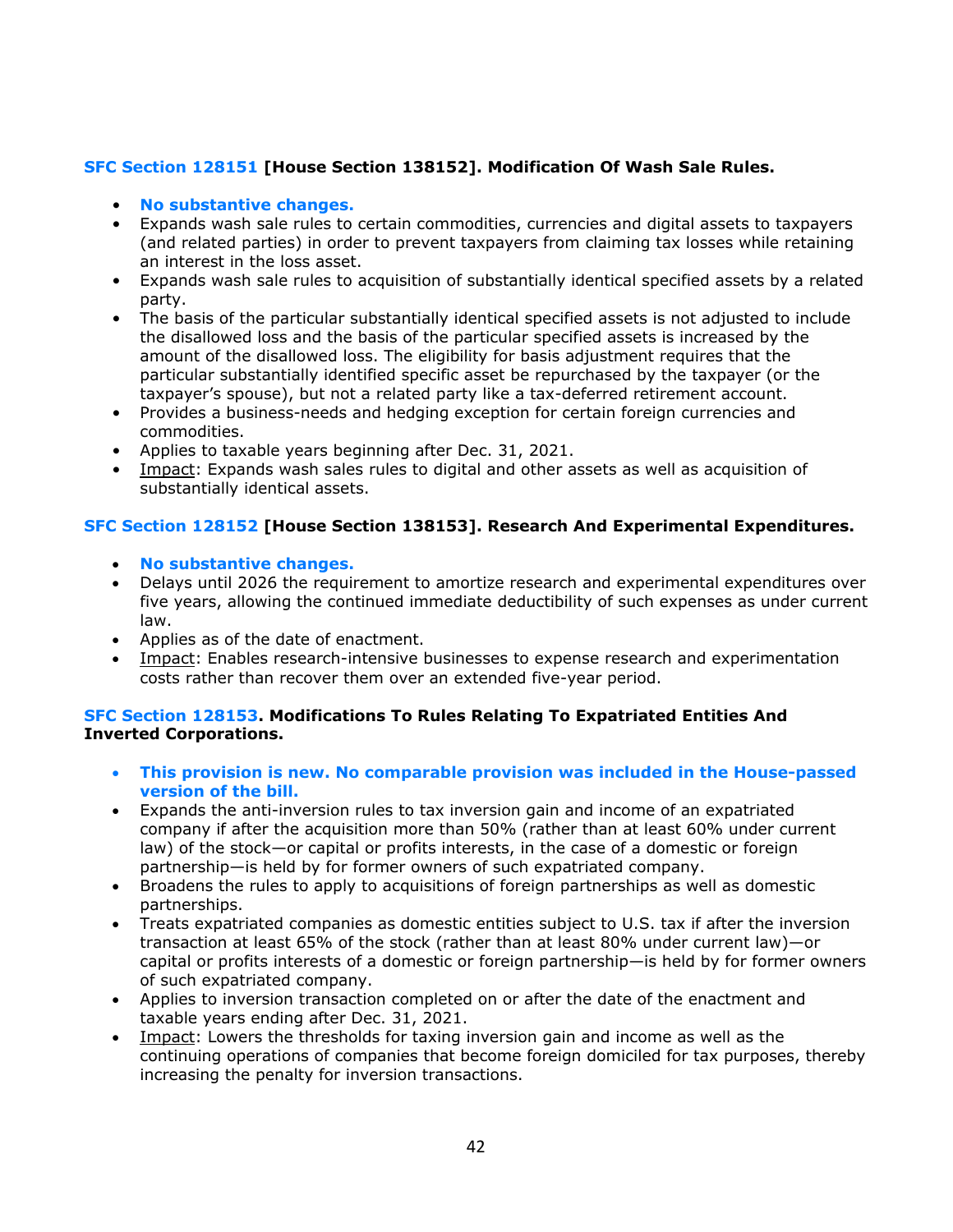**SFC Section 128151 [House Section 138152]. Modification Of Wash Sale Rules.**

- **No substantive changes.**
- Expands wash sale rules to certain commodities, currencies and digital assets to taxpayers (and related parties) in order to prevent taxpayers from claiming tax losses while retaining an interest in the loss asset.
- Expands wash sale rules to acquisition of substantially identical specified assets by a related party.
- The basis of the particular substantially identical specified assets is not adjusted to include the disallowed loss and the basis of the particular specified assets is increased by the amount of the disallowed loss. The eligibility for basis adjustment requires that the particular substantially identified specific asset be repurchased by the taxpayer (or the taxpayer's spouse), but not a related party like a tax-deferred retirement account.
- Provides a business-needs and hedging exception for certain foreign currencies and commodities.
- Applies to taxable years beginning after Dec. 31, 2021.
- Impact: Expands wash sales rules to digital and other assets as well as acquisition of substantially identical assets.

**SFC Section 128152 [House Section 138153]. Research And Experimental Expenditures.**

- **No substantive changes.**
- Delays until 2026 the requirement to amortize research and experimental expenditures over five years, allowing the continued immediate deductibility of such expenses as under current law.
- Applies as of the date of enactment.
- Impact: Enables research-intensive businesses to expense research and experimentation costs rather than recover them over an extended five-year period.

**SFC Section 128153. Modifications To Rules Relating To Expatriated Entities And Inverted Corporations.**

- **This provision is new. No comparable provision was included in the House-passed version of the bill.**
- Expands the anti-inversion rules to tax inversion gain and income of an expatriated company if after the acquisition more than 50% (rather than at least 60% under current law) of the stock—or capital or profits interests, in the case of a domestic or foreign partnership—is held by for former owners of such expatriated company.
- Broadens the rules to apply to acquisitions of foreign partnerships as well as domestic partnerships.
- Treats expatriated companies as domestic entities subject to U.S. tax if after the inversion transaction at least 65% of the stock (rather than at least 80% under current law)—or capital or profits interests of a domestic or foreign partnership—is held by for former owners of such expatriated company.
- Applies to inversion transaction completed on or after the date of the enactment and taxable years ending after Dec. 31, 2021.
- Impact: Lowers the thresholds for taxing inversion gain and income as well as the continuing operations of companies that become foreign domiciled for tax purposes, thereby increasing the penalty for inversion transactions.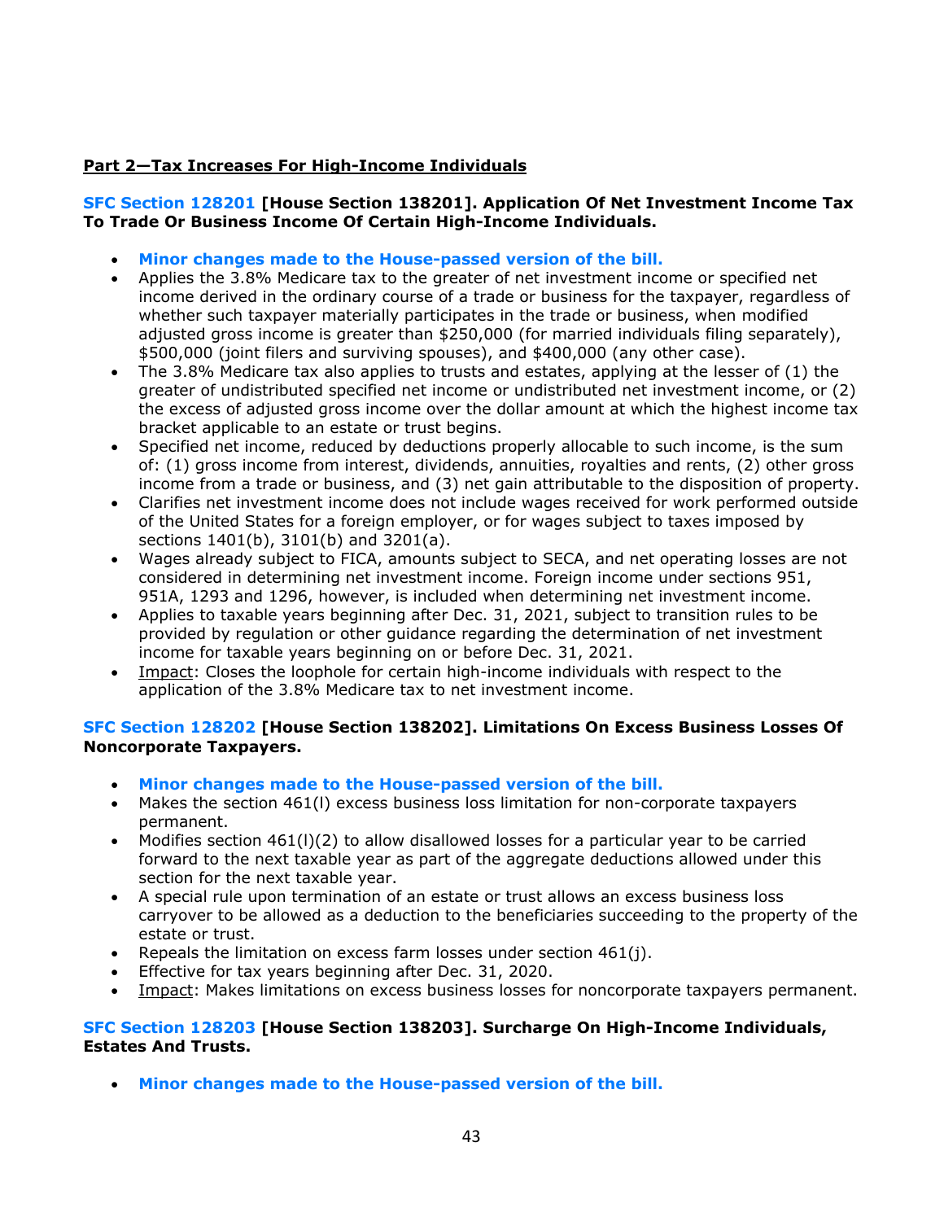## Part 2—Tax Increases For High-Income Individuals

### SFC Section 128201 [House Section 138201]. Application Of Net Investment Income Tax To Trade Or Business Income Of Certain High-Income Individuals.

- **Minor changes made to the House-passed version of the bill.**
- Applies the 3.8% Medicare tax to the greater of net investment income or specified net income derived in the ordinary course of a trade or business for the taxpayer, regardless of whether such taxpayer materially participates in the trade or business, when modified adjusted gross income is greater than $250,000 (for married individuals filing separately), $500,000 (joint filers and surviving spouses), and $400,000 (any other case).
- The 3.8% Medicare tax also applies to trusts and estates, applying at the lesser of (1) the greater of undistributed specified net income or undistributed net investment income, or (2) the excess of adjusted gross income over the dollar amount at which the highest income tax bracket applicable to an estate or trust begins.
- Specified net income, reduced by deductions properly allocable to such income, is the sum of: (1) gross income from interest, dividends, annuities, royalties and rents, (2) other gross income from a trade or business, and (3) net gain attributable to the disposition of property.
- Clarifies net investment income does not include wages received for work performed outside of the United States for a foreign employer, or for wages subject to taxes imposed by sections 1401(b), 3101(b) and 3201(a).
- Wages already subject to FICA, amounts subject to SECA, and net operating losses are not considered in determining net investment income. Foreign income under sections 951, 951A, 1293 and 1296, however, is included when determining net investment income.
- Applies to taxable years beginning after Dec. 31, 2021, subject to transition rules to be provided by regulation or other guidance regarding the determination of net investment income for taxable years beginning on or before Dec. 31, 2021.
- Impact: Closes the loophole for certain high-income individuals with respect to the application of the 3.8% Medicare tax to net investment income.

### SFC Section 128202 [House Section 138202]. Limitations On Excess Business Losses Of Noncorporate Taxpayers.

- **Minor changes made to the House-passed version of the bill.**
- Makes the section 461(l) excess business loss limitation for non-corporate taxpayers permanent.
- Modifies section 461(l)(2) to allow disallowed losses for a particular year to be carried forward to the next taxable year as part of the aggregate deductions allowed under this section for the next taxable year.
- A special rule upon termination of an estate or trust allows an excess business loss carryover to be allowed as a deduction to the beneficiaries succeeding to the property of the estate or trust.
- Repeals the limitation on excess farm losses under section 461(j).
- Effective for tax years beginning after Dec. 31, 2020.
- Impact: Makes limitations on excess business losses for noncorporate taxpayers permanent.

### SFC Section 128203 [House Section 138203]. Surcharge On High-Income Individuals, Estates And Trusts.

- **Minor changes made to the House-passed version of the bill.**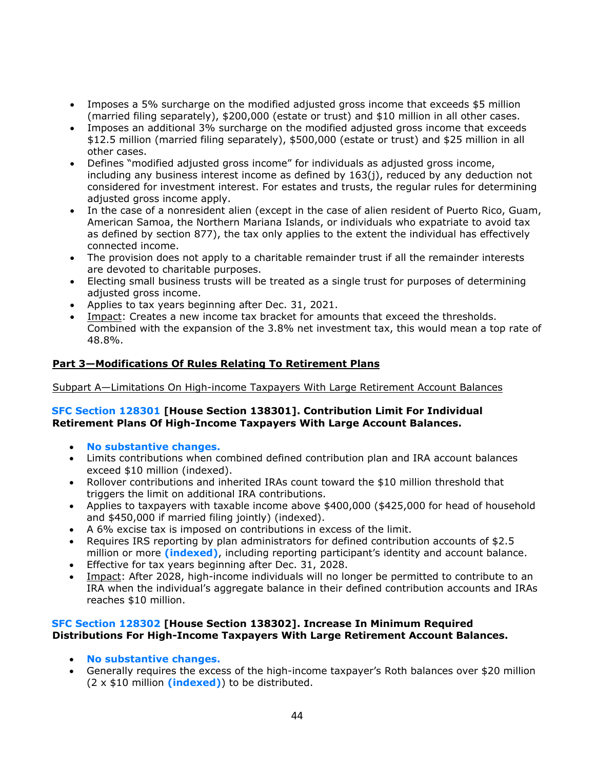- Imposes a 5% surcharge on the modified adjusted gross income that exceeds $5 million (married filing separately), $200,000 (estate or trust) and $10 million in all other cases.
- Imposes an additional 3% surcharge on the modified adjusted gross income that exceeds $12.5 million (married filing separately), $500,000 (estate or trust) and $25 million in all other cases.
- Defines "modified adjusted gross income" for individuals as adjusted gross income, including any business interest income as defined by 163(j), reduced by any deduction not considered for investment interest. For estates and trusts, the regular rules for determining adjusted gross income apply.
- In the case of a nonresident alien (except in the case of alien resident of Puerto Rico, Guam, American Samoa, the Northern Mariana Islands, or individuals who expatriate to avoid tax as defined by section 877), the tax only applies to the extent the individual has effectively connected income.
- The provision does not apply to a charitable remainder trust if all the remainder interests are devoted to charitable purposes.
- Electing small business trusts will be treated as a single trust for purposes of determining adjusted gross income.
- Applies to tax years beginning after Dec. 31, 2021.
- Impact: Creates a new income tax bracket for amounts that exceed the thresholds. Combined with the expansion of the 3.8% net investment tax, this would mean a top rate of 48.8%.

## Part 3—Modifications Of Rules Relating To Retirement Plans

Subpart A—Limitations On High-income Taxpayers With Large Retirement Account Balances

### SFC Section 128301 [House Section 138301]. Contribution Limit For Individual Retirement Plans Of High-Income Taxpayers With Large Account Balances.

- **No substantive changes.**
- Limits contributions when combined defined contribution plan and IRA account balances exceed $10 million (indexed).
- Rollover contributions and inherited IRAs count toward the $10 million threshold that triggers the limit on additional IRA contributions.
- Applies to taxpayers with taxable income above $400,000 ($425,000 for head of household and $450,000 if married filing jointly) (indexed).
- A 6% excise tax is imposed on contributions in excess of the limit.
- Requires IRS reporting by plan administrators for defined contribution accounts of $2.5 million or more **(indexed)**, including reporting participant's identity and account balance.
- Effective for tax years beginning after Dec. 31, 2028.
- Impact: After 2028, high-income individuals will no longer be permitted to contribute to an IRA when the individual's aggregate balance in their defined contribution accounts and IRAs reaches $10 million.

### SFC Section 128302 [House Section 138302]. Increase In Minimum Required Distributions For High-Income Taxpayers With Large Retirement Account Balances.

- **No substantive changes.**
- Generally requires the excess of the high-income taxpayer's Roth balances over $20 million (2 x $10 million **(indexed)**) to be distributed.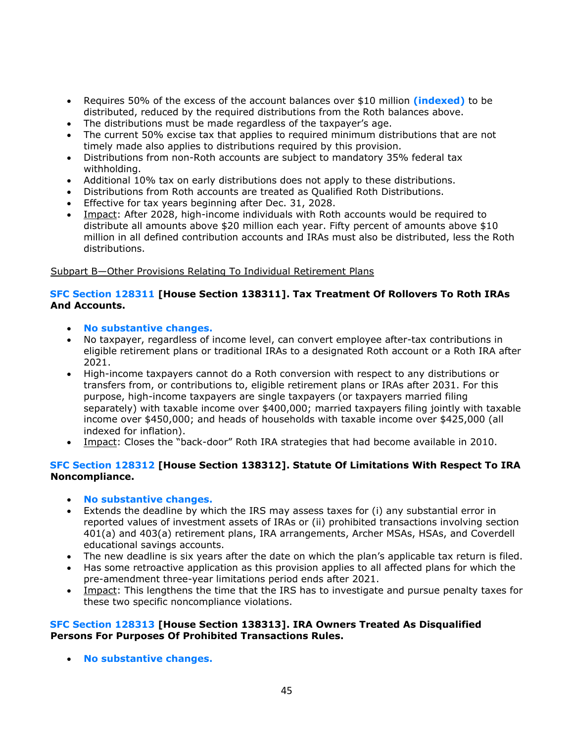- Requires 50% of the excess of the account balances over $10 million **(indexed)** to be distributed, reduced by the required distributions from the Roth balances above.
- The distributions must be made regardless of the taxpayer's age.
- The current 50% excise tax that applies to required minimum distributions that are not timely made also applies to distributions required by this provision.
- Distributions from non-Roth accounts are subject to mandatory 35% federal tax withholding.
- Additional 10% tax on early distributions does not apply to these distributions.
- Distributions from Roth accounts are treated as Qualified Roth Distributions.
- Effective for tax years beginning after Dec. 31, 2028.
- Impact: After 2028, high-income individuals with Roth accounts would be required to distribute all amounts above $20 million each year. Fifty percent of amounts above $10 million in all defined contribution accounts and IRAs must also be distributed, less the Roth distributions.

Subpart B—Other Provisions Relating To Individual Retirement Plans

### SFC Section 128311 [House Section 138311]. Tax Treatment Of Rollovers To Roth IRAs And Accounts.

- **No substantive changes.**
- No taxpayer, regardless of income level, can convert employee after-tax contributions in eligible retirement plans or traditional IRAs to a designated Roth account or a Roth IRA after 2021.
- High-income taxpayers cannot do a Roth conversion with respect to any distributions or transfers from, or contributions to, eligible retirement plans or IRAs after 2031. For this purpose, high-income taxpayers are single taxpayers (or taxpayers married filing separately) with taxable income over $400,000; married taxpayers filing jointly with taxable income over $450,000; and heads of households with taxable income over $425,000 (all indexed for inflation).
- Impact: Closes the "back-door" Roth IRA strategies that had become available in 2010.

### SFC Section 128312 [House Section 138312]. Statute Of Limitations With Respect To IRA Noncompliance.

- **No substantive changes.**
- Extends the deadline by which the IRS may assess taxes for (i) any substantial error in reported values of investment assets of IRAs or (ii) prohibited transactions involving section 401(a) and 403(a) retirement plans, IRA arrangements, Archer MSAs, HSAs, and Coverdell educational savings accounts.
- The new deadline is six years after the date on which the plan's applicable tax return is filed.
- Has some retroactive application as this provision applies to all affected plans for which the pre-amendment three-year limitations period ends after 2021.
- Impact: This lengthens the time that the IRS has to investigate and pursue penalty taxes for these two specific noncompliance violations.

### SFC Section 128313 [House Section 138313]. IRA Owners Treated As Disqualified Persons For Purposes Of Prohibited Transactions Rules.

- **No substantive changes.**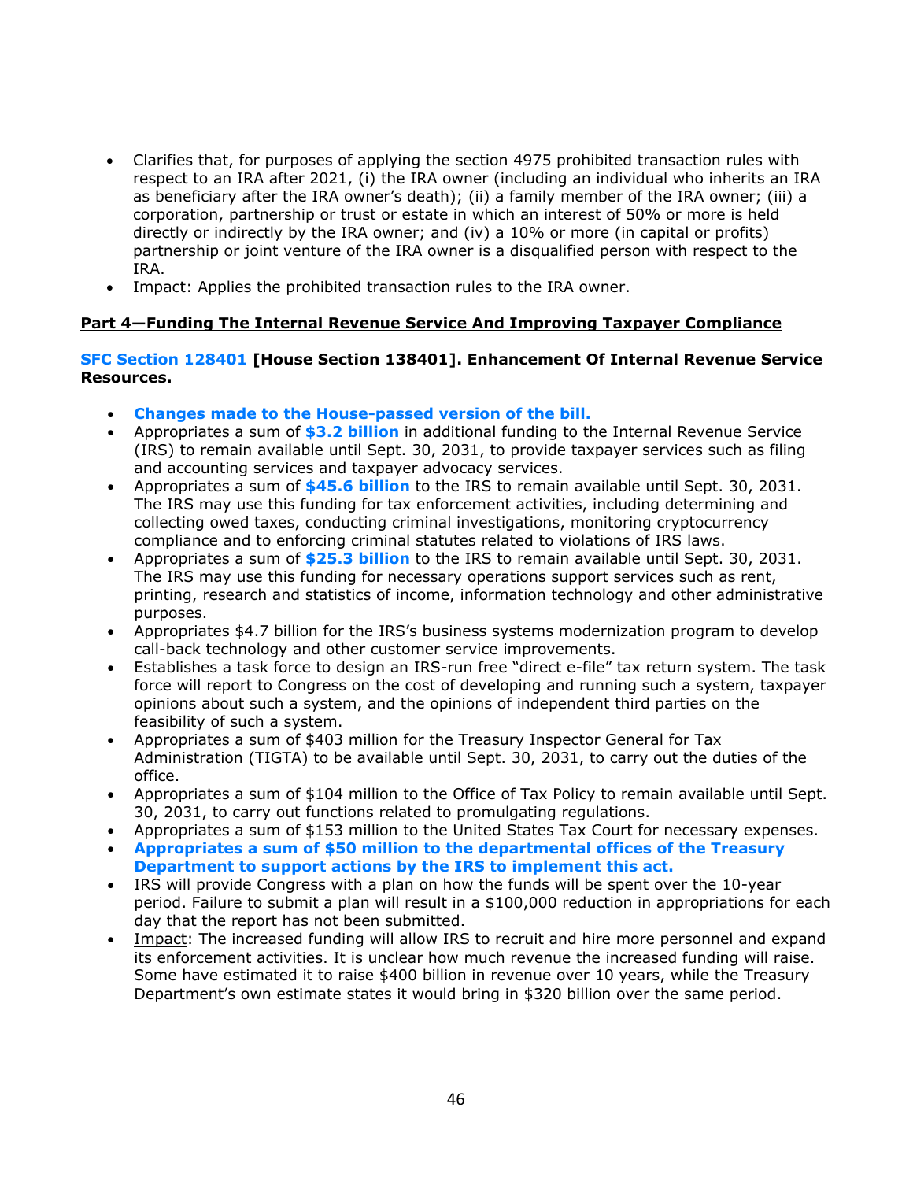- Clarifies that, for purposes of applying the section 4975 prohibited transaction rules with respect to an IRA after 2021, (i) the IRA owner (including an individual who inherits an IRA as beneficiary after the IRA owner's death); (ii) a family member of the IRA owner; (iii) a corporation, partnership or trust or estate in which an interest of 50% or more is held directly or indirectly by the IRA owner; and (iv) a 10% or more (in capital or profits) partnership or joint venture of the IRA owner is a disqualified person with respect to the IRA.
- Impact: Applies the prohibited transaction rules to the IRA owner.

**Part 4—Funding The Internal Revenue Service And Improving Taxpayer Compliance**

**SFC Section 128401 [House Section 138401]. Enhancement Of Internal Revenue Service Resources.**

- **Changes made to the House-passed version of the bill.**
- Appropriates a sum of **$3.2 billion** in additional funding to the Internal Revenue Service (IRS) to remain available until Sept. 30, 2031, to provide taxpayer services such as filing and accounting services and taxpayer advocacy services.
- Appropriates a sum of **$45.6 billion** to the IRS to remain available until Sept. 30, 2031. The IRS may use this funding for tax enforcement activities, including determining and collecting owed taxes, conducting criminal investigations, monitoring cryptocurrency compliance and to enforcing criminal statutes related to violations of IRS laws.
- Appropriates a sum of **$25.3 billion** to the IRS to remain available until Sept. 30, 2031. The IRS may use this funding for necessary operations support services such as rent, printing, research and statistics of income, information technology and other administrative purposes.
- Appropriates $4.7 billion for the IRS's business systems modernization program to develop call-back technology and other customer service improvements.
- Establishes a task force to design an IRS-run free "direct e-file" tax return system. The task force will report to Congress on the cost of developing and running such a system, taxpayer opinions about such a system, and the opinions of independent third parties on the feasibility of such a system.
- Appropriates a sum of $403 million for the Treasury Inspector General for Tax Administration (TIGTA) to be available until Sept. 30, 2031, to carry out the duties of the office.
- Appropriates a sum of $104 million to the Office of Tax Policy to remain available until Sept. 30, 2031, to carry out functions related to promulgating regulations.
- Appropriates a sum of $153 million to the United States Tax Court for necessary expenses.
- **Appropriates a sum of $50 million to the departmental offices of the Treasury Department to support actions by the IRS to implement this act.**
- IRS will provide Congress with a plan on how the funds will be spent over the 10-year period. Failure to submit a plan will result in a $100,000 reduction in appropriations for each day that the report has not been submitted.
- Impact: The increased funding will allow IRS to recruit and hire more personnel and expand its enforcement activities. It is unclear how much revenue the increased funding will raise. Some have estimated it to raise $400 billion in revenue over 10 years, while the Treasury Department's own estimate states it would bring in $320 billion over the same period.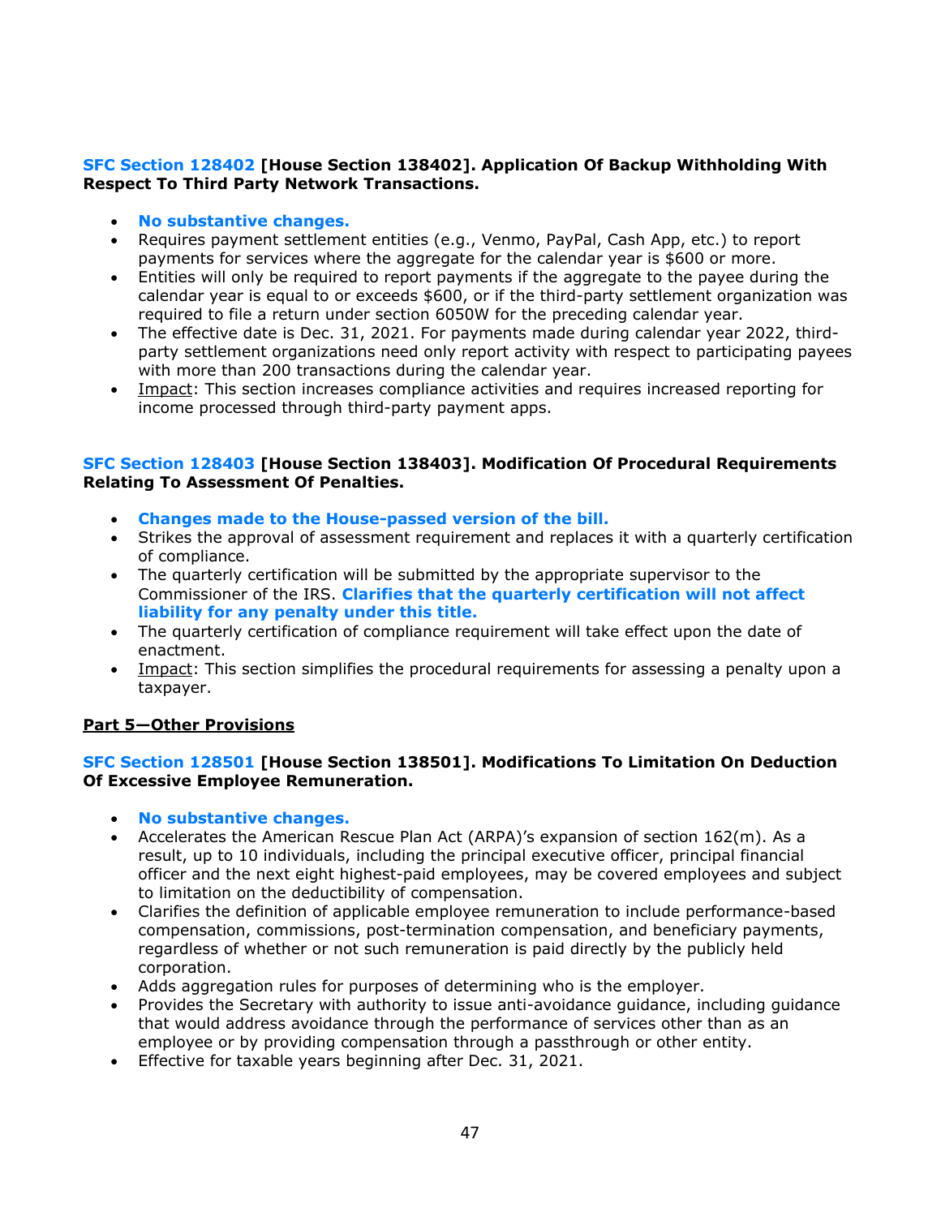**SFC Section 128402 [House Section 138402]. Application Of Backup Withholding With Respect To Third Party Network Transactions.**

- **No substantive changes.**
- Requires payment settlement entities (e.g., Venmo, PayPal, Cash App, etc.) to report payments for services where the aggregate for the calendar year is $600 or more.
- Entities will only be required to report payments if the aggregate to the payee during the calendar year is equal to or exceeds $600, or if the third-party settlement organization was required to file a return under section 6050W for the preceding calendar year.
- The effective date is Dec. 31, 2021. For payments made during calendar year 2022, third-party settlement organizations need only report activity with respect to participating payees with more than 200 transactions during the calendar year.
- Impact: This section increases compliance activities and requires increased reporting for income processed through third-party payment apps.

**SFC Section 128403 [House Section 138403]. Modification Of Procedural Requirements Relating To Assessment Of Penalties.**

- **Changes made to the House-passed version of the bill.**
- Strikes the approval of assessment requirement and replaces it with a quarterly certification of compliance.
- The quarterly certification will be submitted by the appropriate supervisor to the Commissioner of the IRS. **Clarifies that the quarterly certification will not affect liability for any penalty under this title.**
- The quarterly certification of compliance requirement will take effect upon the date of enactment.
- Impact: This section simplifies the procedural requirements for assessing a penalty upon a taxpayer.

## Part 5—Other Provisions

**SFC Section 128501 [House Section 138501]. Modifications To Limitation On Deduction Of Excessive Employee Remuneration.**

- **No substantive changes.**
- Accelerates the American Rescue Plan Act (ARPA)'s expansion of section 162(m). As a result, up to 10 individuals, including the principal executive officer, principal financial officer and the next eight highest-paid employees, may be covered employees and subject to limitation on the deductibility of compensation.
- Clarifies the definition of applicable employee remuneration to include performance-based compensation, commissions, post-termination compensation, and beneficiary payments, regardless of whether or not such remuneration is paid directly by the publicly held corporation.
- Adds aggregation rules for purposes of determining who is the employer.
- Provides the Secretary with authority to issue anti-avoidance guidance, including guidance that would address avoidance through the performance of services other than as an employee or by providing compensation through a passthrough or other entity.
- Effective for taxable years beginning after Dec. 31, 2021.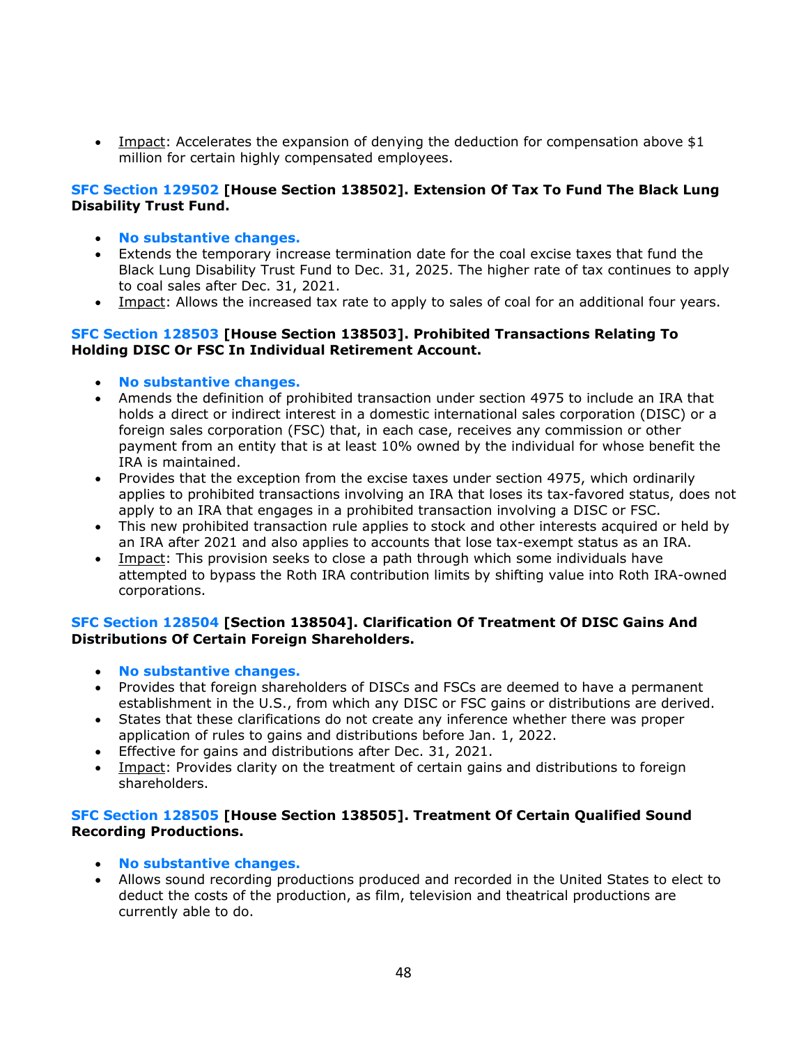- Impact: Accelerates the expansion of denying the deduction for compensation above $1 million for certain highly compensated employees.

**SFC Section 129502 [House Section 138502]. Extension Of Tax To Fund The Black Lung Disability Trust Fund.**

- **No substantive changes.**
- Extends the temporary increase termination date for the coal excise taxes that fund the Black Lung Disability Trust Fund to Dec. 31, 2025. The higher rate of tax continues to apply to coal sales after Dec. 31, 2021.
- Impact: Allows the increased tax rate to apply to sales of coal for an additional four years.

**SFC Section 128503 [House Section 138503]. Prohibited Transactions Relating To Holding DISC Or FSC In Individual Retirement Account.**

- **No substantive changes.**
- Amends the definition of prohibited transaction under section 4975 to include an IRA that holds a direct or indirect interest in a domestic international sales corporation (DISC) or a foreign sales corporation (FSC) that, in each case, receives any commission or other payment from an entity that is at least 10% owned by the individual for whose benefit the IRA is maintained.
- Provides that the exception from the excise taxes under section 4975, which ordinarily applies to prohibited transactions involving an IRA that loses its tax-favored status, does not apply to an IRA that engages in a prohibited transaction involving a DISC or FSC.
- This new prohibited transaction rule applies to stock and other interests acquired or held by an IRA after 2021 and also applies to accounts that lose tax-exempt status as an IRA.
- Impact: This provision seeks to close a path through which some individuals have attempted to bypass the Roth IRA contribution limits by shifting value into Roth IRA-owned corporations.

**SFC Section 128504 [Section 138504]. Clarification Of Treatment Of DISC Gains And Distributions Of Certain Foreign Shareholders.**

- **No substantive changes.**
- Provides that foreign shareholders of DISCs and FSCs are deemed to have a permanent establishment in the U.S., from which any DISC or FSC gains or distributions are derived.
- States that these clarifications do not create any inference whether there was proper application of rules to gains and distributions before Jan. 1, 2022.
- Effective for gains and distributions after Dec. 31, 2021.
- Impact: Provides clarity on the treatment of certain gains and distributions to foreign shareholders.

**SFC Section 128505 [House Section 138505]. Treatment Of Certain Qualified Sound Recording Productions.**

- **No substantive changes.**
- Allows sound recording productions produced and recorded in the United States to elect to deduct the costs of the production, as film, television and theatrical productions are currently able to do.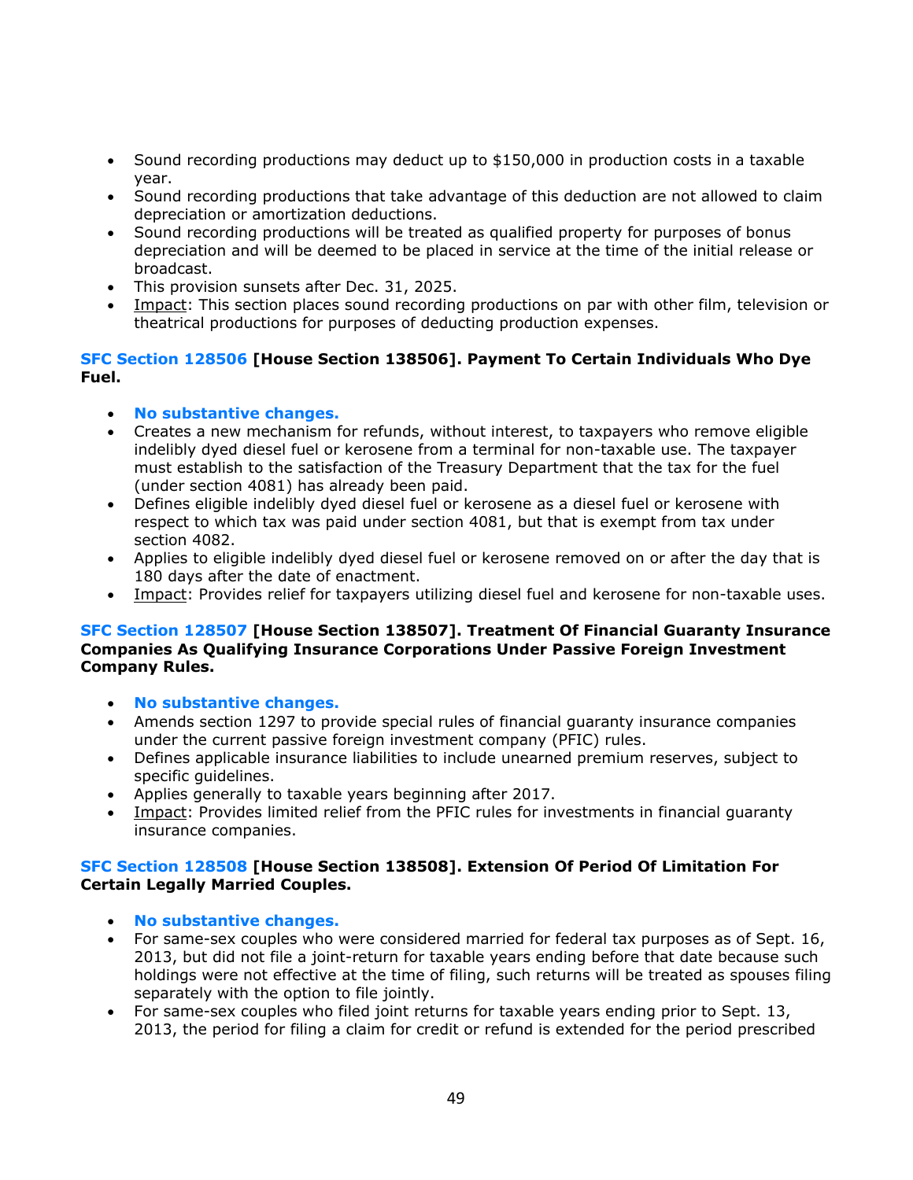- Sound recording productions may deduct up to $150,000 in production costs in a taxable year.
- Sound recording productions that take advantage of this deduction are not allowed to claim depreciation or amortization deductions.
- Sound recording productions will be treated as qualified property for purposes of bonus depreciation and will be deemed to be placed in service at the time of the initial release or broadcast.
- This provision sunsets after Dec. 31, 2025.
- Impact: This section places sound recording productions on par with other film, television or theatrical productions for purposes of deducting production expenses.

**SFC Section 128506 [House Section 138506]. Payment To Certain Individuals Who Dye Fuel.**

- **No substantive changes.**
- Creates a new mechanism for refunds, without interest, to taxpayers who remove eligible indelibly dyed diesel fuel or kerosene from a terminal for non-taxable use. The taxpayer must establish to the satisfaction of the Treasury Department that the tax for the fuel (under section 4081) has already been paid.
- Defines eligible indelibly dyed diesel fuel or kerosene as a diesel fuel or kerosene with respect to which tax was paid under section 4081, but that is exempt from tax under section 4082.
- Applies to eligible indelibly dyed diesel fuel or kerosene removed on or after the day that is 180 days after the date of enactment.
- Impact: Provides relief for taxpayers utilizing diesel fuel and kerosene for non-taxable uses.

**SFC Section 128507 [House Section 138507]. Treatment Of Financial Guaranty Insurance Companies As Qualifying Insurance Corporations Under Passive Foreign Investment Company Rules.**

- **No substantive changes.**
- Amends section 1297 to provide special rules of financial guaranty insurance companies under the current passive foreign investment company (PFIC) rules.
- Defines applicable insurance liabilities to include unearned premium reserves, subject to specific guidelines.
- Applies generally to taxable years beginning after 2017.
- Impact: Provides limited relief from the PFIC rules for investments in financial guaranty insurance companies.

**SFC Section 128508 [House Section 138508]. Extension Of Period Of Limitation For Certain Legally Married Couples.**

- **No substantive changes.**
- For same-sex couples who were considered married for federal tax purposes as of Sept. 16, 2013, but did not file a joint-return for taxable years ending before that date because such holdings were not effective at the time of filing, such returns will be treated as spouses filing separately with the option to file jointly.
- For same-sex couples who filed joint returns for taxable years ending prior to Sept. 13, 2013, the period for filing a claim for credit or refund is extended for the period prescribed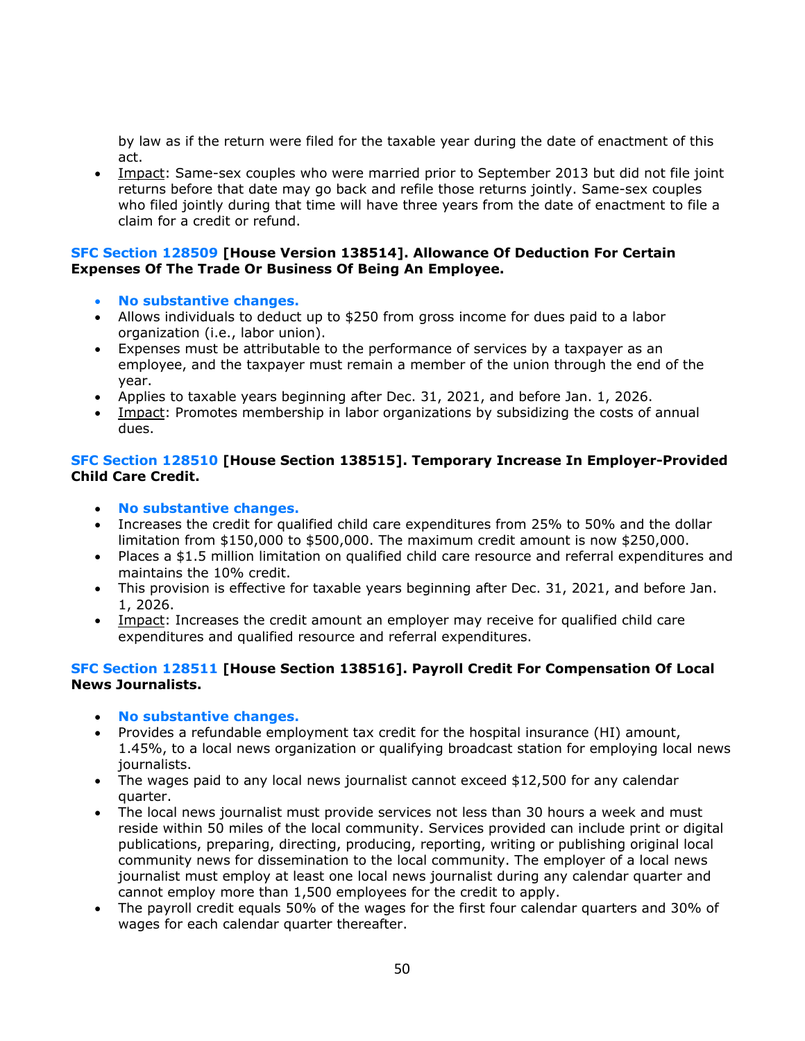by law as if the return were filed for the taxable year during the date of enactment of this act.

- Impact: Same-sex couples who were married prior to September 2013 but did not file joint returns before that date may go back and refile those returns jointly. Same-sex couples who filed jointly during that time will have three years from the date of enactment to file a claim for a credit or refund.

### SFC Section 128509 [House Version 138514]. Allowance Of Deduction For Certain Expenses Of The Trade Or Business Of Being An Employee.

- **No substantive changes.**
- Allows individuals to deduct up to $250 from gross income for dues paid to a labor organization (i.e., labor union).
- Expenses must be attributable to the performance of services by a taxpayer as an employee, and the taxpayer must remain a member of the union through the end of the year.
- Applies to taxable years beginning after Dec. 31, 2021, and before Jan. 1, 2026.
- Impact: Promotes membership in labor organizations by subsidizing the costs of annual dues.

### SFC Section 128510 [House Section 138515]. Temporary Increase In Employer-Provided Child Care Credit.

- **No substantive changes.**
- Increases the credit for qualified child care expenditures from 25% to 50% and the dollar limitation from $150,000 to $500,000. The maximum credit amount is now $250,000.
- Places a $1.5 million limitation on qualified child care resource and referral expenditures and maintains the 10% credit.
- This provision is effective for taxable years beginning after Dec. 31, 2021, and before Jan. 1, 2026.
- Impact: Increases the credit amount an employer may receive for qualified child care expenditures and qualified resource and referral expenditures.

### SFC Section 128511 [House Section 138516]. Payroll Credit For Compensation Of Local News Journalists.

- **No substantive changes.**
- Provides a refundable employment tax credit for the hospital insurance (HI) amount, 1.45%, to a local news organization or qualifying broadcast station for employing local news journalists.
- The wages paid to any local news journalist cannot exceed $12,500 for any calendar quarter.
- The local news journalist must provide services not less than 30 hours a week and must reside within 50 miles of the local community. Services provided can include print or digital publications, preparing, directing, producing, reporting, writing or publishing original local community news for dissemination to the local community. The employer of a local news journalist must employ at least one local news journalist during any calendar quarter and cannot employ more than 1,500 employees for the credit to apply.
- The payroll credit equals 50% of the wages for the first four calendar quarters and 30% of wages for each calendar quarter thereafter.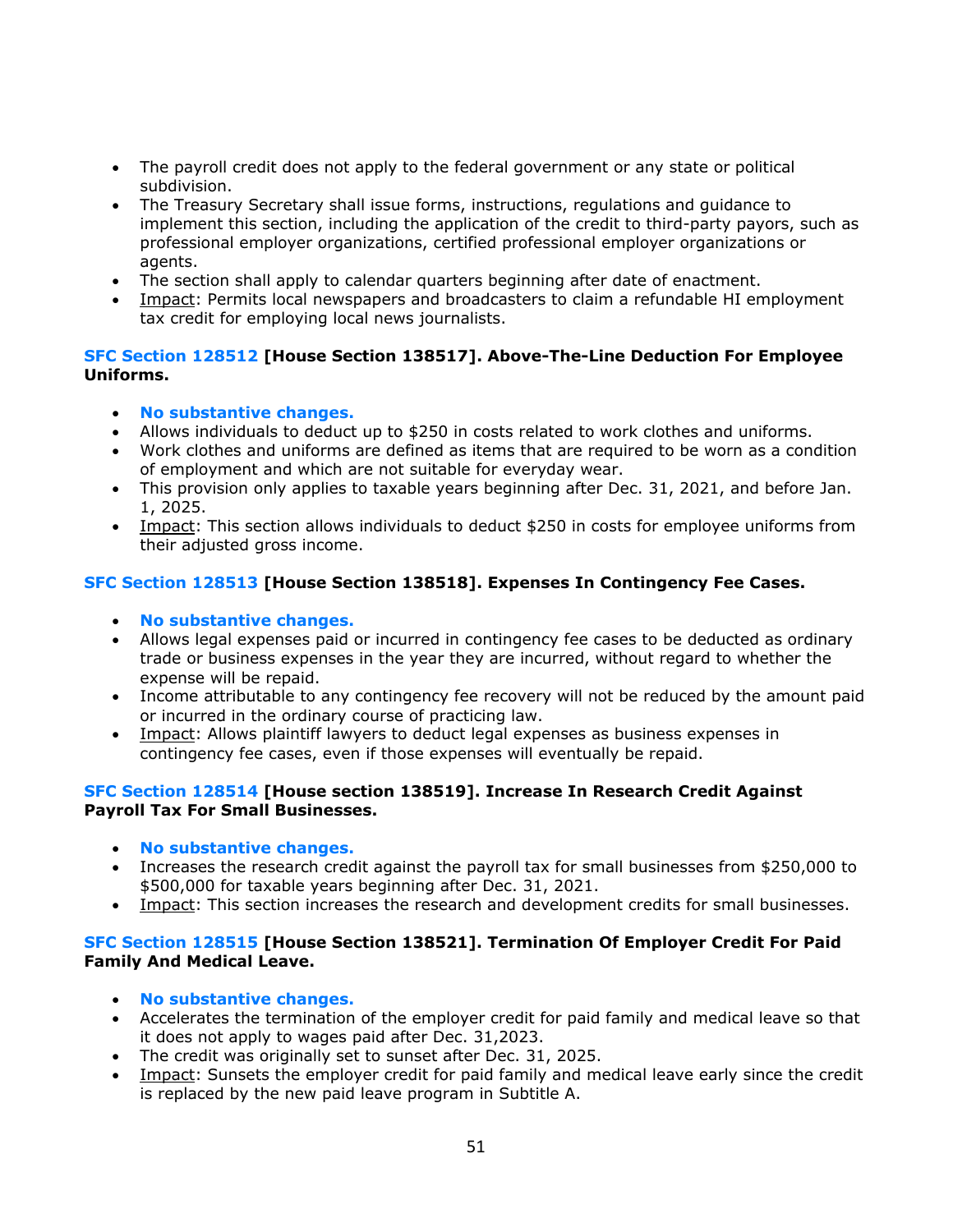- The payroll credit does not apply to the federal government or any state or political subdivision.
- The Treasury Secretary shall issue forms, instructions, regulations and guidance to implement this section, including the application of the credit to third-party payors, such as professional employer organizations, certified professional employer organizations or agents.
- The section shall apply to calendar quarters beginning after date of enactment.
- Impact: Permits local newspapers and broadcasters to claim a refundable HI employment tax credit for employing local news journalists.

**SFC Section 128512 [House Section 138517]. Above-The-Line Deduction For Employee Uniforms.**

- **No substantive changes.**
- Allows individuals to deduct up to $250 in costs related to work clothes and uniforms.
- Work clothes and uniforms are defined as items that are required to be worn as a condition of employment and which are not suitable for everyday wear.
- This provision only applies to taxable years beginning after Dec. 31, 2021, and before Jan. 1, 2025.
- Impact: This section allows individuals to deduct $250 in costs for employee uniforms from their adjusted gross income.

**SFC Section 128513 [House Section 138518]. Expenses In Contingency Fee Cases.**

- **No substantive changes.**
- Allows legal expenses paid or incurred in contingency fee cases to be deducted as ordinary trade or business expenses in the year they are incurred, without regard to whether the expense will be repaid.
- Income attributable to any contingency fee recovery will not be reduced by the amount paid or incurred in the ordinary course of practicing law.
- Impact: Allows plaintiff lawyers to deduct legal expenses as business expenses in contingency fee cases, even if those expenses will eventually be repaid.

**SFC Section 128514 [House section 138519]. Increase In Research Credit Against Payroll Tax For Small Businesses.**

- **No substantive changes.**
- Increases the research credit against the payroll tax for small businesses from $250,000 to $500,000 for taxable years beginning after Dec. 31, 2021.
- Impact: This section increases the research and development credits for small businesses.

**SFC Section 128515 [House Section 138521]. Termination Of Employer Credit For Paid Family And Medical Leave.**

- **No substantive changes.**
- Accelerates the termination of the employer credit for paid family and medical leave so that it does not apply to wages paid after Dec. 31,2023.
- The credit was originally set to sunset after Dec. 31, 2025.
- Impact: Sunsets the employer credit for paid family and medical leave early since the credit is replaced by the new paid leave program in Subtitle A.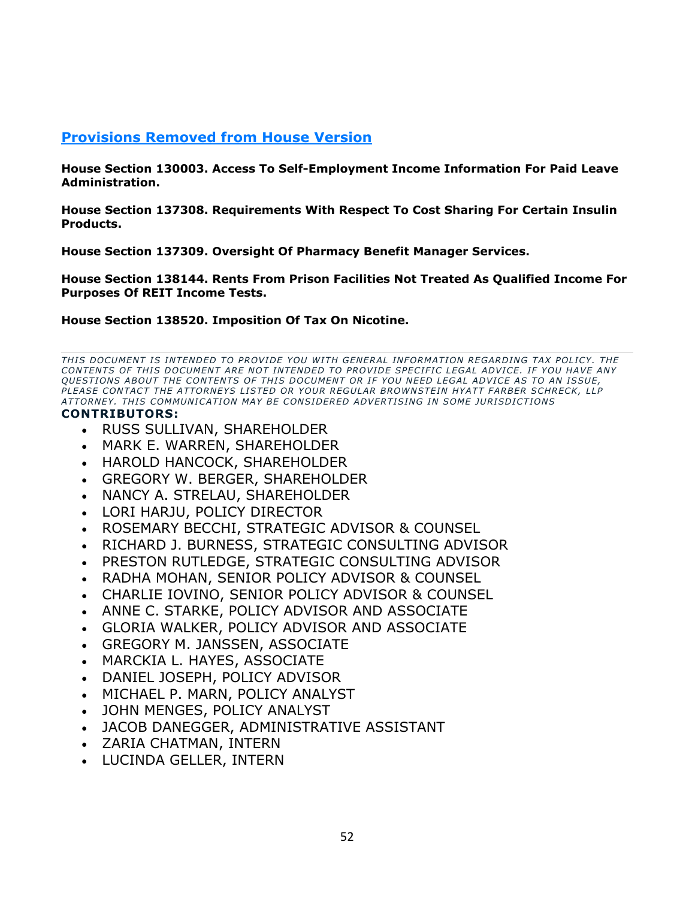## Provisions Removed from House Version

**House Section 130003. Access To Self-Employment Income Information For Paid Leave Administration.**

**House Section 137308. Requirements With Respect To Cost Sharing For Certain Insulin Products.**

**House Section 137309. Oversight Of Pharmacy Benefit Manager Services.**

**House Section 138144. Rents From Prison Facilities Not Treated As Qualified Income For Purposes Of REIT Income Tests.**

**House Section 138520. Imposition Of Tax On Nicotine.**

---

*THIS DOCUMENT IS INTENDED TO PROVIDE YOU WITH GENERAL INFORMATION REGARDING TAX POLICY. THE CONTENTS OF THIS DOCUMENT ARE NOT INTENDED TO PROVIDE SPECIFIC LEGAL ADVICE. IF YOU HAVE ANY QUESTIONS ABOUT THE CONTENTS OF THIS DOCUMENT OR IF YOU NEED LEGAL ADVICE AS TO AN ISSUE, PLEASE CONTACT THE ATTORNEYS LISTED OR YOUR REGULAR BROWNSTEIN HYATT FARBER SCHRECK, LLP ATTORNEY. THIS COMMUNICATION MAY BE CONSIDERED ADVERTISING IN SOME JURISDICTIONS*

**CONTRIBUTORS:**

- RUSS SULLIVAN, SHAREHOLDER
- MARK E. WARREN, SHAREHOLDER
- HAROLD HANCOCK, SHAREHOLDER
- GREGORY W. BERGER, SHAREHOLDER
- NANCY A. STRELAU, SHAREHOLDER
- LORI HARJU, POLICY DIRECTOR
- ROSEMARY BECCHI, STRATEGIC ADVISOR & COUNSEL
- RICHARD J. BURNESS, STRATEGIC CONSULTING ADVISOR
- PRESTON RUTLEDGE, STRATEGIC CONSULTING ADVISOR
- RADHA MOHAN, SENIOR POLICY ADVISOR & COUNSEL
- CHARLIE IOVINO, SENIOR POLICY ADVISOR & COUNSEL
- ANNE C. STARKE, POLICY ADVISOR AND ASSOCIATE
- GLORIA WALKER, POLICY ADVISOR AND ASSOCIATE
- GREGORY M. JANSSEN, ASSOCIATE
- MARCKIA L. HAYES, ASSOCIATE
- DANIEL JOSEPH, POLICY ADVISOR
- MICHAEL P. MARN, POLICY ANALYST
- JOHN MENGES, POLICY ANALYST
- JACOB DANEGGER, ADMINISTRATIVE ASSISTANT
- ZARIA CHATMAN, INTERN
- LUCINDA GELLER, INTERN